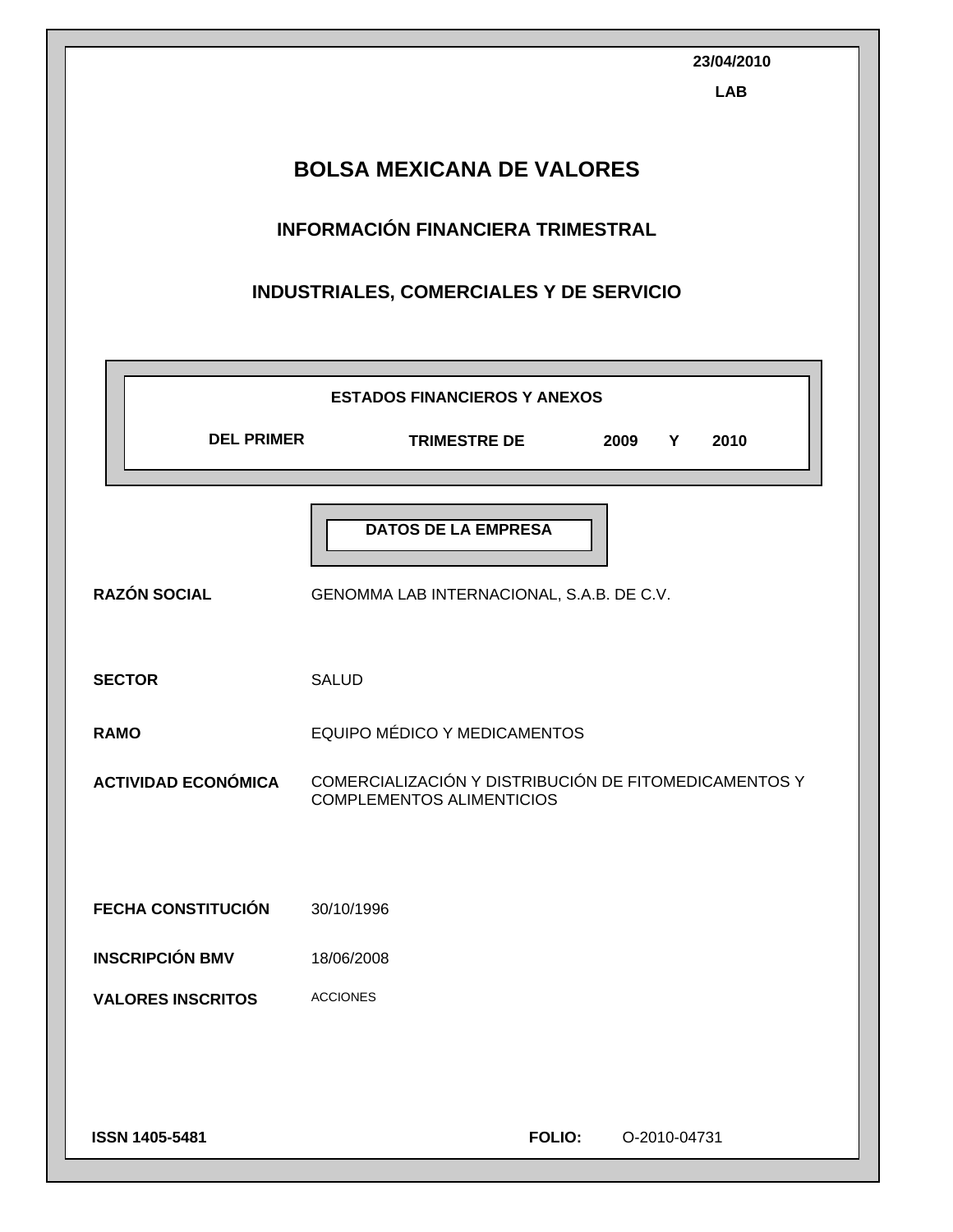23/04/2010

**LAB**

# BOLSA MEXICANA DE VALORES

## INFORMACIÓN FINANCIERA TRIMESTRAL

## INDUSTRIALES, COMERCIALES Y DE SERVICIO

**ESTADOS FINANCIEROS Y ANEXOS**

**DEL PRIMER TRIMESTRE DE 2009 Y 2010**

**DATOS DE LA EMPRESA**

| | |
|---|---|
| **RAZÓN SOCIAL** | GENOMMA LAB INTERNACIONAL, S.A.B. DE C.V. |
| **SECTOR** | SALUD |
| **RAMO** | EQUIPO MÉDICO Y MEDICAMENTOS |
| **ACTIVIDAD ECONÓMICA** | COMERCIALIZACIÓN Y DISTRIBUCIÓN DE FITOMEDICAMENTOS Y COMPLEMENTOS ALIMENTICIOS |
| **FECHA CONSTITUCIÓN** | 30/10/1996 |
| **INSCRIPCIÓN BMV** | 18/06/2008 |
| **VALORES INSCRITOS** | ACCIONES |

**ISSN 1405-5481**

**FOLIO:** O-2010-04731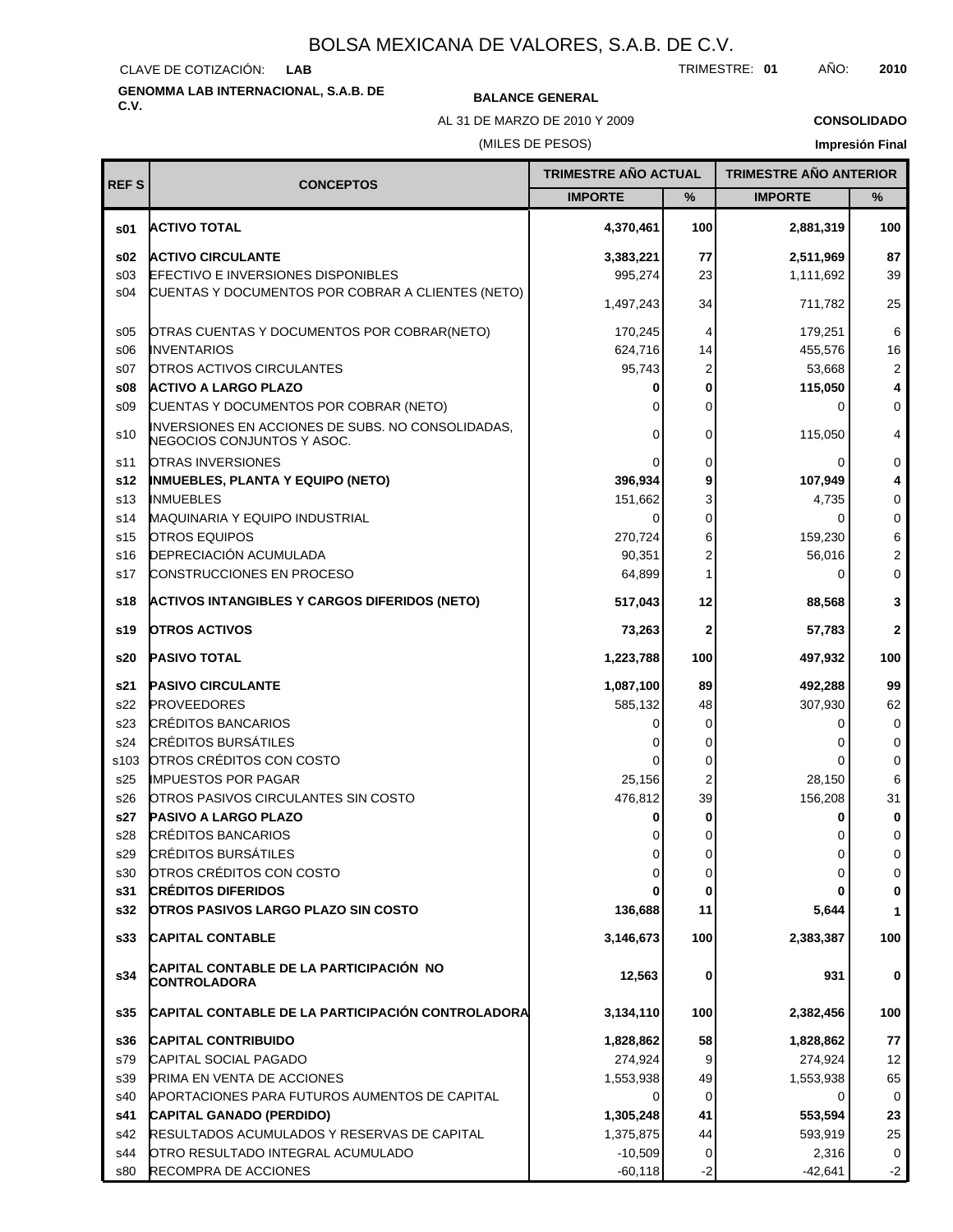# BOLSA MEXICANA DE VALORES, S.A.B. DE C.V.

CLAVE DE COTIZACIÓN: **LAB** TRIMESTRE: **01** AÑO: **2010**

**GENOMMA LAB INTERNACIONAL, S.A.B. DE C.V.**

**BALANCE GENERAL**

AL 31 DE MARZO DE 2010 Y 2009

(MILES DE PESOS)

**CONSOLIDADO**

**Impresión Final**

| REF S | CONCEPTOS | TRIMESTRE AÑO ACTUAL | | TRIMESTRE AÑO ANTERIOR | |
|---|---|---|---|---|---|
| | | IMPORTE | % | IMPORTE | % |
| **s01** | **ACTIVO TOTAL** | **4,370,461** | **100** | **2,881,319** | **100** |
| **s02** | **ACTIVO CIRCULANTE** | **3,383,221** | **77** | **2,511,969** | **87** |
| s03 | EFECTIVO E INVERSIONES DISPONIBLES | 995,274 | 23 | 1,111,692 | 39 |
| s04 | CUENTAS Y DOCUMENTOS POR COBRAR A CLIENTES (NETO) | 1,497,243 | 34 | 711,782 | 25 |
| s05 | OTRAS CUENTAS Y DOCUMENTOS POR COBRAR(NETO) | 170,245 | 4 | 179,251 | 6 |
| s06 | INVENTARIOS | 624,716 | 14 | 455,576 | 16 |
| s07 | OTROS ACTIVOS CIRCULANTES | 95,743 | 2 | 53,668 | 2 |
| **s08** | **ACTIVO A LARGO PLAZO** | **0** | **0** | **115,050** | **4** |
| s09 | CUENTAS Y DOCUMENTOS POR COBRAR (NETO) | 0 | 0 | 0 | 0 |
| s10 | INVERSIONES EN ACCIONES DE SUBS. NO CONSOLIDADAS, NEGOCIOS CONJUNTOS Y ASOC. | 0 | 0 | 115,050 | 4 |
| s11 | OTRAS INVERSIONES | 0 | 0 | 0 | 0 |
| **s12** | **INMUEBLES, PLANTA Y EQUIPO (NETO)** | **396,934** | **9** | **107,949** | **4** |
| s13 | INMUEBLES | 151,662 | 3 | 4,735 | 0 |
| s14 | MAQUINARIA Y EQUIPO INDUSTRIAL | 0 | 0 | 0 | 0 |
| s15 | OTROS EQUIPOS | 270,724 | 6 | 159,230 | 6 |
| s16 | DEPRECIACIÓN ACUMULADA | 90,351 | 2 | 56,016 | 2 |
| s17 | CONSTRUCCIONES EN PROCESO | 64,899 | 1 | 0 | 0 |
| **s18** | **ACTIVOS INTANGIBLES Y CARGOS DIFERIDOS (NETO)** | **517,043** | **12** | **88,568** | **3** |
| **s19** | **OTROS ACTIVOS** | **73,263** | **2** | **57,783** | **2** |
| **s20** | **PASIVO TOTAL** | **1,223,788** | **100** | **497,932** | **100** |
| **s21** | **PASIVO CIRCULANTE** | **1,087,100** | **89** | **492,288** | **99** |
| s22 | PROVEEDORES | 585,132 | 48 | 307,930 | 62 |
| s23 | CRÉDITOS BANCARIOS | 0 | 0 | 0 | 0 |
| s24 | CRÉDITOS BURSÁTILES | 0 | 0 | 0 | 0 |
| s103 | OTROS CRÉDITOS CON COSTO | 0 | 0 | 0 | 0 |
| s25 | IMPUESTOS POR PAGAR | 25,156 | 2 | 28,150 | 6 |
| s26 | OTROS PASIVOS CIRCULANTES SIN COSTO | 476,812 | 39 | 156,208 | 31 |
| **s27** | **PASIVO A LARGO PLAZO** | **0** | **0** | **0** | **0** |
| s28 | CRÉDITOS BANCARIOS | 0 | 0 | 0 | 0 |
| s29 | CRÉDITOS BURSÁTILES | 0 | 0 | 0 | 0 |
| s30 | OTROS CRÉDITOS CON COSTO | 0 | 0 | 0 | 0 |
| **s31** | **CRÉDITOS DIFERIDOS** | **0** | **0** | **0** | **0** |
| **s32** | **OTROS PASIVOS LARGO PLAZO SIN COSTO** | **136,688** | **11** | **5,644** | **1** |
| **s33** | **CAPITAL CONTABLE** | **3,146,673** | **100** | **2,383,387** | **100** |
| **s34** | **CAPITAL CONTABLE DE LA PARTICIPACIÓN NO CONTROLADORA** | **12,563** | **0** | **931** | **0** |
| **s35** | **CAPITAL CONTABLE DE LA PARTICIPACIÓN CONTROLADORA** | **3,134,110** | **100** | **2,382,456** | **100** |
| **s36** | **CAPITAL CONTRIBUIDO** | **1,828,862** | **58** | **1,828,862** | **77** |
| s79 | CAPITAL SOCIAL PAGADO | 274,924 | 9 | 274,924 | 12 |
| s39 | PRIMA EN VENTA DE ACCIONES | 1,553,938 | 49 | 1,553,938 | 65 |
| s40 | APORTACIONES PARA FUTUROS AUMENTOS DE CAPITAL | 0 | 0 | 0 | 0 |
| **s41** | **CAPITAL GANADO (PERDIDO)** | **1,305,248** | **41** | **553,594** | **23** |
| s42 | RESULTADOS ACUMULADOS Y RESERVAS DE CAPITAL | 1,375,875 | 44 | 593,919 | 25 |
| s44 | OTRO RESULTADO INTEGRAL ACUMULADO | -10,509 | 0 | 2,316 | 0 |
| s80 | RECOMPRA DE ACCIONES | -60,118 | -2 | -42,641 | -2 |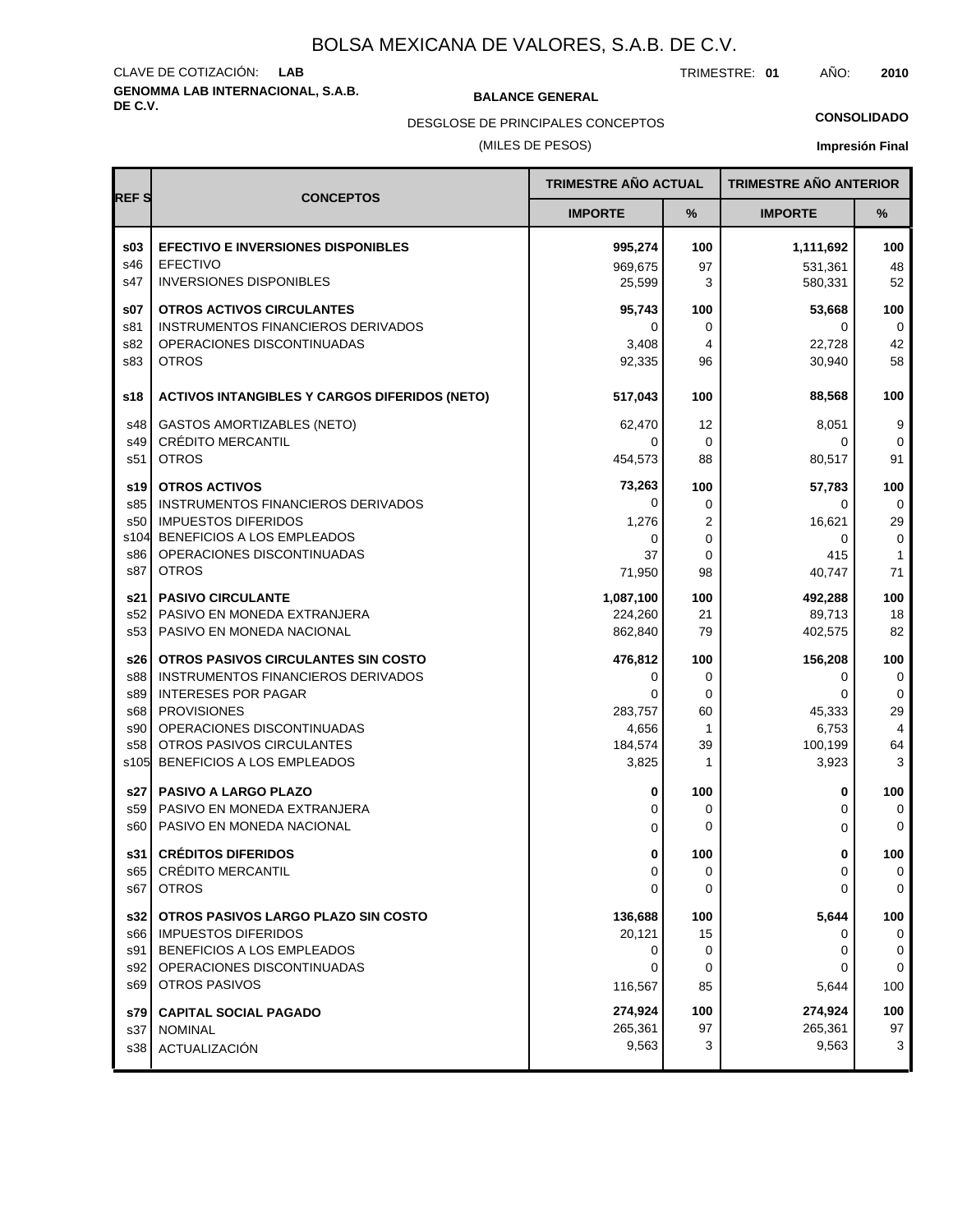# BOLSA MEXICANA DE VALORES, S.A.B. DE C.V.

CLAVE DE COTIZACIÓN: **LAB**

TRIMESTRE: **01** AÑO: **2010**

**GENOMMA LAB INTERNACIONAL, S.A.B. DE C.V.**

**BALANCE GENERAL**

DESGLOSE DE PRINCIPALES CONCEPTOS

(MILES DE PESOS)

**CONSOLIDADO**

**Impresión Final**

| REF S | CONCEPTOS | TRIMESTRE AÑO ACTUAL | | TRIMESTRE AÑO ANTERIOR | |
|---|---|---|---|---|---|
| | | IMPORTE | % | IMPORTE | % |
| **s03** | **EFECTIVO E INVERSIONES DISPONIBLES** | **995,274** | **100** | **1,111,692** | **100** |
| s46 | EFECTIVO | 969,675 | 97 | 531,361 | 48 |
| s47 | INVERSIONES DISPONIBLES | 25,599 | 3 | 580,331 | 52 |
| **s07** | **OTROS ACTIVOS CIRCULANTES** | **95,743** | **100** | **53,668** | **100** |
| s81 | INSTRUMENTOS FINANCIEROS DERIVADOS | 0 | 0 | 0 | 0 |
| s82 | OPERACIONES DISCONTINUADAS | 3,408 | 4 | 22,728 | 42 |
| s83 | OTROS | 92,335 | 96 | 30,940 | 58 |
| **s18** | **ACTIVOS INTANGIBLES Y CARGOS DIFERIDOS (NETO)** | **517,043** | **100** | **88,568** | **100** |
| s48 | GASTOS AMORTIZABLES (NETO) | 62,470 | 12 | 8,051 | 9 |
| s49 | CRÉDITO MERCANTIL | 0 | 0 | 0 | 0 |
| s51 | OTROS | 454,573 | 88 | 80,517 | 91 |
| **s19** | **OTROS ACTIVOS** | **73,263** | **100** | **57,783** | **100** |
| s85 | INSTRUMENTOS FINANCIEROS DERIVADOS | 0 | 0 | 0 | 0 |
| s50 | IMPUESTOS DIFERIDOS | 1,276 | 2 | 16,621 | 29 |
| s104 | BENEFICIOS A LOS EMPLEADOS | 0 | 0 | 0 | 0 |
| s86 | OPERACIONES DISCONTINUADAS | 37 | 0 | 415 | 1 |
| s87 | OTROS | 71,950 | 98 | 40,747 | 71 |
| **s21** | **PASIVO CIRCULANTE** | **1,087,100** | **100** | **492,288** | **100** |
| s52 | PASIVO EN MONEDA EXTRANJERA | 224,260 | 21 | 89,713 | 18 |
| s53 | PASIVO EN MONEDA NACIONAL | 862,840 | 79 | 402,575 | 82 |
| **s26** | **OTROS PASIVOS CIRCULANTES SIN COSTO** | **476,812** | **100** | **156,208** | **100** |
| s88 | INSTRUMENTOS FINANCIEROS DERIVADOS | 0 | 0 | 0 | 0 |
| s89 | INTERESES POR PAGAR | 0 | 0 | 0 | 0 |
| s68 | PROVISIONES | 283,757 | 60 | 45,333 | 29 |
| s90 | OPERACIONES DISCONTINUADAS | 4,656 | 1 | 6,753 | 4 |
| s58 | OTROS PASIVOS CIRCULANTES | 184,574 | 39 | 100,199 | 64 |
| s105 | BENEFICIOS A LOS EMPLEADOS | 3,825 | 1 | 3,923 | 3 |
| **s27** | **PASIVO A LARGO PLAZO** | **0** | **100** | **0** | **100** |
| s59 | PASIVO EN MONEDA EXTRANJERA | 0 | 0 | 0 | 0 |
| s60 | PASIVO EN MONEDA NACIONAL | 0 | 0 | 0 | 0 |
| **s31** | **CRÉDITOS DIFERIDOS** | **0** | **100** | **0** | **100** |
| s65 | CRÉDITO MERCANTIL | 0 | 0 | 0 | 0 |
| s67 | OTROS | 0 | 0 | 0 | 0 |
| **s32** | **OTROS PASIVOS LARGO PLAZO SIN COSTO** | **136,688** | **100** | **5,644** | **100** |
| s66 | IMPUESTOS DIFERIDOS | 20,121 | 15 | 0 | 0 |
| s91 | BENEFICIOS A LOS EMPLEADOS | 0 | 0 | 0 | 0 |
| s92 | OPERACIONES DISCONTINUADAS | 0 | 0 | 0 | 0 |
| s69 | OTROS PASIVOS | 116,567 | 85 | 5,644 | 100 |
| **s79** | **CAPITAL SOCIAL PAGADO** | **274,924** | **100** | **274,924** | **100** |
| s37 | NOMINAL | 265,361 | 97 | 265,361 | 97 |
| s38 | ACTUALIZACIÓN | 9,563 | 3 | 9,563 | 3 |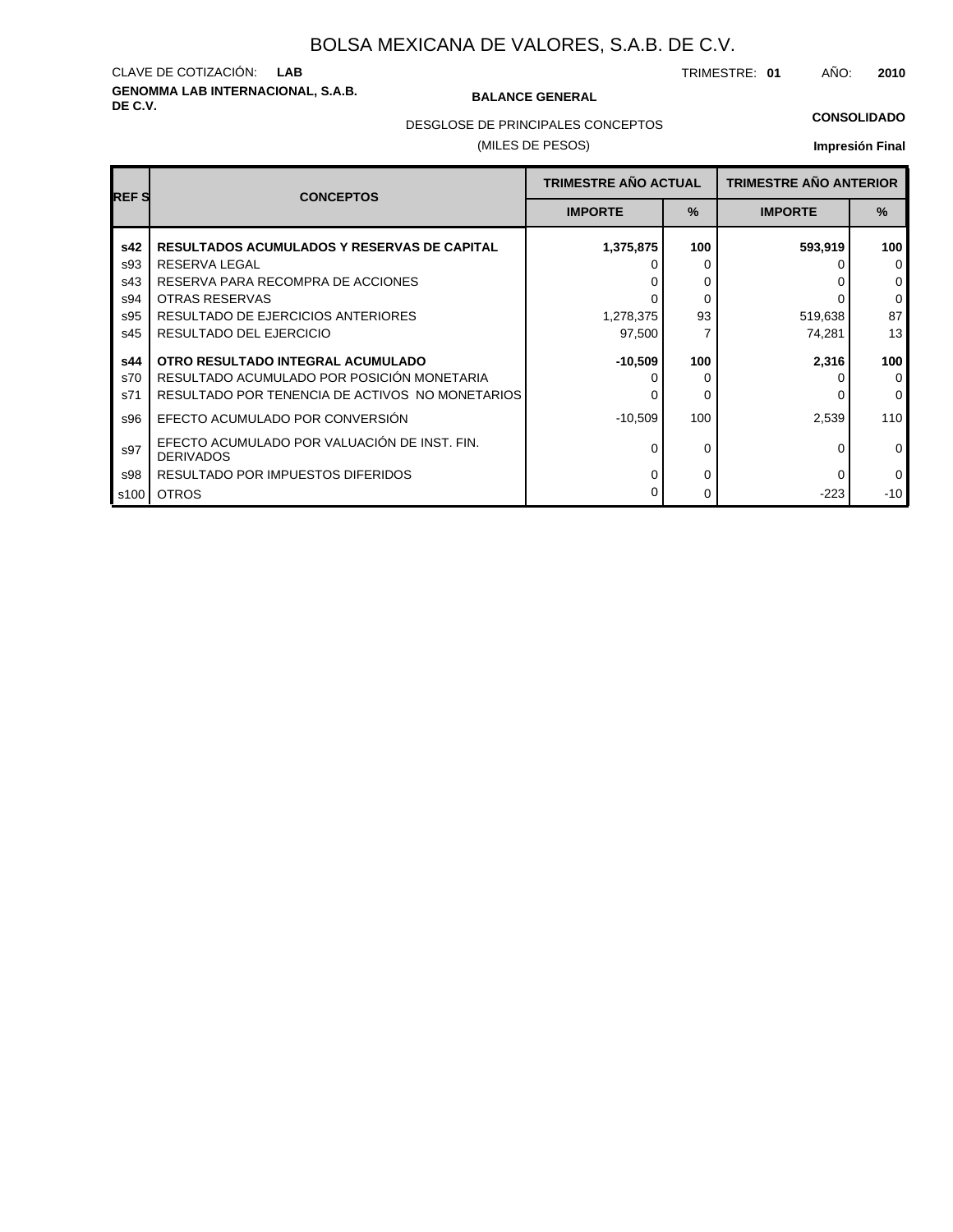# BOLSA MEXICANA DE VALORES, S.A.B. DE C.V.

CLAVE DE COTIZACIÓN: **LAB**

TRIMESTRE: **01** AÑO: **2010**

**GENOMMA LAB INTERNACIONAL, S.A.B. DE C.V.**

**BALANCE GENERAL**

**CONSOLIDADO**

DESGLOSE DE PRINCIPALES CONCEPTOS

(MILES DE PESOS)

**Impresión Final**

| REF S | CONCEPTOS | TRIMESTRE AÑO ACTUAL | | TRIMESTRE AÑO ANTERIOR | |
|---|---|---|---|---|---|
| | | IMPORTE | % | IMPORTE | % |
| **s42** | **RESULTADOS ACUMULADOS Y RESERVAS DE CAPITAL** | **1,375,875** | **100** | **593,919** | **100** |
| s93 | RESERVA LEGAL | 0 | 0 | 0 | 0 |
| s43 | RESERVA PARA RECOMPRA DE ACCIONES | 0 | 0 | 0 | 0 |
| s94 | OTRAS RESERVAS | 0 | 0 | 0 | 0 |
| s95 | RESULTADO DE EJERCICIOS ANTERIORES | 1,278,375 | 93 | 519,638 | 87 |
| s45 | RESULTADO DEL EJERCICIO | 97,500 | 7 | 74,281 | 13 |
| **s44** | **OTRO RESULTADO INTEGRAL ACUMULADO** | **-10,509** | **100** | **2,316** | **100** |
| s70 | RESULTADO ACUMULADO POR POSICIÓN MONETARIA | 0 | 0 | 0 | 0 |
| s71 | RESULTADO POR TENENCIA DE ACTIVOS NO MONETARIOS | 0 | 0 | 0 | 0 |
| s96 | EFECTO ACUMULADO POR CONVERSIÓN | -10,509 | 100 | 2,539 | 110 |
| s97 | EFECTO ACUMULADO POR VALUACIÓN DE INST. FIN. DERIVADOS | 0 | 0 | 0 | 0 |
| s98 | RESULTADO POR IMPUESTOS DIFERIDOS | 0 | 0 | 0 | 0 |
| s100 | OTROS | 0 | 0 | -223 | -10 |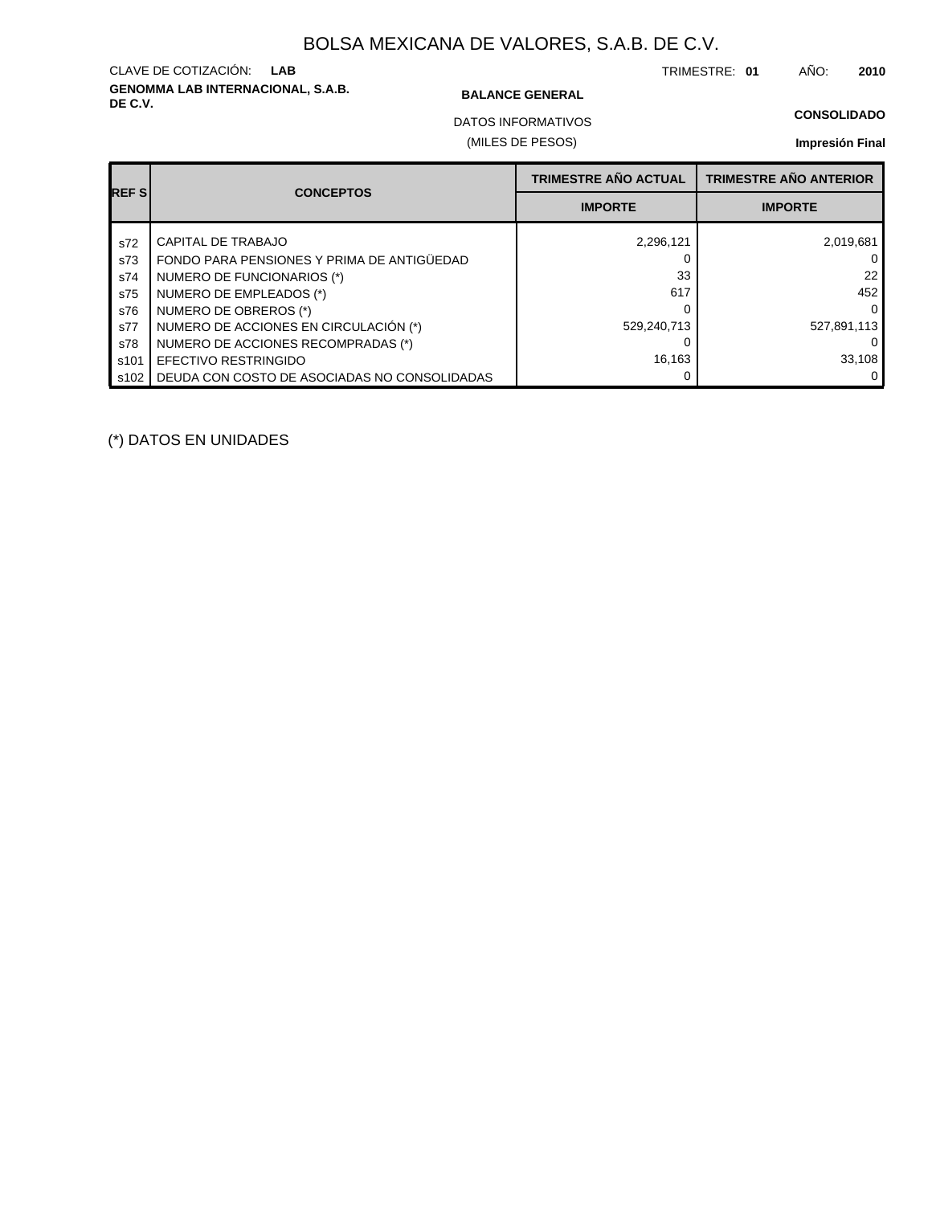# BOLSA MEXICANA DE VALORES, S.A.B. DE C.V.

CLAVE DE COTIZACIÓN: **LAB**

TRIMESTRE: **01** AÑO: **2010**

**GENOMMA LAB INTERNACIONAL, S.A.B. DE C.V.**

**BALANCE GENERAL**

**CONSOLIDADO**

DATOS INFORMATIVOS

(MILES DE PESOS)

**Impresión Final**

| REF S | CONCEPTOS | TRIMESTRE AÑO ACTUAL | TRIMESTRE AÑO ANTERIOR |
|---|---|---|---|
| | | IMPORTE | IMPORTE |
| s72 | CAPITAL DE TRABAJO | 2,296,121 | 2,019,681 |
| s73 | FONDO PARA PENSIONES Y PRIMA DE ANTIGÜEDAD | 0 | 0 |
| s74 | NUMERO DE FUNCIONARIOS (*) | 33 | 22 |
| s75 | NUMERO DE EMPLEADOS (*) | 617 | 452 |
| s76 | NUMERO DE OBREROS (*) | 0 | 0 |
| s77 | NUMERO DE ACCIONES EN CIRCULACIÓN (*) | 529,240,713 | 527,891,113 |
| s78 | NUMERO DE ACCIONES RECOMPRADAS (*) | 0 | 0 |
| s101 | EFECTIVO RESTRINGIDO | 16,163 | 33,108 |
| s102 | DEUDA CON COSTO DE ASOCIADAS NO CONSOLIDADAS | 0 | 0 |

(*) DATOS EN UNIDADES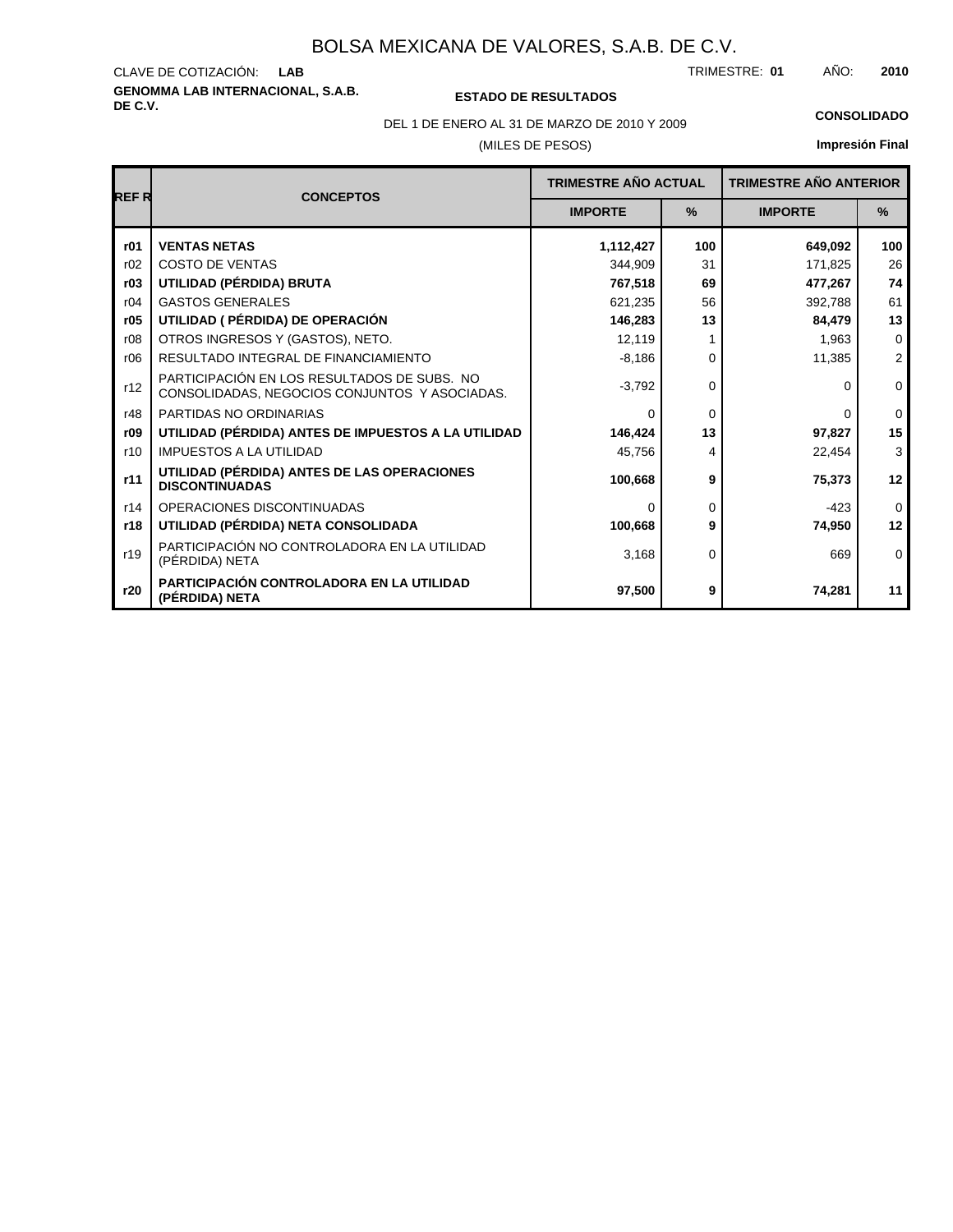# BOLSA MEXICANA DE VALORES, S.A.B. DE C.V.

CLAVE DE COTIZACIÓN: **LAB**

TRIMESTRE: **01** AÑO: **2010**

**GENOMMA LAB INTERNACIONAL, S.A.B. DE C.V.**

**ESTADO DE RESULTADOS**

**CONSOLIDADO**

DEL 1 DE ENERO AL 31 DE MARZO DE 2010 Y 2009

(MILES DE PESOS)

**Impresión Final**

| REF R | CONCEPTOS | TRIMESTRE AÑO ACTUAL | | TRIMESTRE AÑO ANTERIOR | |
|---|---|---|---|---|---|
| | | IMPORTE | % | IMPORTE | % |
| **r01** | **VENTAS NETAS** | **1,112,427** | **100** | **649,092** | **100** |
| r02 | COSTO DE VENTAS | 344,909 | 31 | 171,825 | 26 |
| **r03** | **UTILIDAD (PÉRDIDA) BRUTA** | **767,518** | **69** | **477,267** | **74** |
| r04 | GASTOS GENERALES | 621,235 | 56 | 392,788 | 61 |
| **r05** | **UTILIDAD ( PÉRDIDA) DE OPERACIÓN** | **146,283** | **13** | **84,479** | **13** |
| r08 | OTROS INGRESOS Y (GASTOS), NETO. | 12,119 | 1 | 1,963 | 0 |
| r06 | RESULTADO INTEGRAL DE FINANCIAMIENTO | -8,186 | 0 | 11,385 | 2 |
| r12 | PARTICIPACIÓN EN LOS RESULTADOS DE SUBS. NO CONSOLIDADAS, NEGOCIOS CONJUNTOS Y ASOCIADAS. | -3,792 | 0 | 0 | 0 |
| r48 | PARTIDAS NO ORDINARIAS | 0 | 0 | 0 | 0 |
| **r09** | **UTILIDAD (PÉRDIDA) ANTES DE IMPUESTOS A LA UTILIDAD** | **146,424** | **13** | **97,827** | **15** |
| r10 | IMPUESTOS A LA UTILIDAD | 45,756 | 4 | 22,454 | 3 |
| **r11** | **UTILIDAD (PÉRDIDA) ANTES DE LAS OPERACIONES DISCONTINUADAS** | **100,668** | **9** | **75,373** | **12** |
| r14 | OPERACIONES DISCONTINUADAS | 0 | 0 | -423 | 0 |
| **r18** | **UTILIDAD (PÉRDIDA) NETA CONSOLIDADA** | **100,668** | **9** | **74,950** | **12** |
| r19 | PARTICIPACIÓN NO CONTROLADORA EN LA UTILIDAD (PÉRDIDA) NETA | 3,168 | 0 | 669 | 0 |
| **r20** | **PARTICIPACIÓN CONTROLADORA EN LA UTILIDAD (PÉRDIDA) NETA** | **97,500** | **9** | **74,281** | **11** |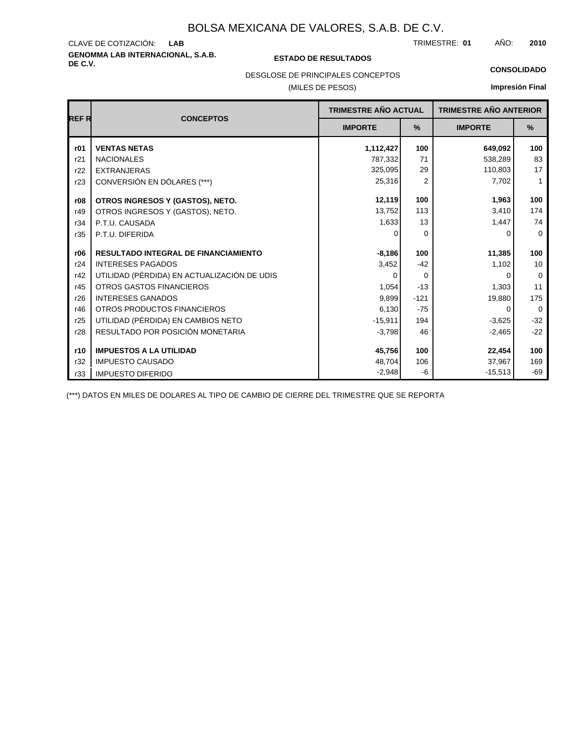# BOLSA MEXICANA DE VALORES, S.A.B. DE C.V.

CLAVE DE COTIZACIÓN: **LAB**

TRIMESTRE: **01** AÑO: **2010**

**GENOMMA LAB INTERNACIONAL, S.A.B. DE C.V.**

**ESTADO DE RESULTADOS**

DESGLOSE DE PRINCIPALES CONCEPTOS

(MILES DE PESOS)

**CONSOLIDADO**

**Impresión Final**

| REF R | CONCEPTOS | TRIMESTRE AÑO ACTUAL | | TRIMESTRE AÑO ANTERIOR | |
|---|---|---|---|---|---|
| | | IMPORTE | % | IMPORTE | % |
| **r01** | **VENTAS NETAS** | **1,112,427** | **100** | **649,092** | **100** |
| r21 | NACIONALES | 787,332 | 71 | 538,289 | 83 |
| r22 | EXTRANJERAS | 325,095 | 29 | 110,803 | 17 |
| r23 | CONVERSIÓN EN DÓLARES (***) | 25,316 | 2 | 7,702 | 1 |
| **r08** | **OTROS INGRESOS Y (GASTOS), NETO.** | **12,119** | **100** | **1,963** | **100** |
| r49 | OTROS INGRESOS Y (GASTOS), NETO. | 13,752 | 113 | 3,410 | 174 |
| r34 | P.T.U. CAUSADA | 1,633 | 13 | 1,447 | 74 |
| r35 | P.T.U. DIFERIDA | 0 | 0 | 0 | 0 |
| **r06** | **RESULTADO INTEGRAL DE FINANCIAMIENTO** | **-8,186** | **100** | **11,385** | **100** |
| r24 | INTERESES PAGADOS | 3,452 | -42 | 1,102 | 10 |
| r42 | UTILIDAD (PÉRDIDA) EN ACTUALIZACIÓN DE UDIS | 0 | 0 | 0 | 0 |
| r45 | OTROS GASTOS FINANCIEROS | 1,054 | -13 | 1,303 | 11 |
| r26 | INTERESES GANADOS | 9,899 | -121 | 19,880 | 175 |
| r46 | OTROS PRODUCTOS FINANCIEROS | 6,130 | -75 | 0 | 0 |
| r25 | UTILIDAD (PÉRDIDA) EN CAMBIOS NETO | -15,911 | 194 | -3,625 | -32 |
| r28 | RESULTADO POR POSICIÓN MONETARIA | -3,798 | 46 | -2,465 | -22 |
| **r10** | **IMPUESTOS A LA UTILIDAD** | **45,756** | **100** | **22,454** | **100** |
| r32 | IMPUESTO CAUSADO | 48,704 | 106 | 37,967 | 169 |
| r33 | IMPUESTO DIFERIDO | -2,948 | -6 | -15,513 | -69 |

(***) DATOS EN MILES DE DOLARES AL TIPO DE CAMBIO DE CIERRE DEL TRIMESTRE QUE SE REPORTA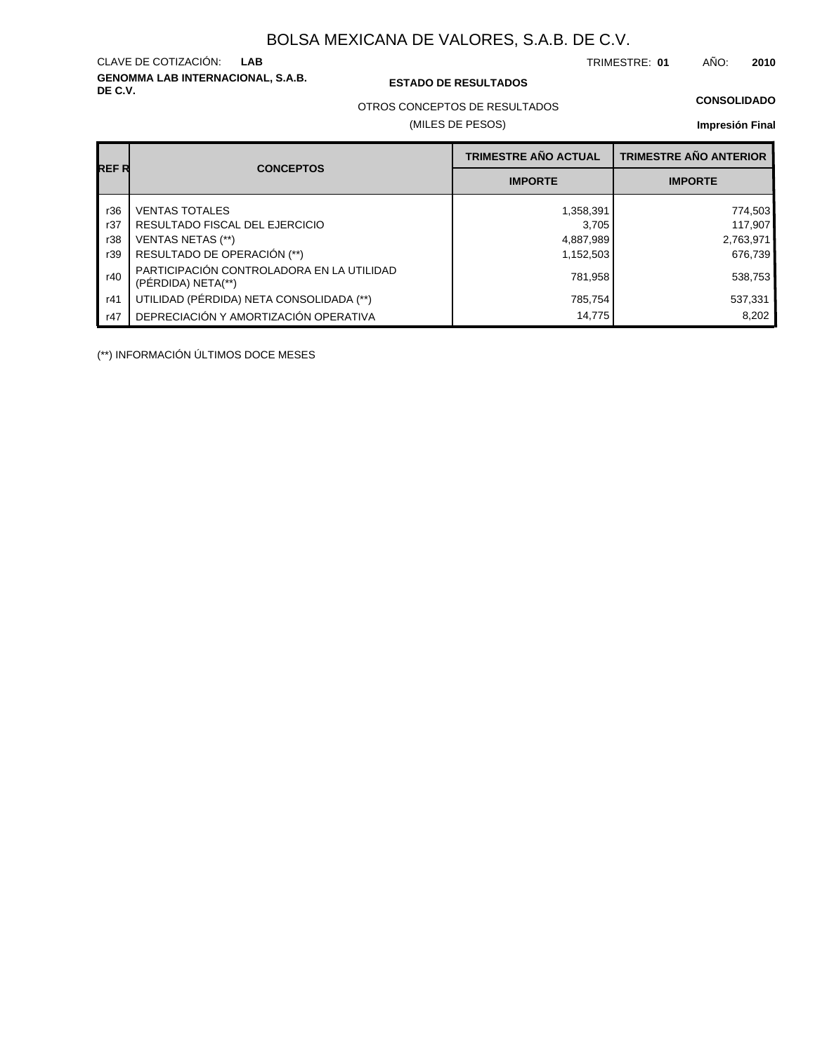# BOLSA MEXICANA DE VALORES, S.A.B. DE C.V.

CLAVE DE COTIZACIÓN: **LAB**

TRIMESTRE: **01** AÑO: **2010**

**GENOMMA LAB INTERNACIONAL, S.A.B. DE C.V.**

**ESTADO DE RESULTADOS**

OTROS CONCEPTOS DE RESULTADOS

(MILES DE PESOS)

**CONSOLIDADO**

**Impresión Final**

| REF R | CONCEPTOS | TRIMESTRE AÑO ACTUAL | TRIMESTRE AÑO ANTERIOR |
|---|---|---|---|
| | | IMPORTE | IMPORTE |
| r36 | VENTAS TOTALES | 1,358,391 | 774,503 |
| r37 | RESULTADO FISCAL DEL EJERCICIO | 3,705 | 117,907 |
| r38 | VENTAS NETAS (**) | 4,887,989 | 2,763,971 |
| r39 | RESULTADO DE OPERACIÓN (**) | 1,152,503 | 676,739 |
| r40 | PARTICIPACIÓN CONTROLADORA EN LA UTILIDAD (PÉRDIDA) NETA(**) | 781,958 | 538,753 |
| r41 | UTILIDAD (PÉRDIDA) NETA CONSOLIDADA (**) | 785,754 | 537,331 |
| r47 | DEPRECIACIÓN Y AMORTIZACIÓN OPERATIVA | 14,775 | 8,202 |

(**) INFORMACIÓN ÚLTIMOS DOCE MESES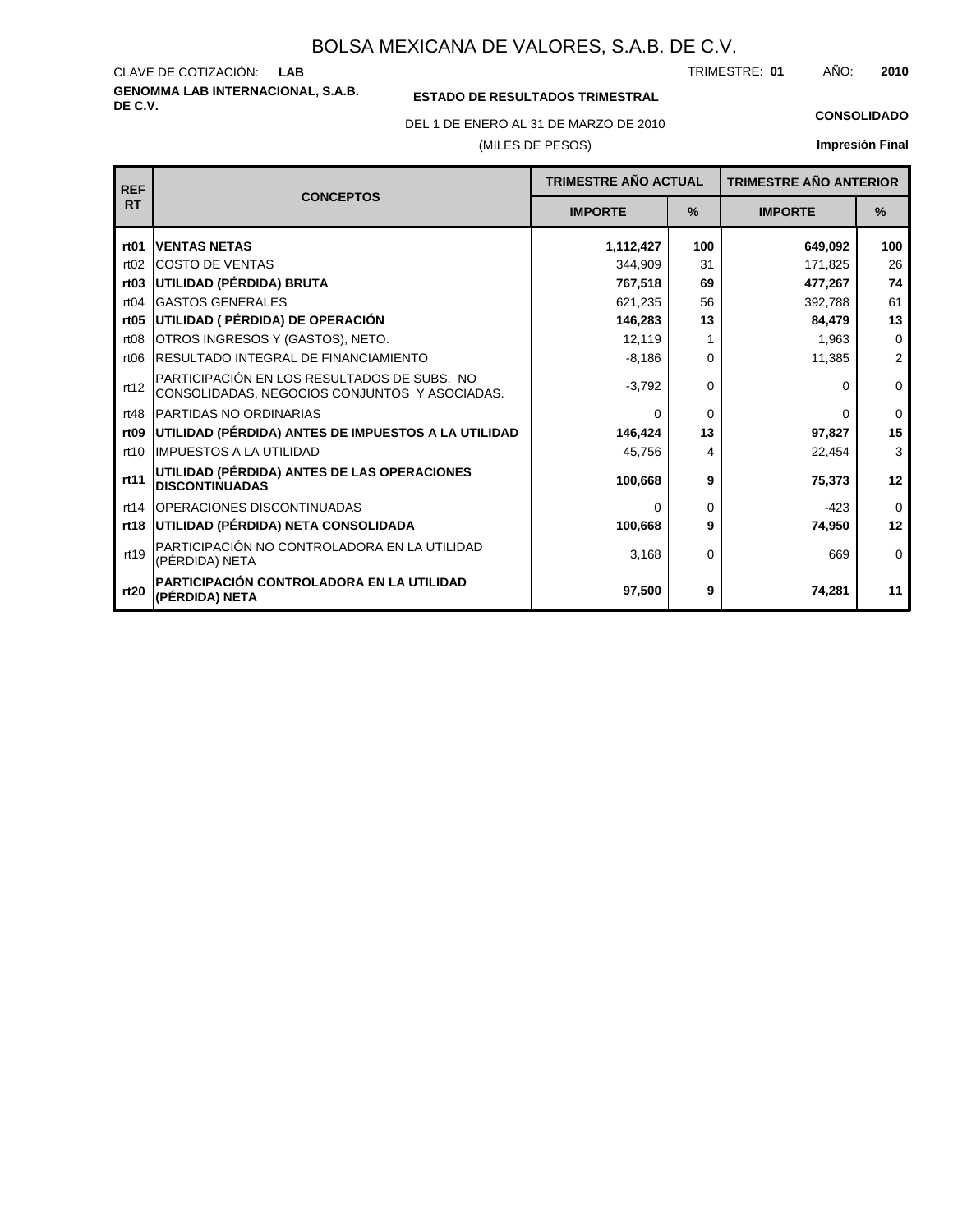# BOLSA MEXICANA DE VALORES, S.A.B. DE C.V.

CLAVE DE COTIZACIÓN: **LAB**

TRIMESTRE: **01** AÑO: **2010**

**GENOMMA LAB INTERNACIONAL, S.A.B. DE C.V.**

**ESTADO DE RESULTADOS TRIMESTRAL**

DEL 1 DE ENERO AL 31 DE MARZO DE 2010

(MILES DE PESOS)

**CONSOLIDADO**

**Impresión Final**

| REF RT | CONCEPTOS | TRIMESTRE AÑO ACTUAL | | TRIMESTRE AÑO ANTERIOR | |
|---|---|---|---|---|---|
| | | IMPORTE | % | IMPORTE | % |
| **rt01** | **VENTAS NETAS** | **1,112,427** | **100** | **649,092** | **100** |
| rt02 | COSTO DE VENTAS | 344,909 | 31 | 171,825 | 26 |
| **rt03** | **UTILIDAD (PÉRDIDA) BRUTA** | **767,518** | **69** | **477,267** | **74** |
| rt04 | GASTOS GENERALES | 621,235 | 56 | 392,788 | 61 |
| **rt05** | **UTILIDAD ( PÉRDIDA) DE OPERACIÓN** | **146,283** | **13** | **84,479** | **13** |
| rt08 | OTROS INGRESOS Y (GASTOS), NETO. | 12,119 | 1 | 1,963 | 0 |
| rt06 | RESULTADO INTEGRAL DE FINANCIAMIENTO | -8,186 | 0 | 11,385 | 2 |
| rt12 | PARTICIPACIÓN EN LOS RESULTADOS DE SUBS. NO CONSOLIDADAS, NEGOCIOS CONJUNTOS Y ASOCIADAS. | -3,792 | 0 | 0 | 0 |
| rt48 | PARTIDAS NO ORDINARIAS | 0 | 0 | 0 | 0 |
| **rt09** | **UTILIDAD (PÉRDIDA) ANTES DE IMPUESTOS A LA UTILIDAD** | **146,424** | **13** | **97,827** | **15** |
| rt10 | IMPUESTOS A LA UTILIDAD | 45,756 | 4 | 22,454 | 3 |
| **rt11** | **UTILIDAD (PÉRDIDA) ANTES DE LAS OPERACIONES DISCONTINUADAS** | **100,668** | **9** | **75,373** | **12** |
| rt14 | OPERACIONES DISCONTINUADAS | 0 | 0 | -423 | 0 |
| **rt18** | **UTILIDAD (PÉRDIDA) NETA CONSOLIDADA** | **100,668** | **9** | **74,950** | **12** |
| rt19 | PARTICIPACIÓN NO CONTROLADORA EN LA UTILIDAD (PÉRDIDA) NETA | 3,168 | 0 | 669 | 0 |
| **rt20** | **PARTICIPACIÓN CONTROLADORA EN LA UTILIDAD (PÉRDIDA) NETA** | **97,500** | **9** | **74,281** | **11** |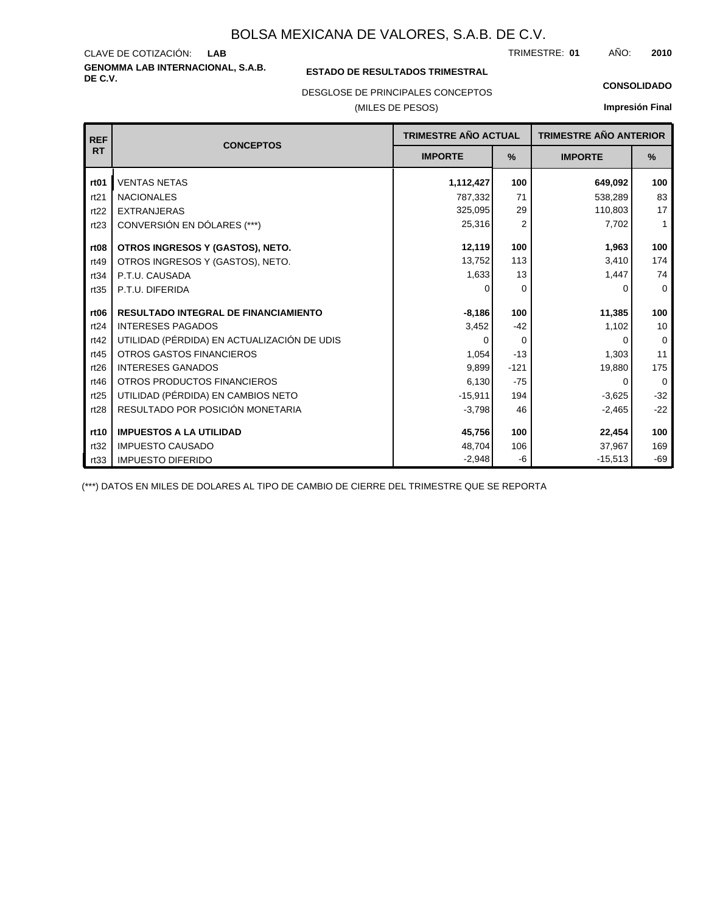# BOLSA MEXICANA DE VALORES, S.A.B. DE C.V.

CLAVE DE COTIZACIÓN: **LAB**

TRIMESTRE: **01** AÑO: **2010**

**GENOMMA LAB INTERNACIONAL, S.A.B. DE C.V.**

**ESTADO DE RESULTADOS TRIMESTRAL**

**CONSOLIDADO**

DESGLOSE DE PRINCIPALES CONCEPTOS

(MILES DE PESOS)

**Impresión Final**

| REF RT | CONCEPTOS | TRIMESTRE AÑO ACTUAL | | TRIMESTRE AÑO ANTERIOR | |
|---|---|---|---|---|---|
| | | IMPORTE | % | IMPORTE | % |
| **rt01** | VENTAS NETAS | **1,112,427** | **100** | **649,092** | **100** |
| rt21 | NACIONALES | 787,332 | 71 | 538,289 | 83 |
| rt22 | EXTRANJERAS | 325,095 | 29 | 110,803 | 17 |
| rt23 | CONVERSIÓN EN DÓLARES (***) | 25,316 | 2 | 7,702 | 1 |
| **rt08** | **OTROS INGRESOS Y (GASTOS), NETO.** | **12,119** | **100** | **1,963** | **100** |
| rt49 | OTROS INGRESOS Y (GASTOS), NETO. | 13,752 | 113 | 3,410 | 174 |
| rt34 | P.T.U. CAUSADA | 1,633 | 13 | 1,447 | 74 |
| rt35 | P.T.U. DIFERIDA | 0 | 0 | 0 | 0 |
| **rt06** | **RESULTADO INTEGRAL DE FINANCIAMIENTO** | **-8,186** | **100** | **11,385** | **100** |
| rt24 | INTERESES PAGADOS | 3,452 | -42 | 1,102 | 10 |
| rt42 | UTILIDAD (PÉRDIDA) EN ACTUALIZACIÓN DE UDIS | 0 | 0 | 0 | 0 |
| rt45 | OTROS GASTOS FINANCIEROS | 1,054 | -13 | 1,303 | 11 |
| rt26 | INTERESES GANADOS | 9,899 | -121 | 19,880 | 175 |
| rt46 | OTROS PRODUCTOS FINANCIEROS | 6,130 | -75 | 0 | 0 |
| rt25 | UTILIDAD (PÉRDIDA) EN CAMBIOS NETO | -15,911 | 194 | -3,625 | -32 |
| rt28 | RESULTADO POR POSICIÓN MONETARIA | -3,798 | 46 | -2,465 | -22 |
| **rt10** | **IMPUESTOS A LA UTILIDAD** | **45,756** | **100** | **22,454** | **100** |
| rt32 | IMPUESTO CAUSADO | 48,704 | 106 | 37,967 | 169 |
| rt33 | IMPUESTO DIFERIDO | -2,948 | -6 | -15,513 | -69 |

(***) DATOS EN MILES DE DOLARES AL TIPO DE CAMBIO DE CIERRE DEL TRIMESTRE QUE SE REPORTA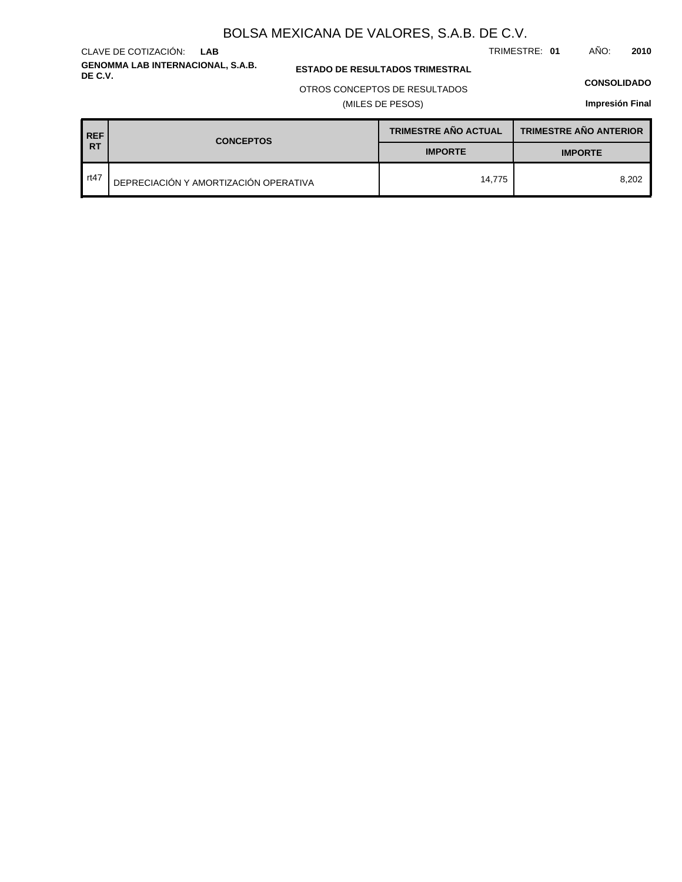# BOLSA MEXICANA DE VALORES, S.A.B. DE C.V.

CLAVE DE COTIZACIÓN: **LAB**

TRIMESTRE: **01** AÑO: **2010**

**GENOMMA LAB INTERNACIONAL, S.A.B. DE C.V.**

**ESTADO DE RESULTADOS TRIMESTRAL**

OTROS CONCEPTOS DE RESULTADOS

(MILES DE PESOS)

**CONSOLIDADO**

**Impresión Final**

| REF RT | CONCEPTOS | TRIMESTRE AÑO ACTUAL | TRIMESTRE AÑO ANTERIOR |
|---|---|---|---|
| | | IMPORTE | IMPORTE |
| rt47 | DEPRECIACIÓN Y AMORTIZACIÓN OPERATIVA | 14,775 | 8,202 |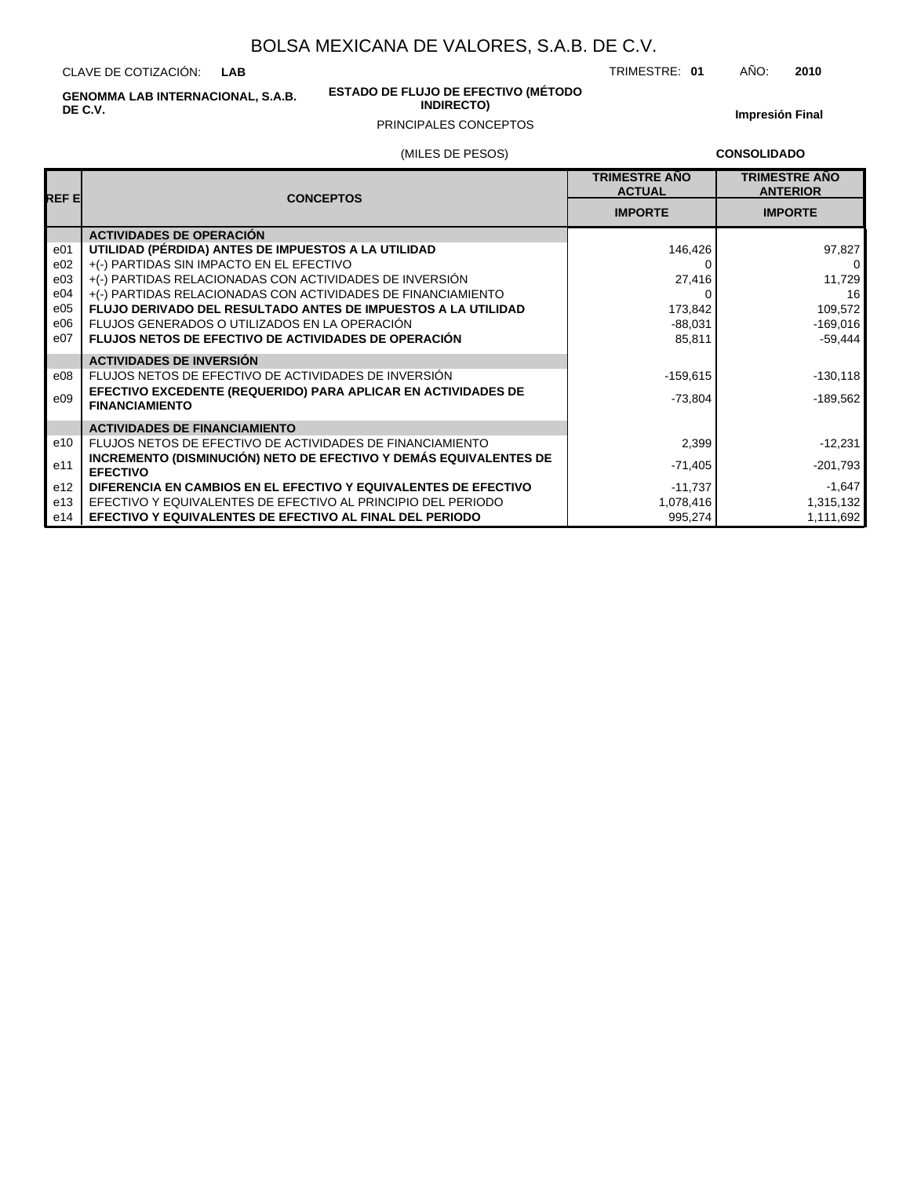# BOLSA MEXICANA DE VALORES, S.A.B. DE C.V.

CLAVE DE COTIZACIÓN: **LAB**

TRIMESTRE: **01** AÑO: **2010**

**GENOMMA LAB INTERNACIONAL, S.A.B. DE C.V.**

**ESTADO DE FLUJO DE EFECTIVO (MÉTODO INDIRECTO)**

PRINCIPALES CONCEPTOS

**Impresión Final**

(MILES DE PESOS)

**CONSOLIDADO**

| REF E | CONCEPTOS | TRIMESTRE AÑO ACTUAL | TRIMESTRE AÑO ANTERIOR |
|---|---|---|---|
| | | IMPORTE | IMPORTE |
| | **ACTIVIDADES DE OPERACIÓN** | | |
| e01 | **UTILIDAD (PÉRDIDA) ANTES DE IMPUESTOS A LA UTILIDAD** | 146,426 | 97,827 |
| e02 | +(-) PARTIDAS SIN IMPACTO EN EL EFECTIVO | 0 | 0 |
| e03 | +(-) PARTIDAS RELACIONADAS CON ACTIVIDADES DE INVERSIÓN | 27,416 | 11,729 |
| e04 | +(-) PARTIDAS RELACIONADAS CON ACTIVIDADES DE FINANCIAMIENTO | 0 | 16 |
| e05 | **FLUJO DERIVADO DEL RESULTADO ANTES DE IMPUESTOS A LA UTILIDAD** | 173,842 | 109,572 |
| e06 | FLUJOS GENERADOS O UTILIZADOS EN LA OPERACIÓN | -88,031 | -169,016 |
| e07 | **FLUJOS NETOS DE EFECTIVO DE ACTIVIDADES DE OPERACIÓN** | 85,811 | -59,444 |
| | **ACTIVIDADES DE INVERSIÓN** | | |
| e08 | FLUJOS NETOS DE EFECTIVO DE ACTIVIDADES DE INVERSIÓN | -159,615 | -130,118 |
| e09 | **EFECTIVO EXCEDENTE (REQUERIDO) PARA APLICAR EN ACTIVIDADES DE FINANCIAMIENTO** | -73,804 | -189,562 |
| | **ACTIVIDADES DE FINANCIAMIENTO** | | |
| e10 | FLUJOS NETOS DE EFECTIVO DE ACTIVIDADES DE FINANCIAMIENTO | 2,399 | -12,231 |
| e11 | **INCREMENTO (DISMINUCIÓN) NETO DE EFECTIVO Y DEMÁS EQUIVALENTES DE EFECTIVO** | -71,405 | -201,793 |
| e12 | **DIFERENCIA EN CAMBIOS EN EL EFECTIVO Y EQUIVALENTES DE EFECTIVO** | -11,737 | -1,647 |
| e13 | EFECTIVO Y EQUIVALENTES DE EFECTIVO AL PRINCIPIO DEL PERIODO | 1,078,416 | 1,315,132 |
| e14 | **EFECTIVO Y EQUIVALENTES DE EFECTIVO AL FINAL DEL PERIODO** | 995,274 | 1,111,692 |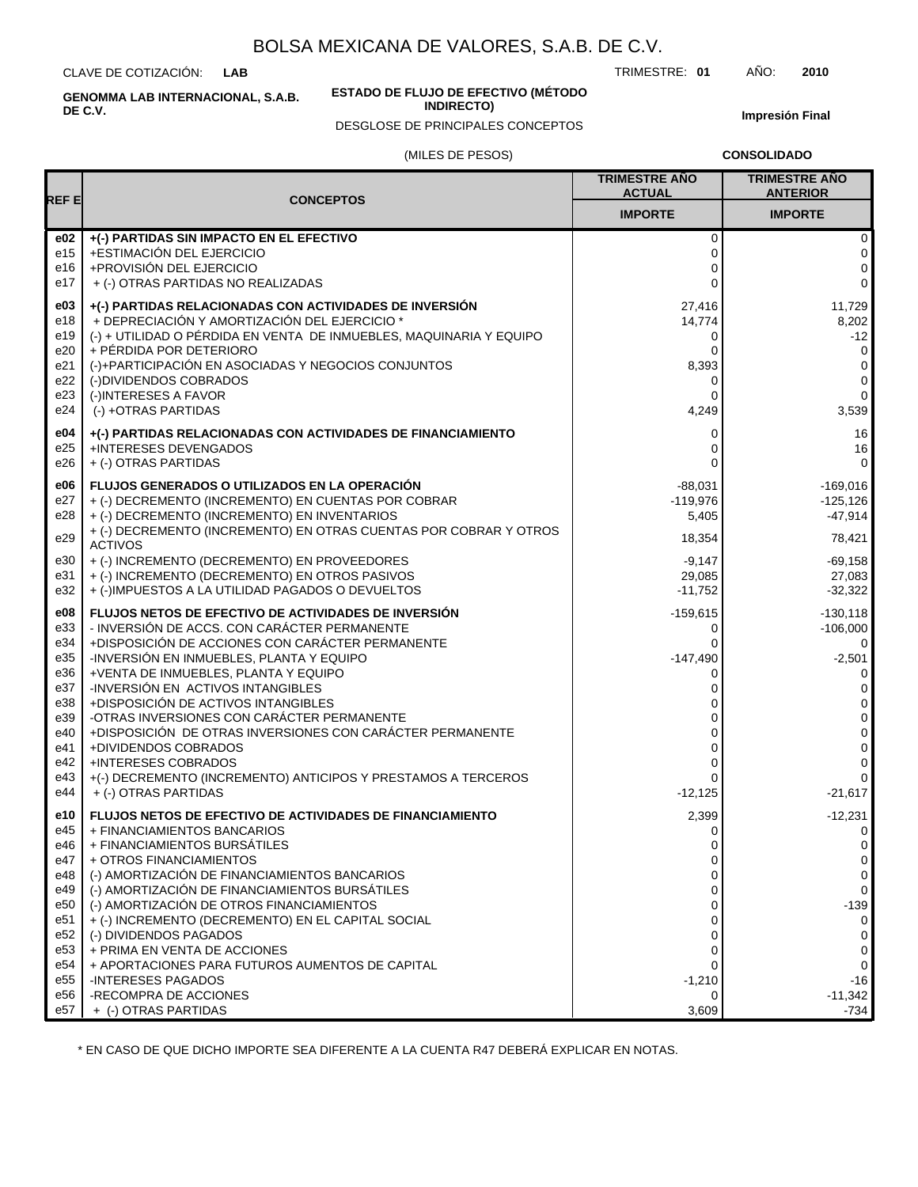# BOLSA MEXICANA DE VALORES, S.A.B. DE C.V.

CLAVE DE COTIZACIÓN: **LAB**

TRIMESTRE: **01** AÑO: **2010**

**GENOMMA LAB INTERNACIONAL, S.A.B. DE C.V.**

**ESTADO DE FLUJO DE EFECTIVO (MÉTODO INDIRECTO)**

DESGLOSE DE PRINCIPALES CONCEPTOS

**Impresión Final**

(MILES DE PESOS)

**CONSOLIDADO**

| REF E | CONCEPTOS | TRIMESTRE AÑO ACTUAL | TRIMESTRE AÑO ANTERIOR |
|---|---|---|---|
| | | IMPORTE | IMPORTE |
| **e02** | **+(-) PARTIDAS SIN IMPACTO EN EL EFECTIVO** | 0 | 0 |
| e15 | +ESTIMACIÓN DEL EJERCICIO | 0 | 0 |
| e16 | +PROVISIÓN DEL EJERCICIO | 0 | 0 |
| e17 | + (-) OTRAS PARTIDAS NO REALIZADAS | 0 | 0 |
| **e03** | **+(-) PARTIDAS RELACIONADAS CON ACTIVIDADES DE INVERSIÓN** | 27,416 | 11,729 |
| e18 | + DEPRECIACIÓN Y AMORTIZACIÓN DEL EJERCICIO * | 14,774 | 8,202 |
| e19 | (-) + UTILIDAD O PÉRDIDA EN VENTA DE INMUEBLES, MAQUINARIA Y EQUIPO | 0 | -12 |
| e20 | + PÉRDIDA POR DETERIORO | 0 | 0 |
| e21 | (-)+PARTICIPACIÓN EN ASOCIADAS Y NEGOCIOS CONJUNTOS | 8,393 | 0 |
| e22 | (-)DIVIDENDOS COBRADOS | 0 | 0 |
| e23 | (-)INTERESES A FAVOR | 0 | 0 |
| e24 | (-) +OTRAS PARTIDAS | 4,249 | 3,539 |
| **e04** | **+(-) PARTIDAS RELACIONADAS CON ACTIVIDADES DE FINANCIAMIENTO** | 0 | 16 |
| e25 | +INTERESES DEVENGADOS | 0 | 16 |
| e26 | + (-) OTRAS PARTIDAS | 0 | 0 |
| **e06** | **FLUJOS GENERADOS O UTILIZADOS EN LA OPERACIÓN** | -88,031 | -169,016 |
| e27 | + (-) DECREMENTO (INCREMENTO) EN CUENTAS POR COBRAR | -119,976 | -125,126 |
| e28 | + (-) DECREMENTO (INCREMENTO) EN INVENTARIOS | 5,405 | -47,914 |
| e29 | + (-) DECREMENTO (INCREMENTO) EN OTRAS CUENTAS POR COBRAR Y OTROS ACTIVOS | 18,354 | 78,421 |
| e30 | + (-) INCREMENTO (DECREMENTO) EN PROVEEDORES | -9,147 | -69,158 |
| e31 | + (-) INCREMENTO (DECREMENTO) EN OTROS PASIVOS | 29,085 | 27,083 |
| e32 | + (-)IMPUESTOS A LA UTILIDAD PAGADOS O DEVUELTOS | -11,752 | -32,322 |
| **e08** | **FLUJOS NETOS DE EFECTIVO DE ACTIVIDADES DE INVERSIÓN** | -159,615 | -130,118 |
| e33 | - INVERSIÓN DE ACCS. CON CARÁCTER PERMANENTE | 0 | -106,000 |
| e34 | +DISPOSICIÓN DE ACCIONES CON CARÁCTER PERMANENTE | 0 | 0 |
| e35 | -INVERSIÓN EN INMUEBLES, PLANTA Y EQUIPO | -147,490 | -2,501 |
| e36 | +VENTA DE INMUEBLES, PLANTA Y EQUIPO | 0 | 0 |
| e37 | -INVERSIÓN EN ACTIVOS INTANGIBLES | 0 | 0 |
| e38 | +DISPOSICIÓN DE ACTIVOS INTANGIBLES | 0 | 0 |
| e39 | -OTRAS INVERSIONES CON CARÁCTER PERMANENTE | 0 | 0 |
| e40 | +DISPOSICIÓN DE OTRAS INVERSIONES CON CARÁCTER PERMANENTE | 0 | 0 |
| e41 | +DIVIDENDOS COBRADOS | 0 | 0 |
| e42 | +INTERESES COBRADOS | 0 | 0 |
| e43 | +(-) DECREMENTO (INCREMENTO) ANTICIPOS Y PRESTAMOS A TERCEROS | 0 | 0 |
| e44 | + (-) OTRAS PARTIDAS | -12,125 | -21,617 |
| **e10** | **FLUJOS NETOS DE EFECTIVO DE ACTIVIDADES DE FINANCIAMIENTO** | 2,399 | -12,231 |
| e45 | + FINANCIAMIENTOS BANCARIOS | 0 | 0 |
| e46 | + FINANCIAMIENTOS BURSÁTILES | 0 | 0 |
| e47 | + OTROS FINANCIAMIENTOS | 0 | 0 |
| e48 | (-) AMORTIZACIÓN DE FINANCIAMIENTOS BANCARIOS | 0 | 0 |
| e49 | (-) AMORTIZACIÓN DE FINANCIAMIENTOS BURSÁTILES | 0 | 0 |
| e50 | (-) AMORTIZACIÓN DE OTROS FINANCIAMIENTOS | 0 | -139 |
| e51 | + (-) INCREMENTO (DECREMENTO) EN EL CAPITAL SOCIAL | 0 | 0 |
| e52 | (-) DIVIDENDOS PAGADOS | 0 | 0 |
| e53 | + PRIMA EN VENTA DE ACCIONES | 0 | 0 |
| e54 | + APORTACIONES PARA FUTUROS AUMENTOS DE CAPITAL | 0 | 0 |
| e55 | -INTERESES PAGADOS | -1,210 | -16 |
| e56 | -RECOMPRA DE ACCIONES | 0 | -11,342 |
| e57 | + (-) OTRAS PARTIDAS | 3,609 | -734 |

\* EN CASO DE QUE DICHO IMPORTE SEA DIFERENTE A LA CUENTA R47 DEBERÁ EXPLICAR EN NOTAS.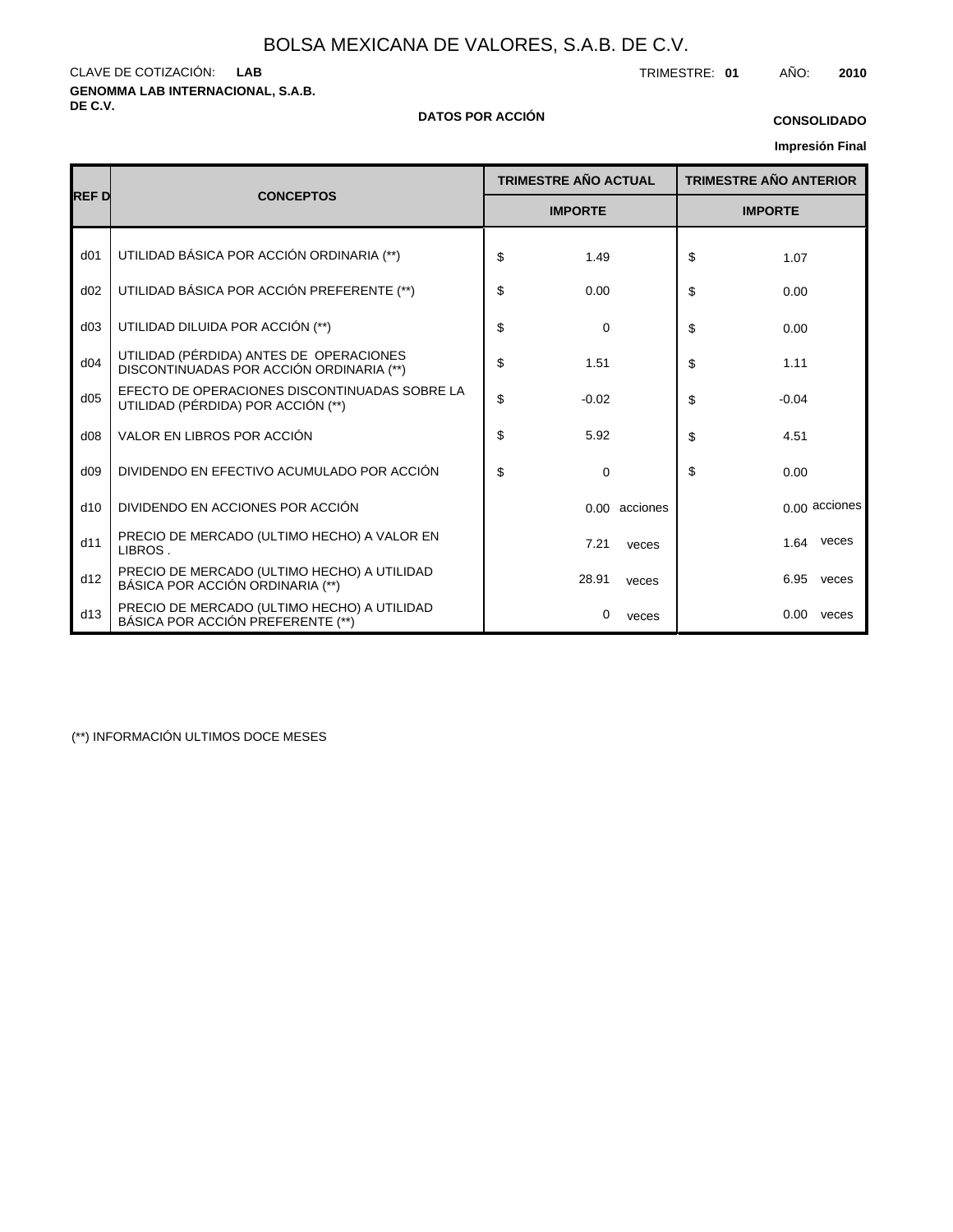# BOLSA MEXICANA DE VALORES, S.A.B. DE C.V.

CLAVE DE COTIZACIÓN: **LAB**

TRIMESTRE: **01** AÑO: **2010**

**GENOMMA LAB INTERNACIONAL, S.A.B. DE C.V.**

**DATOS POR ACCIÓN**

**CONSOLIDADO**

**Impresión Final**

| REF D | CONCEPTOS | TRIMESTRE AÑO ACTUAL | | TRIMESTRE AÑO ANTERIOR | |
|---|---|---|---|---|---|
| | | IMPORTE | | IMPORTE | |
| d01 | UTILIDAD BÁSICA POR ACCIÓN ORDINARIA (**) | $ 1.49 | | $ 1.07 | |
| d02 | UTILIDAD BÁSICA POR ACCIÓN PREFERENTE (**) | $ 0.00 | | $ 0.00 | |
| d03 | UTILIDAD DILUIDA POR ACCIÓN (**) | $ 0 | | $ 0.00 | |
| d04 | UTILIDAD (PÉRDIDA) ANTES DE OPERACIONES DISCONTINUADAS POR ACCIÓN ORDINARIA (**) | $ 1.51 | | $ 1.11 | |
| d05 | EFECTO DE OPERACIONES DISCONTINUADAS SOBRE LA UTILIDAD (PÉRDIDA) POR ACCIÓN (**) | $ -0.02 | | $ -0.04 | |
| d08 | VALOR EN LIBROS POR ACCIÓN | $ 5.92 | | $ 4.51 | |
| d09 | DIVIDENDO EN EFECTIVO ACUMULADO POR ACCIÓN | $ 0 | | $ 0.00 | |
| d10 | DIVIDENDO EN ACCIONES POR ACCIÓN | 0.00 | acciones | 0.00 | acciones |
| d11 | PRECIO DE MERCADO (ULTIMO HECHO) A VALOR EN LIBROS . | 7.21 | veces | 1.64 | veces |
| d12 | PRECIO DE MERCADO (ULTIMO HECHO) A UTILIDAD BÁSICA POR ACCIÓN ORDINARIA (**) | 28.91 | veces | 6.95 | veces |
| d13 | PRECIO DE MERCADO (ULTIMO HECHO) A UTILIDAD BÁSICA POR ACCIÓN PREFERENTE (**) | 0 | veces | 0.00 | veces |

(**) INFORMACIÓN ULTIMOS DOCE MESES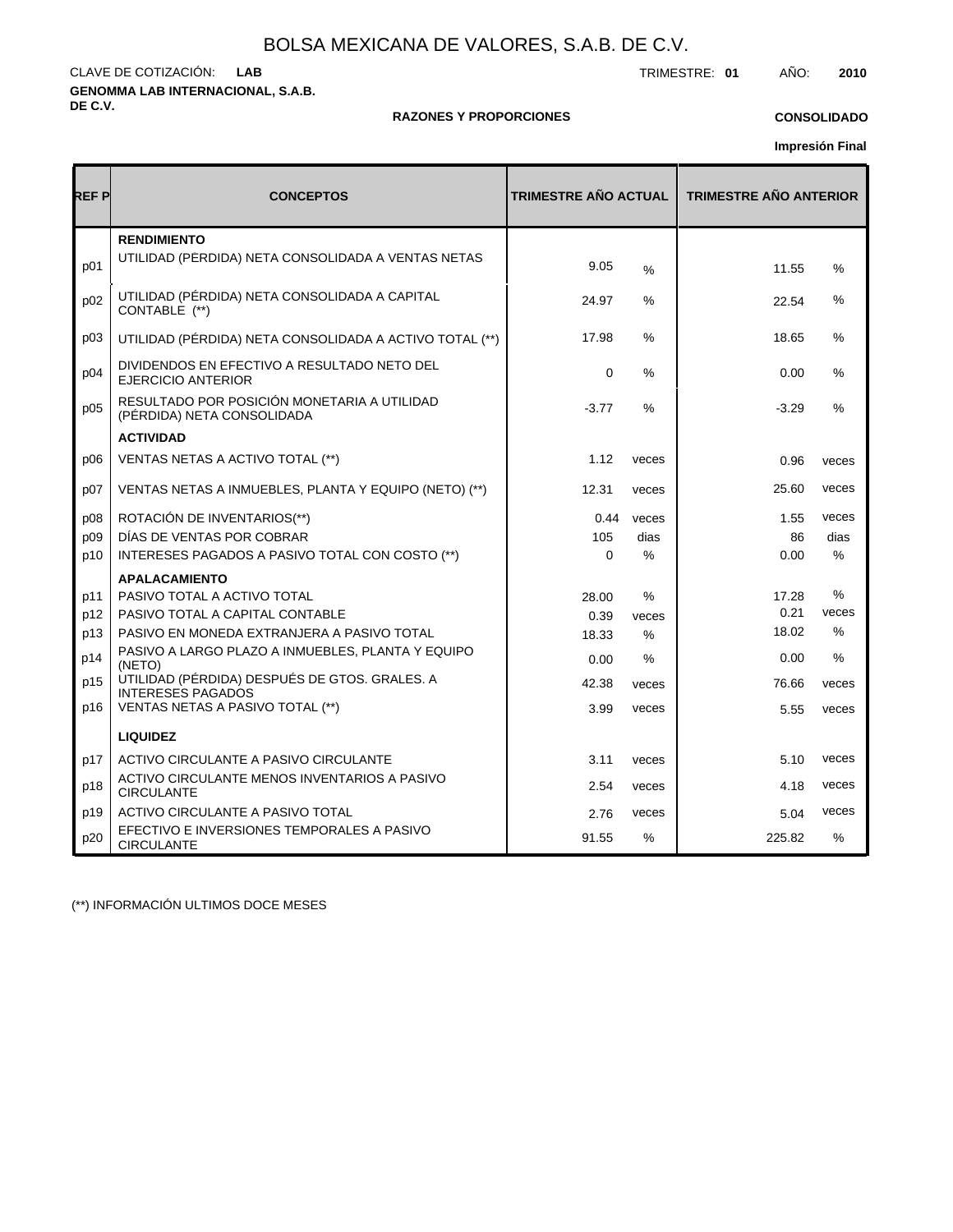# BOLSA MEXICANA DE VALORES, S.A.B. DE C.V.

CLAVE DE COTIZACIÓN: **LAB**

TRIMESTRE: **01** AÑO: **2010**

**GENOMMA LAB INTERNACIONAL, S.A.B. DE C.V.**

**RAZONES Y PROPORCIONES**

**CONSOLIDADO**

**Impresión Final**

| REF P | CONCEPTOS | TRIMESTRE AÑO ACTUAL | | TRIMESTRE AÑO ANTERIOR | |
|---|---|---|---|---|---|
| | **RENDIMIENTO** | | | | |
| p01 | UTILIDAD (PÉRDIDA) NETA CONSOLIDADA A VENTAS NETAS | 9.05 | % | 11.55 | % |
| p02 | UTILIDAD (PÉRDIDA) NETA CONSOLIDADA A CAPITAL CONTABLE (**) | 24.97 | % | 22.54 | % |
| p03 | UTILIDAD (PÉRDIDA) NETA CONSOLIDADA A ACTIVO TOTAL (**) | 17.98 | % | 18.65 | % |
| p04 | DIVIDENDOS EN EFECTIVO A RESULTADO NETO DEL EJERCICIO ANTERIOR | 0 | % | 0.00 | % |
| p05 | RESULTADO POR POSICIÓN MONETARIA A UTILIDAD (PÉRDIDA) NETA CONSOLIDADA | -3.77 | % | -3.29 | % |
| | **ACTIVIDAD** | | | | |
| p06 | VENTAS NETAS A ACTIVO TOTAL (**) | 1.12 | veces | 0.96 | veces |
| p07 | VENTAS NETAS A INMUEBLES, PLANTA Y EQUIPO (NETO) (**) | 12.31 | veces | 25.60 | veces |
| p08 | ROTACIÓN DE INVENTARIOS(**) | 0.44 | veces | 1.55 | veces |
| p09 | DÍAS DE VENTAS POR COBRAR | 105 | dias | 86 | dias |
| p10 | INTERESES PAGADOS A PASIVO TOTAL CON COSTO (**) | 0 | % | 0.00 | % |
| | **APALACAMIENTO** | | | | |
| p11 | PASIVO TOTAL A ACTIVO TOTAL | 28.00 | % | 17.28 | % |
| p12 | PASIVO TOTAL A CAPITAL CONTABLE | 0.39 | veces | 0.21 | veces |
| p13 | PASIVO EN MONEDA EXTRANJERA A PASIVO TOTAL | 18.33 | % | 18.02 | % |
| p14 | PASIVO A LARGO PLAZO A INMUEBLES, PLANTA Y EQUIPO (NETO) | 0.00 | % | 0.00 | % |
| p15 | UTILIDAD (PÉRDIDA) DESPUÉS DE GTOS. GRALES. A INTERESES PAGADOS | 42.38 | veces | 76.66 | veces |
| p16 | VENTAS NETAS A PASIVO TOTAL (**) | 3.99 | veces | 5.55 | veces |
| | **LIQUIDEZ** | | | | |
| p17 | ACTIVO CIRCULANTE A PASIVO CIRCULANTE | 3.11 | veces | 5.10 | veces |
| p18 | ACTIVO CIRCULANTE MENOS INVENTARIOS A PASIVO CIRCULANTE | 2.54 | veces | 4.18 | veces |
| p19 | ACTIVO CIRCULANTE A PASIVO TOTAL | 2.76 | veces | 5.04 | veces |
| p20 | EFECTIVO E INVERSIONES TEMPORALES A PASIVO CIRCULANTE | 91.55 | % | 225.82 | % |

(**) INFORMACIÓN ULTIMOS DOCE MESES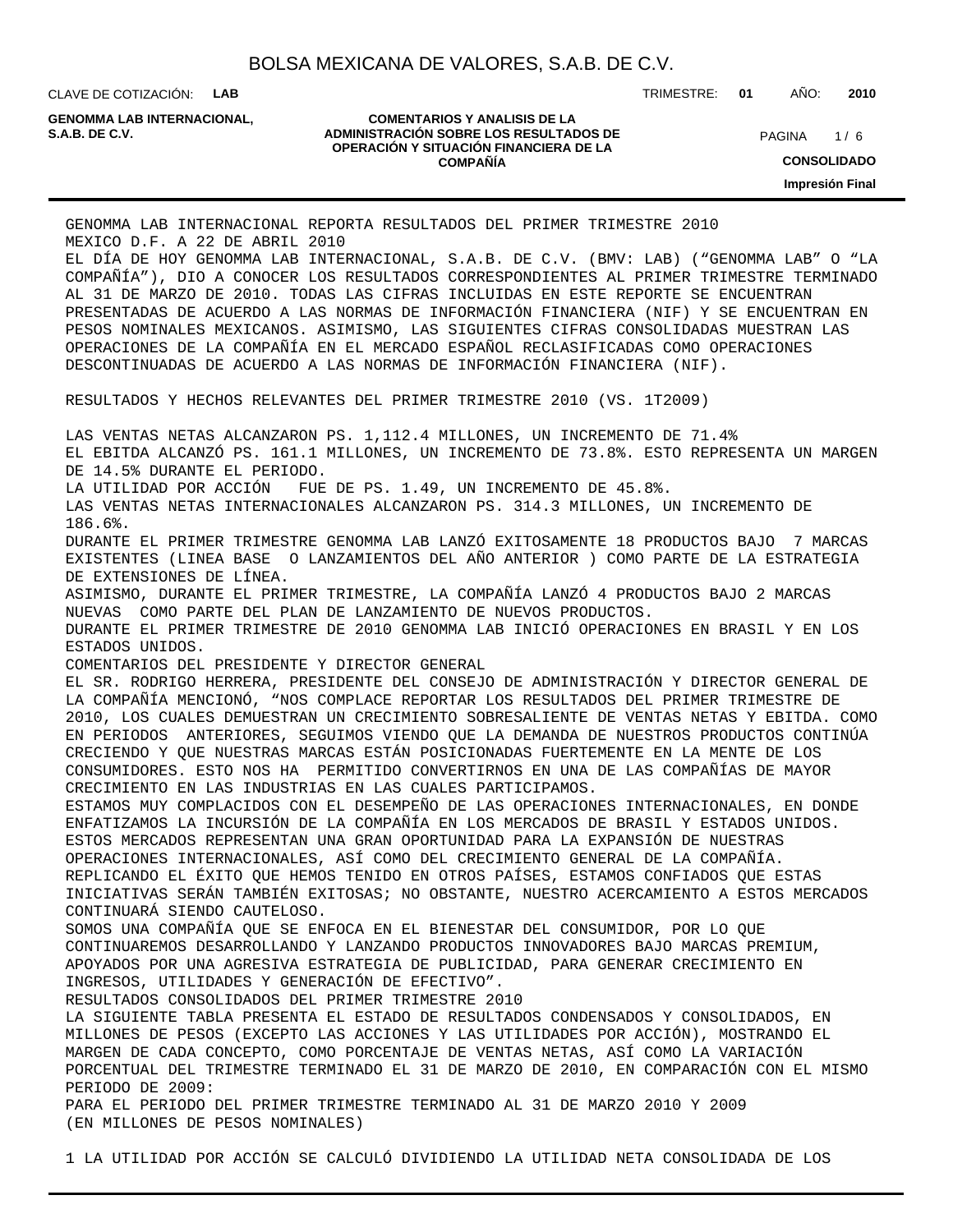GENOMMA LAB INTERNACIONAL REPORTA RESULTADOS DEL PRIMER TRIMESTRE 2010

MEXICO D.F. A 22 DE ABRIL 2010

EL DÍA DE HOY GENOMMA LAB INTERNACIONAL, S.A.B. DE C.V. (BMV: LAB) (“GENOMMA LAB” O “LA COMPAÑÍA”), DIO A CONOCER LOS RESULTADOS CORRESPONDIENTES AL PRIMER TRIMESTRE TERMINADO AL 31 DE MARZO DE 2010. TODAS LAS CIFRAS INCLUIDAS EN ESTE REPORTE SE ENCUENTRAN PRESENTADAS DE ACUERDO A LAS NORMAS DE INFORMACIÓN FINANCIERA (NIF) Y SE ENCUENTRAN EN PESOS NOMINALES MEXICANOS. ASIMISMO, LAS SIGUIENTES CIFRAS CONSOLIDADAS MUESTRAN LAS OPERACIONES DE LA COMPAÑÍA EN EL MERCADO ESPAÑOL RECLASIFICADAS COMO OPERACIONES DESCONTINUADAS DE ACUERDO A LAS NORMAS DE INFORMACIÓN FINANCIERA (NIF).

RESULTADOS Y HECHOS RELEVANTES DEL PRIMER TRIMESTRE 2010 (VS. 1T2009)

LAS VENTAS NETAS ALCANZARON PS. 1,112.4 MILLONES, UN INCREMENTO DE 71.4%

EL EBITDA ALCANZÓ PS. 161.1 MILLONES, UN INCREMENTO DE 73.8%. ESTO REPRESENTA UN MARGEN DE 14.5% DURANTE EL PERIODO.

LA UTILIDAD POR ACCIÓN FUE DE PS. 1.49, UN INCREMENTO DE 45.8%.

LAS VENTAS NETAS INTERNACIONALES ALCANZARON PS. 314.3 MILLONES, UN INCREMENTO DE 186.6%.

DURANTE EL PRIMER TRIMESTRE GENOMMA LAB LANZÓ EXITOSAMENTE 18 PRODUCTOS BAJO 7 MARCAS EXISTENTES (LINEA BASE O LANZAMIENTOS DEL AÑO ANTERIOR ) COMO PARTE DE LA ESTRATEGIA DE EXTENSIONES DE LÍNEA.

ASIMISMO, DURANTE EL PRIMER TRIMESTRE, LA COMPAÑÍA LANZÓ 4 PRODUCTOS BAJO 2 MARCAS NUEVAS COMO PARTE DEL PLAN DE LANZAMIENTO DE NUEVOS PRODUCTOS.

DURANTE EL PRIMER TRIMESTRE DE 2010 GENOMMA LAB INICIÓ OPERACIONES EN BRASIL Y EN LOS ESTADOS UNIDOS.

COMENTARIOS DEL PRESIDENTE Y DIRECTOR GENERAL

EL SR. RODRIGO HERRERA, PRESIDENTE DEL CONSEJO DE ADMINISTRACIÓN Y DIRECTOR GENERAL DE LA COMPAÑÍA MENCIONÓ, “NOS COMPLACE REPORTAR LOS RESULTADOS DEL PRIMER TRIMESTRE DE 2010, LOS CUALES DEMUESTRAN UN CRECIMIENTO SOBRESALIENTE DE VENTAS NETAS Y EBITDA. COMO EN PERIODOS ANTERIORES, SEGUIMOS VIENDO QUE LA DEMANDA DE NUESTROS PRODUCTOS CONTINÚA CRECIENDO Y QUE NUESTRAS MARCAS ESTÁN POSICIONADAS FUERTEMENTE EN LA MENTE DE LOS CONSUMIDORES. ESTO NOS HA PERMITIDO CONVERTIRNOS EN UNA DE LAS COMPAÑÍAS DE MAYOR CRECIMIENTO EN LAS INDUSTRIAS EN LAS CUALES PARTICIPAMOS.

ESTAMOS MUY COMPLACIDOS CON EL DESEMPEÑO DE LAS OPERACIONES INTERNACIONALES, EN DONDE ENFATIZAMOS LA INCURSIÓN DE LA COMPAÑÍA EN LOS MERCADOS DE BRASIL Y ESTADOS UNIDOS. ESTOS MERCADOS REPRESENTAN UNA GRAN OPORTUNIDAD PARA LA EXPANSIÓN DE NUESTRAS OPERACIONES INTERNACIONALES, ASÍ COMO DEL CRECIMIENTO GENERAL DE LA COMPAÑÍA. REPLICANDO EL ÉXITO QUE HEMOS TENIDO EN OTROS PAÍSES, ESTAMOS CONFIADOS QUE ESTAS INICIATIVAS SERÁN TAMBIÉN EXITOSAS; NO OBSTANTE, NUESTRO ACERCAMIENTO A ESTOS MERCADOS CONTINUARÁ SIENDO CAUTELOSO.

SOMOS UNA COMPAÑÍA QUE SE ENFOCA EN EL BIENESTAR DEL CONSUMIDOR, POR LO QUE CONTINUAREMOS DESARROLLANDO Y LANZANDO PRODUCTOS INNOVADORES BAJO MARCAS PREMIUM, APOYADOS POR UNA AGRESIVA ESTRATEGIA DE PUBLICIDAD, PARA GENERAR CRECIMIENTO EN INGRESOS, UTILIDADES Y GENERACIÓN DE EFECTIVO”.

RESULTADOS CONSOLIDADOS DEL PRIMER TRIMESTRE 2010

LA SIGUIENTE TABLA PRESENTA EL ESTADO DE RESULTADOS CONDENSADOS Y CONSOLIDADOS, EN MILLONES DE PESOS (EXCEPTO LAS ACCIONES Y LAS UTILIDADES POR ACCIÓN), MOSTRANDO EL MARGEN DE CADA CONCEPTO, COMO PORCENTAJE DE VENTAS NETAS, ASÍ COMO LA VARIACIÓN PORCENTUAL DEL TRIMESTRE TERMINADO EL 31 DE MARZO DE 2010, EN COMPARACIÓN CON EL MISMO PERIODO DE 2009:

PARA EL PERIODO DEL PRIMER TRIMESTRE TERMINADO AL 31 DE MARZO 2010 Y 2009
(EN MILLONES DE PESOS NOMINALES)

1 LA UTILIDAD POR ACCIÓN SE CALCULÓ DIVIDIENDO LA UTILIDAD NETA CONSOLIDADA DE LOS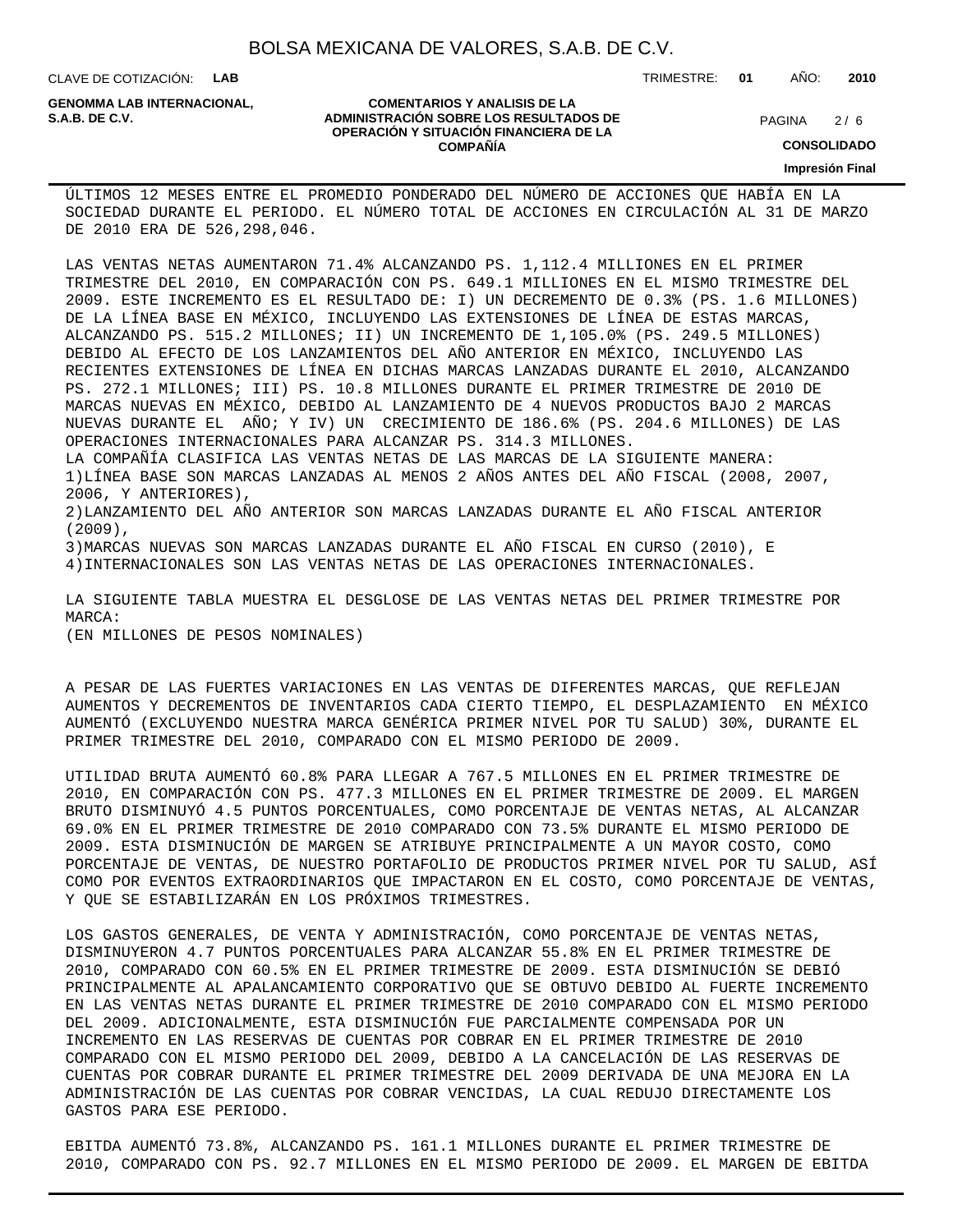ÚLTIMOS 12 MESES ENTRE EL PROMEDIO PONDERADO DEL NÚMERO DE ACCIONES QUE HABÍA EN LA SOCIEDAD DURANTE EL PERIODO. EL NÚMERO TOTAL DE ACCIONES EN CIRCULACIÓN AL 31 DE MARZO DE 2010 ERA DE 526,298,046.

LAS VENTAS NETAS AUMENTARON 71.4% ALCANZANDO PS. 1,112.4 MILLIONES EN EL PRIMER TRIMESTRE DEL 2010, EN COMPARACIÓN CON PS. 649.1 MILLIONES EN EL MISMO TRIMESTRE DEL 2009. ESTE INCREMENTO ES EL RESULTADO DE: I) UN DECREMENTO DE 0.3% (PS. 1.6 MILLONES) DE LA LÍNEA BASE EN MÉXICO, INCLUYENDO LAS EXTENSIONES DE LÍNEA DE ESTAS MARCAS, ALCANZANDO PS. 515.2 MILLONES; II) UN INCREMENTO DE 1,105.0% (PS. 249.5 MILLONES) DEBIDO AL EFECTO DE LOS LANZAMIENTOS DEL AÑO ANTERIOR EN MÉXICO, INCLUYENDO LAS RECIENTES EXTENSIONES DE LÍNEA EN DICHAS MARCAS LANZADAS DURANTE EL 2010, ALCANZANDO PS. 272.1 MILLONES; III) PS. 10.8 MILLONES DURANTE EL PRIMER TRIMESTRE DE 2010 DE MARCAS NUEVAS EN MÉXICO, DEBIDO AL LANZAMIENTO DE 4 NUEVOS PRODUCTOS BAJO 2 MARCAS NUEVAS DURANTE EL AÑO; Y IV) UN CRECIMIENTO DE 186.6% (PS. 204.6 MILLONES) DE LAS OPERACIONES INTERNACIONALES PARA ALCANZAR PS. 314.3 MILLONES.

LA COMPAÑÍA CLASIFICA LAS VENTAS NETAS DE LAS MARCAS DE LA SIGUIENTE MANERA:

1)LÍNEA BASE SON MARCAS LANZADAS AL MENOS 2 AÑOS ANTES DEL AÑO FISCAL (2008, 2007, 2006, Y ANTERIORES),

2)LANZAMIENTO DEL AÑO ANTERIOR SON MARCAS LANZADAS DURANTE EL AÑO FISCAL ANTERIOR (2009),

3)MARCAS NUEVAS SON MARCAS LANZADAS DURANTE EL AÑO FISCAL EN CURSO (2010), E

4)INTERNACIONALES SON LAS VENTAS NETAS DE LAS OPERACIONES INTERNACIONALES.

LA SIGUIENTE TABLA MUESTRA EL DESGLOSE DE LAS VENTAS NETAS DEL PRIMER TRIMESTRE POR MARCA:
(EN MILLONES DE PESOS NOMINALES)

A PESAR DE LAS FUERTES VARIACIONES EN LAS VENTAS DE DIFERENTES MARCAS, QUE REFLEJAN AUMENTOS Y DECREMENTOS DE INVENTARIOS CADA CIERTO TIEMPO, EL DESPLAZAMIENTO EN MÉXICO AUMENTÓ (EXCLUYENDO NUESTRA MARCA GENÉRICA PRIMER NIVEL POR TU SALUD) 30%, DURANTE EL PRIMER TRIMESTRE DEL 2010, COMPARADO CON EL MISMO PERIODO DE 2009.

UTILIDAD BRUTA AUMENTÓ 60.8% PARA LLEGAR A 767.5 MILLONES EN EL PRIMER TRIMESTRE DE 2010, EN COMPARACIÓN CON PS. 477.3 MILLONES EN EL PRIMER TRIMESTRE DE 2009. EL MARGEN BRUTO DISMINUYÓ 4.5 PUNTOS PORCENTUALES, COMO PORCENTAJE DE VENTAS NETAS, AL ALCANZAR 69.0% EN EL PRIMER TRIMESTRE DE 2010 COMPARADO CON 73.5% DURANTE EL MISMO PERIODO DE 2009. ESTA DISMINUCIÓN DE MARGEN SE ATRIBUYE PRINCIPALMENTE A UN MAYOR COSTO, COMO PORCENTAJE DE VENTAS, DE NUESTRO PORTAFOLIO DE PRODUCTOS PRIMER NIVEL POR TU SALUD, ASÍ COMO POR EVENTOS EXTRAORDINARIOS QUE IMPACTARON EN EL COSTO, COMO PORCENTAJE DE VENTAS, Y QUE SE ESTABILIZARÁN EN LOS PRÓXIMOS TRIMESTRES.

LOS GASTOS GENERALES, DE VENTA Y ADMINISTRACIÓN, COMO PORCENTAJE DE VENTAS NETAS, DISMINUYERON 4.7 PUNTOS PORCENTUALES PARA ALCANZAR 55.8% EN EL PRIMER TRIMESTRE DE 2010, COMPARADO CON 60.5% EN EL PRIMER TRIMESTRE DE 2009. ESTA DISMINUCIÓN SE DEBIÓ PRINCIPALMENTE AL APALANCAMIENTO CORPORATIVO QUE SE OBTUVO DEBIDO AL FUERTE INCREMENTO EN LAS VENTAS NETAS DURANTE EL PRIMER TRIMESTRE DE 2010 COMPARADO CON EL MISMO PERIODO DEL 2009. ADICIONALMENTE, ESTA DISMINUCIÓN FUE PARCIALMENTE COMPENSADA POR UN INCREMENTO EN LAS RESERVAS DE CUENTAS POR COBRAR EN EL PRIMER TRIMESTRE DE 2010 COMPARADO CON EL MISMO PERIODO DEL 2009, DEBIDO A LA CANCELACIÓN DE LAS RESERVAS DE CUENTAS POR COBRAR DURANTE EL PRIMER TRIMESTRE DEL 2009 DERIVADA DE UNA MEJORA EN LA ADMINISTRACIÓN DE LAS CUENTAS POR COBRAR VENCIDAS, LA CUAL REDUJO DIRECTAMENTE LOS GASTOS PARA ESE PERIODO.

EBITDA AUMENTÓ 73.8%, ALCANZANDO PS. 161.1 MILLONES DURANTE EL PRIMER TRIMESTRE DE 2010, COMPARADO CON PS. 92.7 MILLONES EN EL MISMO PERIODO DE 2009. EL MARGEN DE EBITDA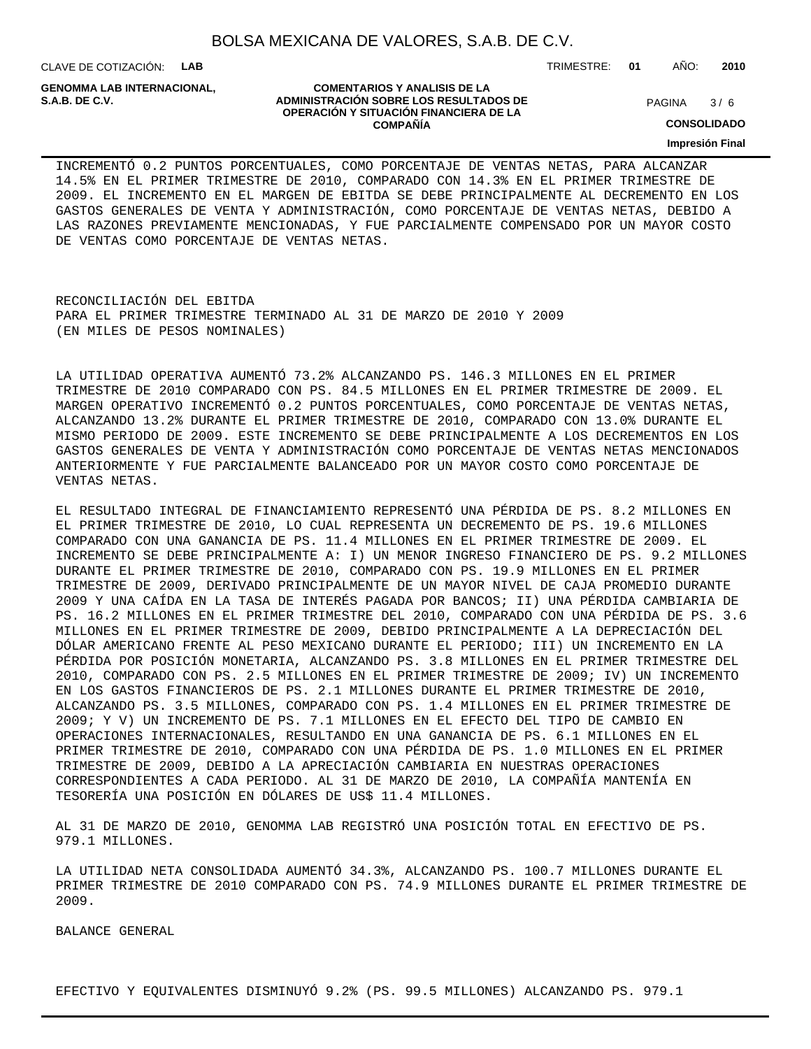INCREMENTÓ 0.2 PUNTOS PORCENTUALES, COMO PORCENTAJE DE VENTAS NETAS, PARA ALCANZAR 14.5% EN EL PRIMER TRIMESTRE DE 2010, COMPARADO CON 14.3% EN EL PRIMER TRIMESTRE DE 2009. EL INCREMENTO EN EL MARGEN DE EBITDA SE DEBE PRINCIPALMENTE AL DECREMENTO EN LOS GASTOS GENERALES DE VENTA Y ADMINISTRACIÓN, COMO PORCENTAJE DE VENTAS NETAS, DEBIDO A LAS RAZONES PREVIAMENTE MENCIONADAS, Y FUE PARCIALMENTE COMPENSADO POR UN MAYOR COSTO DE VENTAS COMO PORCENTAJE DE VENTAS NETAS.

RECONCILIACIÓN DEL EBITDA
PARA EL PRIMER TRIMESTRE TERMINADO AL 31 DE MARZO DE 2010 Y 2009
(EN MILES DE PESOS NOMINALES)

LA UTILIDAD OPERATIVA AUMENTÓ 73.2% ALCANZANDO PS. 146.3 MILLONES EN EL PRIMER TRIMESTRE DE 2010 COMPARADO CON PS. 84.5 MILLONES EN EL PRIMER TRIMESTRE DE 2009. EL MARGEN OPERATIVO INCREMENTÓ 0.2 PUNTOS PORCENTUALES, COMO PORCENTAJE DE VENTAS NETAS, ALCANZANDO 13.2% DURANTE EL PRIMER TRIMESTRE DE 2010, COMPARADO CON 13.0% DURANTE EL MISMO PERIODO DE 2009. ESTE INCREMENTO SE DEBE PRINCIPALMENTE A LOS DECREMENTOS EN LOS GASTOS GENERALES DE VENTA Y ADMINISTRACIÓN COMO PORCENTAJE DE VENTAS NETAS MENCIONADOS ANTERIORMENTE Y FUE PARCIALMENTE BALANCEADO POR UN MAYOR COSTO COMO PORCENTAJE DE VENTAS NETAS.

EL RESULTADO INTEGRAL DE FINANCIAMIENTO REPRESENTÓ UNA PÉRDIDA DE PS. 8.2 MILLONES EN EL PRIMER TRIMESTRE DE 2010, LO CUAL REPRESENTA UN DECREMENTO DE PS. 19.6 MILLONES COMPARADO CON UNA GANANCIA DE PS. 11.4 MILLONES EN EL PRIMER TRIMESTRE DE 2009. EL INCREMENTO SE DEBE PRINCIPALMENTE A: I) UN MENOR INGRESO FINANCIERO DE PS. 9.2 MILLONES DURANTE EL PRIMER TRIMESTRE DE 2010, COMPARADO CON PS. 19.9 MILLONES EN EL PRIMER TRIMESTRE DE 2009, DERIVADO PRINCIPALMENTE DE UN MAYOR NIVEL DE CAJA PROMEDIO DURANTE 2009 Y UNA CAÍDA EN LA TASA DE INTERÉS PAGADA POR BANCOS; II) UNA PÉRDIDA CAMBIARIA DE PS. 16.2 MILLONES EN EL PRIMER TRIMESTRE DEL 2010, COMPARADO CON UNA PÉRDIDA DE PS. 3.6 MILLONES EN EL PRIMER TRIMESTRE DE 2009, DEBIDO PRINCIPALMENTE A LA DEPRECIACIÓN DEL DÓLAR AMERICANO FRENTE AL PESO MEXICANO DURANTE EL PERIODO; III) UN INCREMENTO EN LA PÉRDIDA POR POSICIÓN MONETARIA, ALCANZANDO PS. 3.8 MILLONES EN EL PRIMER TRIMESTRE DEL 2010, COMPARADO CON PS. 2.5 MILLONES EN EL PRIMER TRIMESTRE DE 2009; IV) UN INCREMENTO EN LOS GASTOS FINANCIEROS DE PS. 2.1 MILLONES DURANTE EL PRIMER TRIMESTRE DE 2010, ALCANZANDO PS. 3.5 MILLONES, COMPARADO CON PS. 1.4 MILLONES EN EL PRIMER TRIMESTRE DE 2009; Y V) UN INCREMENTO DE PS. 7.1 MILLONES EN EL EFECTO DEL TIPO DE CAMBIO EN OPERACIONES INTERNACIONALES, RESULTANDO EN UNA GANANCIA DE PS. 6.1 MILLONES EN EL PRIMER TRIMESTRE DE 2010, COMPARADO CON UNA PÉRDIDA DE PS. 1.0 MILLONES EN EL PRIMER TRIMESTRE DE 2009, DEBIDO A LA APRECIACIÓN CAMBIARIA EN NUESTRAS OPERACIONES CORRESPONDIENTES A CADA PERIODO. AL 31 DE MARZO DE 2010, LA COMPAÑÍA MANTENÍA EN TESORERÍA UNA POSICIÓN EN DÓLARES DE US$ 11.4 MILLONES.

AL 31 DE MARZO DE 2010, GENOMMA LAB REGISTRÓ UNA POSICIÓN TOTAL EN EFECTIVO DE PS. 979.1 MILLONES.

LA UTILIDAD NETA CONSOLIDADA AUMENTÓ 34.3%, ALCANZANDO PS. 100.7 MILLONES DURANTE EL PRIMER TRIMESTRE DE 2010 COMPARADO CON PS. 74.9 MILLONES DURANTE EL PRIMER TRIMESTRE DE 2009.

BALANCE GENERAL

EFECTIVO Y EQUIVALENTES DISMINUYÓ 9.2% (PS. 99.5 MILLONES) ALCANZANDO PS. 979.1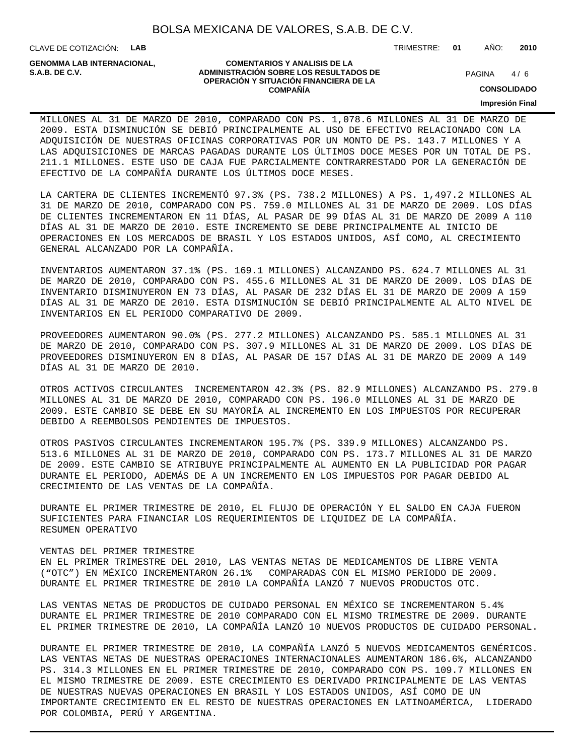MILLONES AL 31 DE MARZO DE 2010, COMPARADO CON PS. 1,078.6 MILLONES AL 31 DE MARZO DE 2009. ESTA DISMINUCIÓN SE DEBIÓ PRINCIPALMENTE AL USO DE EFECTIVO RELACIONADO CON LA ADQUISICIÓN DE NUESTRAS OFICINAS CORPORATIVAS POR UN MONTO DE PS. 143.7 MILLONES Y A LAS ADQUISICIONES DE MARCAS PAGADAS DURANTE LOS ÚLTIMOS DOCE MESES POR UN TOTAL DE PS. 211.1 MILLONES. ESTE USO DE CAJA FUE PARCIALMENTE CONTRARRESTADO POR LA GENERACIÓN DE EFECTIVO DE LA COMPAÑÍA DURANTE LOS ÚLTIMOS DOCE MESES.

LA CARTERA DE CLIENTES INCREMENTÓ 97.3% (PS. 738.2 MILLONES) A PS. 1,497.2 MILLONES AL 31 DE MARZO DE 2010, COMPARADO CON PS. 759.0 MILLONES AL 31 DE MARZO DE 2009. LOS DÍAS DE CLIENTES INCREMENTARON EN 11 DÍAS, AL PASAR DE 99 DÍAS AL 31 DE MARZO DE 2009 A 110 DÍAS AL 31 DE MARZO DE 2010. ESTE INCREMENTO SE DEBE PRINCIPALMENTE AL INICIO DE OPERACIONES EN LOS MERCADOS DE BRASIL Y LOS ESTADOS UNIDOS, ASÍ COMO, AL CRECIMIENTO GENERAL ALCANZADO POR LA COMPAÑÍA.

INVENTARIOS AUMENTARON 37.1% (PS. 169.1 MILLONES) ALCANZANDO PS. 624.7 MILLONES AL 31 DE MARZO DE 2010, COMPARADO CON PS. 455.6 MILLONES AL 31 DE MARZO DE 2009. LOS DÍAS DE INVENTARIO DISMINUYERON EN 73 DÍAS, AL PASAR DE 232 DÍAS EL 31 DE MARZO DE 2009 A 159 DÍAS AL 31 DE MARZO DE 2010. ESTA DISMINUCIÓN SE DEBIÓ PRINCIPALMENTE AL ALTO NIVEL DE INVENTARIOS EN EL PERIODO COMPARATIVO DE 2009.

PROVEEDORES AUMENTARON 90.0% (PS. 277.2 MILLONES) ALCANZANDO PS. 585.1 MILLONES AL 31 DE MARZO DE 2010, COMPARADO CON PS. 307.9 MILLONES AL 31 DE MARZO DE 2009. LOS DÍAS DE PROVEEDORES DISMINUYERON EN 8 DÍAS, AL PASAR DE 157 DÍAS AL 31 DE MARZO DE 2009 A 149 DÍAS AL 31 DE MARZO DE 2010.

OTROS ACTIVOS CIRCULANTES INCREMENTARON 42.3% (PS. 82.9 MILLONES) ALCANZANDO PS. 279.0 MILLONES AL 31 DE MARZO DE 2010, COMPARADO CON PS. 196.0 MILLONES AL 31 DE MARZO DE 2009. ESTE CAMBIO SE DEBE EN SU MAYORÍA AL INCREMENTO EN LOS IMPUESTOS POR RECUPERAR DEBIDO A REEMBOLSOS PENDIENTES DE IMPUESTOS.

OTROS PASIVOS CIRCULANTES INCREMENTARON 195.7% (PS. 339.9 MILLONES) ALCANZANDO PS. 513.6 MILLONES AL 31 DE MARZO DE 2010, COMPARADO CON PS. 173.7 MILLONES AL 31 DE MARZO DE 2009. ESTE CAMBIO SE ATRIBUYE PRINCIPALMENTE AL AUMENTO EN LA PUBLICIDAD POR PAGAR DURANTE EL PERIODO, ADEMÁS DE A UN INCREMENTO EN LOS IMPUESTOS POR PAGAR DEBIDO AL CRECIMIENTO DE LAS VENTAS DE LA COMPAÑÍA.

DURANTE EL PRIMER TRIMESTRE DE 2010, EL FLUJO DE OPERACIÓN Y EL SALDO EN CAJA FUERON SUFICIENTES PARA FINANCIAR LOS REQUERIMIENTOS DE LIQUIDEZ DE LA COMPAÑÍA.

RESUMEN OPERATIVO

VENTAS DEL PRIMER TRIMESTRE

EN EL PRIMER TRIMESTRE DEL 2010, LAS VENTAS NETAS DE MEDICAMENTOS DE LIBRE VENTA (“OTC”) EN MÉXICO INCREMENTARON 26.1% COMPARADAS CON EL MISMO PERIODO DE 2009. DURANTE EL PRIMER TRIMESTRE DE 2010 LA COMPAÑÍA LANZÓ 7 NUEVOS PRODUCTOS OTC.

LAS VENTAS NETAS DE PRODUCTOS DE CUIDADO PERSONAL EN MÉXICO SE INCREMENTARON 5.4% DURANTE EL PRIMER TRIMESTRE DE 2010 COMPARADO CON EL MISMO TRIMESTRE DE 2009. DURANTE EL PRIMER TRIMESTRE DE 2010, LA COMPAÑÍA LANZÓ 10 NUEVOS PRODUCTOS DE CUIDADO PERSONAL.

DURANTE EL PRIMER TRIMESTRE DE 2010, LA COMPAÑÍA LANZÓ 5 NUEVOS MEDICAMENTOS GENÉRICOS. LAS VENTAS NETAS DE NUESTRAS OPERACIONES INTERNACIONALES AUMENTARON 186.6%, ALCANZANDO PS. 314.3 MILLONES EN EL PRIMER TRIMESTRE DE 2010, COMPARADO CON PS. 109.7 MILLONES EN EL MISMO TRIMESTRE DE 2009. ESTE CRECIMIENTO ES DERIVADO PRINCIPALMENTE DE LAS VENTAS DE NUESTRAS NUEVAS OPERACIONES EN BRASIL Y LOS ESTADOS UNIDOS, ASÍ COMO DE UN IMPORTANTE CRECIMIENTO EN EL RESTO DE NUESTRAS OPERACIONES EN LATINOAMÉRICA, LIDERADO POR COLOMBIA, PERÚ Y ARGENTINA.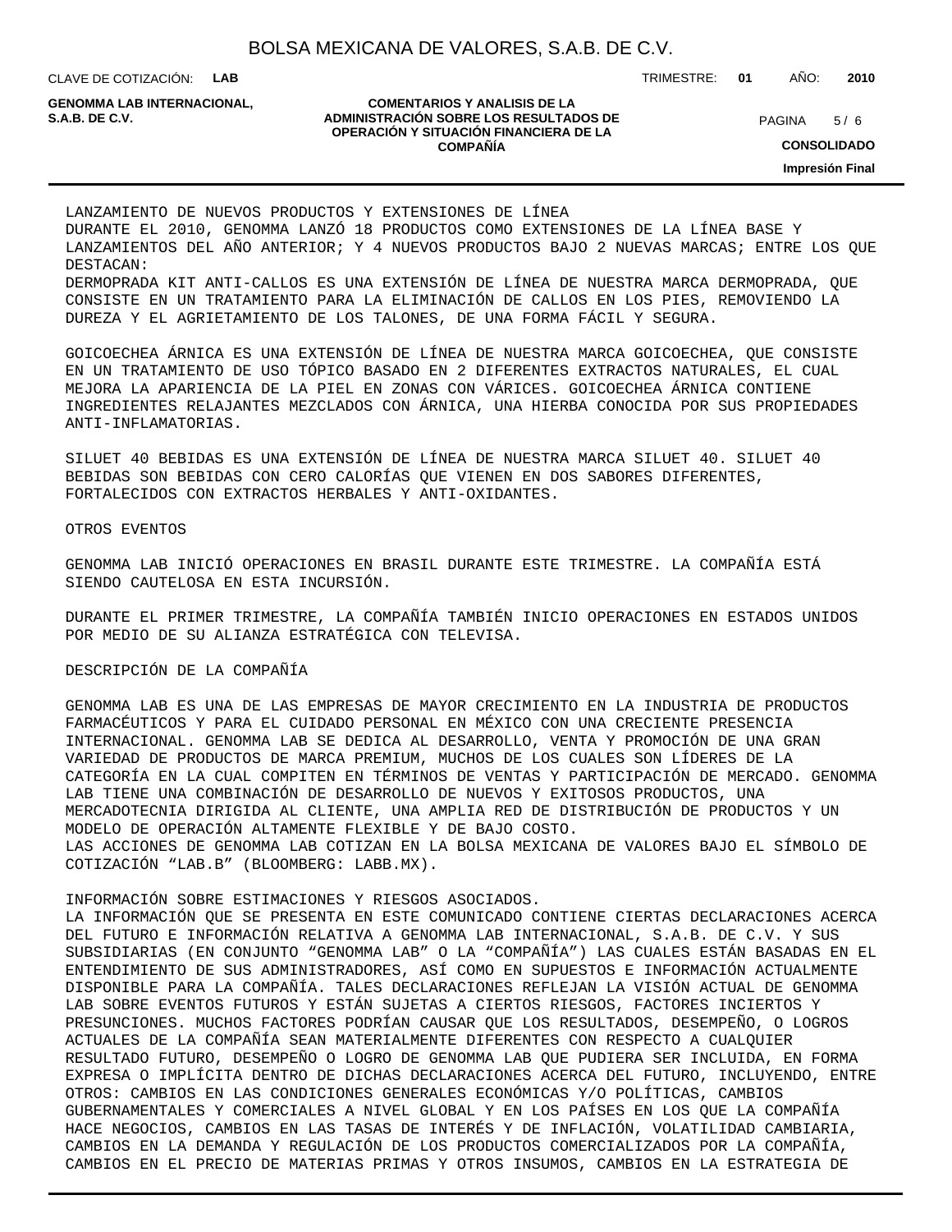LANZAMIENTO DE NUEVOS PRODUCTOS Y EXTENSIONES DE LÍNEA

DURANTE EL 2010, GENOMMA LANZÓ 18 PRODUCTOS COMO EXTENSIONES DE LA LÍNEA BASE Y LANZAMIENTOS DEL AÑO ANTERIOR; Y 4 NUEVOS PRODUCTOS BAJO 2 NUEVAS MARCAS; ENTRE LOS QUE DESTACAN:

DERMOPRADA KIT ANTI-CALLOS ES UNA EXTENSIÓN DE LÍNEA DE NUESTRA MARCA DERMOPRADA, QUE CONSISTE EN UN TRATAMIENTO PARA LA ELIMINACIÓN DE CALLOS EN LOS PIES, REMOVIENDO LA DUREZA Y EL AGRIETAMIENTO DE LOS TALONES, DE UNA FORMA FÁCIL Y SEGURA.

GOICOECHEA ÁRNICA ES UNA EXTENSIÓN DE LÍNEA DE NUESTRA MARCA GOICOECHEA, QUE CONSISTE EN UN TRATAMIENTO DE USO TÓPICO BASADO EN 2 DIFERENTES EXTRACTOS NATURALES, EL CUAL MEJORA LA APARIENCIA DE LA PIEL EN ZONAS CON VÁRICES. GOICOECHEA ÁRNICA CONTIENE INGREDIENTES RELAJANTES MEZCLADOS CON ÁRNICA, UNA HIERBA CONOCIDA POR SUS PROPIEDADES ANTI-INFLAMATORIAS.

SILUET 40 BEBIDAS ES UNA EXTENSIÓN DE LÍNEA DE NUESTRA MARCA SILUET 40. SILUET 40 BEBIDAS SON BEBIDAS CON CERO CALORÍAS QUE VIENEN EN DOS SABORES DIFERENTES, FORTALECIDOS CON EXTRACTOS HERBALES Y ANTI-OXIDANTES.

OTROS EVENTOS

GENOMMA LAB INICIÓ OPERACIONES EN BRASIL DURANTE ESTE TRIMESTRE. LA COMPAÑÍA ESTÁ SIENDO CAUTELOSA EN ESTA INCURSIÓN.

DURANTE EL PRIMER TRIMESTRE, LA COMPAÑÍA TAMBIÉN INICIO OPERACIONES EN ESTADOS UNIDOS POR MEDIO DE SU ALIANZA ESTRATÉGICA CON TELEVISA.

DESCRIPCIÓN DE LA COMPAÑÍA

GENOMMA LAB ES UNA DE LAS EMPRESAS DE MAYOR CRECIMIENTO EN LA INDUSTRIA DE PRODUCTOS FARMACÉUTICOS Y PARA EL CUIDADO PERSONAL EN MÉXICO CON UNA CRECIENTE PRESENCIA INTERNACIONAL. GENOMMA LAB SE DEDICA AL DESARROLLO, VENTA Y PROMOCIÓN DE UNA GRAN VARIEDAD DE PRODUCTOS DE MARCA PREMIUM, MUCHOS DE LOS CUALES SON LÍDERES DE LA CATEGORÍA EN LA CUAL COMPITEN EN TÉRMINOS DE VENTAS Y PARTICIPACIÓN DE MERCADO. GENOMMA LAB TIENE UNA COMBINACIÓN DE DESARROLLO DE NUEVOS Y EXITOSOS PRODUCTOS, UNA MERCADOTECNIA DIRIGIDA AL CLIENTE, UNA AMPLIA RED DE DISTRIBUCIÓN DE PRODUCTOS Y UN MODELO DE OPERACIÓN ALTAMENTE FLEXIBLE Y DE BAJO COSTO.

LAS ACCIONES DE GENOMMA LAB COTIZAN EN LA BOLSA MEXICANA DE VALORES BAJO EL SÍMBOLO DE COTIZACIÓN “LAB.B” (BLOOMBERG: LABB.MX).

INFORMACIÓN SOBRE ESTIMACIONES Y RIESGOS ASOCIADOS.

LA INFORMACIÓN QUE SE PRESENTA EN ESTE COMUNICADO CONTIENE CIERTAS DECLARACIONES ACERCA DEL FUTURO E INFORMACIÓN RELATIVA A GENOMMA LAB INTERNACIONAL, S.A.B. DE C.V. Y SUS SUBSIDIARIAS (EN CONJUNTO “GENOMMA LAB” O LA “COMPAÑÍA”) LAS CUALES ESTÁN BASADAS EN EL ENTENDIMIENTO DE SUS ADMINISTRADORES, ASÍ COMO EN SUPUESTOS E INFORMACIÓN ACTUALMENTE DISPONIBLE PARA LA COMPAÑÍA. TALES DECLARACIONES REFLEJAN LA VISIÓN ACTUAL DE GENOMMA LAB SOBRE EVENTOS FUTUROS Y ESTÁN SUJETAS A CIERTOS RIESGOS, FACTORES INCIERTOS Y PRESUNCIONES. MUCHOS FACTORES PODRÍAN CAUSAR QUE LOS RESULTADOS, DESEMPEÑO, O LOGROS ACTUALES DE LA COMPAÑÍA SEAN MATERIALMENTE DIFERENTES CON RESPECTO A CUALQUIER RESULTADO FUTURO, DESEMPEÑO O LOGRO DE GENOMMA LAB QUE PUDIERA SER INCLUIDA, EN FORMA EXPRESA O IMPLÍCITA DENTRO DE DICHAS DECLARACIONES ACERCA DEL FUTURO, INCLUYENDO, ENTRE OTROS: CAMBIOS EN LAS CONDICIONES GENERALES ECONÓMICAS Y/O POLÍTICAS, CAMBIOS GUBERNAMENTALES Y COMERCIALES A NIVEL GLOBAL Y EN LOS PAÍSES EN LOS QUE LA COMPAÑÍA HACE NEGOCIOS, CAMBIOS EN LAS TASAS DE INTERÉS Y DE INFLACIÓN, VOLATILIDAD CAMBIARIA, CAMBIOS EN LA DEMANDA Y REGULACIÓN DE LOS PRODUCTOS COMERCIALIZADOS POR LA COMPAÑÍA, CAMBIOS EN EL PRECIO DE MATERIAS PRIMAS Y OTROS INSUMOS, CAMBIOS EN LA ESTRATEGIA DE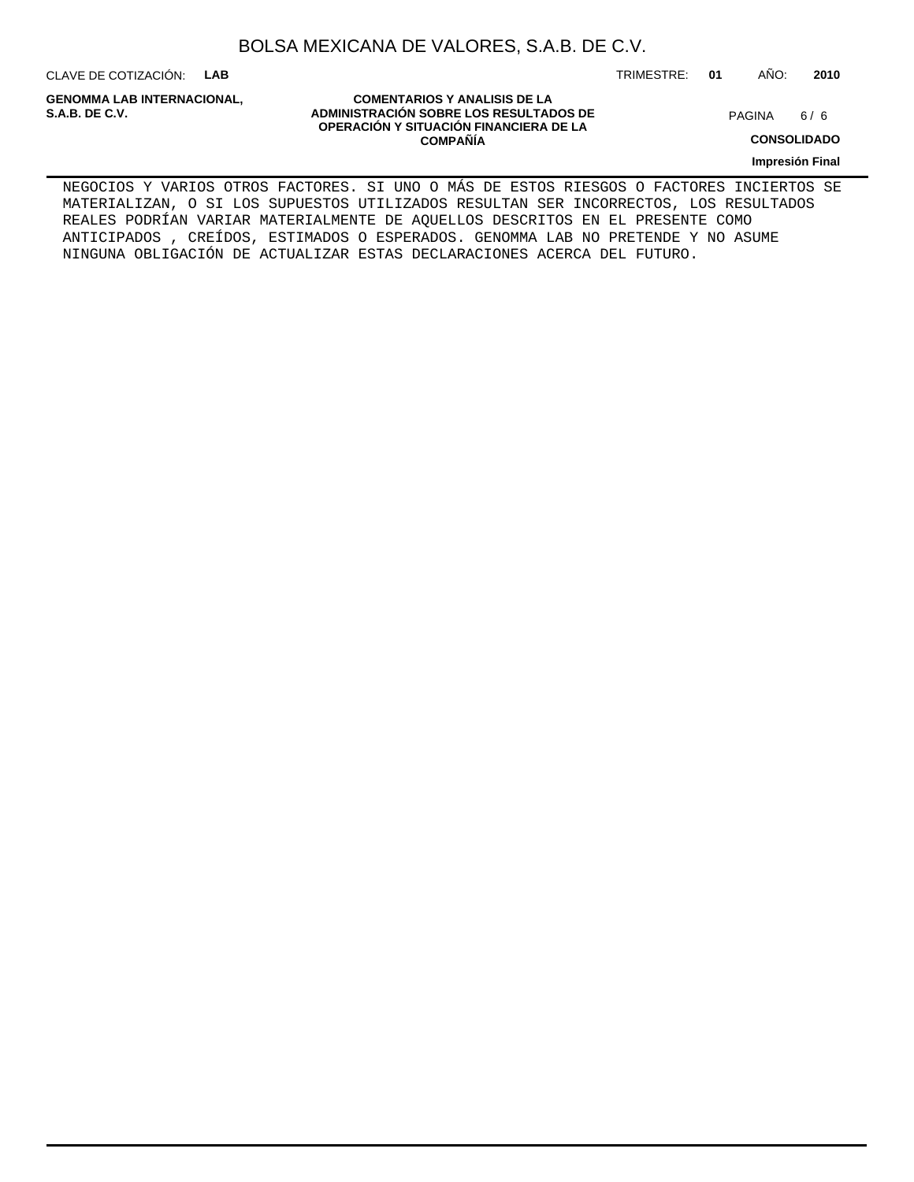NEGOCIOS Y VARIOS OTROS FACTORES. SI UNO O MÁS DE ESTOS RIESGOS O FACTORES INCIERTOS SE MATERIALIZAN, O SI LOS SUPUESTOS UTILIZADOS RESULTAN SER INCORRECTOS, LOS RESULTADOS REALES PODRÍAN VARIAR MATERIALMENTE DE AQUELLOS DESCRITOS EN EL PRESENTE COMO ANTICIPADOS , CREÍDOS, ESTIMADOS O ESPERADOS. GENOMMA LAB NO PRETENDE Y NO ASUME NINGUNA OBLIGACIÓN DE ACTUALIZAR ESTAS DECLARACIONES ACERCA DEL FUTURO.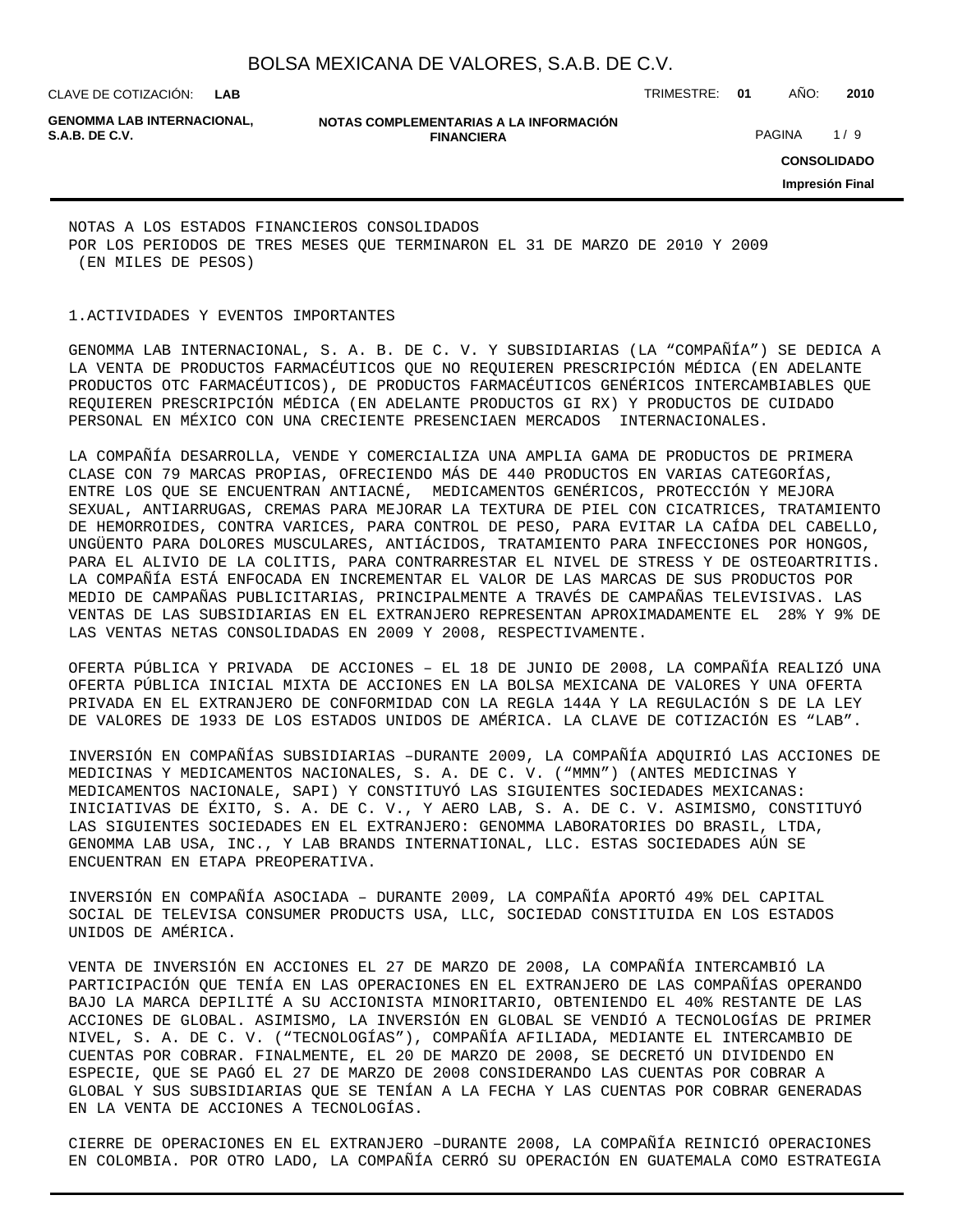NOTAS A LOS ESTADOS FINANCIEROS CONSOLIDADOS
POR LOS PERIODOS DE TRES MESES QUE TERMINARON EL 31 DE MARZO DE 2010 Y 2009
(EN MILES DE PESOS)

## 1.ACTIVIDADES Y EVENTOS IMPORTANTES

GENOMMA LAB INTERNACIONAL, S. A. B. DE C. V. Y SUBSIDIARIAS (LA "COMPAÑÍA") SE DEDICA A LA VENTA DE PRODUCTOS FARMACÉUTICOS QUE NO REQUIEREN PRESCRIPCIÓN MÉDICA (EN ADELANTE PRODUCTOS OTC FARMACÉUTICOS), DE PRODUCTOS FARMACÉUTICOS GENÉRICOS INTERCAMBIABLES QUE REQUIEREN PRESCRIPCIÓN MÉDICA (EN ADELANTE PRODUCTOS GI RX) Y PRODUCTOS DE CUIDADO PERSONAL EN MÉXICO CON UNA CRECIENTE PRESENCIAEN MERCADOS INTERNACIONALES.

LA COMPAÑÍA DESARROLLA, VENDE Y COMERCIALIZA UNA AMPLIA GAMA DE PRODUCTOS DE PRIMERA CLASE CON 79 MARCAS PROPIAS, OFRECIENDO MÁS DE 440 PRODUCTOS EN VARIAS CATEGORÍAS, ENTRE LOS QUE SE ENCUENTRAN ANTIACNÉ, MEDICAMENTOS GENÉRICOS, PROTECCIÓN Y MEJORA SEXUAL, ANTIARRUGAS, CREMAS PARA MEJORAR LA TEXTURA DE PIEL CON CICATRICES, TRATAMIENTO DE HEMORROIDES, CONTRA VARICES, PARA CONTROL DE PESO, PARA EVITAR LA CAÍDA DEL CABELLO, UNGÜENTO PARA DOLORES MUSCULARES, ANTIÁCIDOS, TRATAMIENTO PARA INFECCIONES POR HONGOS, PARA EL ALIVIO DE LA COLITIS, PARA CONTRARRESTAR EL NIVEL DE STRESS Y DE OSTEOARTRITIS. LA COMPAÑÍA ESTÁ ENFOCADA EN INCREMENTAR EL VALOR DE LAS MARCAS DE SUS PRODUCTOS POR MEDIO DE CAMPAÑAS PUBLICITARIAS, PRINCIPALMENTE A TRAVÉS DE CAMPAÑAS TELEVISIVAS. LAS VENTAS DE LAS SUBSIDIARIAS EN EL EXTRANJERO REPRESENTAN APROXIMADAMENTE EL 28% Y 9% DE LAS VENTAS NETAS CONSOLIDADAS EN 2009 Y 2008, RESPECTIVAMENTE.

OFERTA PÚBLICA Y PRIVADA DE ACCIONES – EL 18 DE JUNIO DE 2008, LA COMPAÑÍA REALIZÓ UNA OFERTA PÚBLICA INICIAL MIXTA DE ACCIONES EN LA BOLSA MEXICANA DE VALORES Y UNA OFERTA PRIVADA EN EL EXTRANJERO DE CONFORMIDAD CON LA REGLA 144A Y LA REGULACIÓN S DE LA LEY DE VALORES DE 1933 DE LOS ESTADOS UNIDOS DE AMÉRICA. LA CLAVE DE COTIZACIÓN ES "LAB".

INVERSIÓN EN COMPAÑÍAS SUBSIDIARIAS –DURANTE 2009, LA COMPAÑÍA ADQUIRIÓ LAS ACCIONES DE MEDICINAS Y MEDICAMENTOS NACIONALES, S. A. DE C. V. ("MMN") (ANTES MEDICINAS Y MEDICAMENTOS NACIONALE, SAPI) Y CONSTITUYÓ LAS SIGUIENTES SOCIEDADES MEXICANAS: INICIATIVAS DE ÉXITO, S. A. DE C. V., Y AERO LAB, S. A. DE C. V. ASIMISMO, CONSTITUYÓ LAS SIGUIENTES SOCIEDADES EN EL EXTRANJERO: GENOMMA LABORATORIES DO BRASIL, LTDA, GENOMMA LAB USA, INC., Y LAB BRANDS INTERNATIONAL, LLC. ESTAS SOCIEDADES AÚN SE ENCUENTRAN EN ETAPA PREOPERATIVA.

INVERSIÓN EN COMPAÑÍA ASOCIADA – DURANTE 2009, LA COMPAÑÍA APORTÓ 49% DEL CAPITAL SOCIAL DE TELEVISA CONSUMER PRODUCTS USA, LLC, SOCIEDAD CONSTITUIDA EN LOS ESTADOS UNIDOS DE AMÉRICA.

VENTA DE INVERSIÓN EN ACCIONES EL 27 DE MARZO DE 2008, LA COMPAÑÍA INTERCAMBIÓ LA PARTICIPACIÓN QUE TENÍA EN LAS OPERACIONES EN EL EXTRANJERO DE LAS COMPAÑÍAS OPERANDO BAJO LA MARCA DEPILITÉ A SU ACCIONISTA MINORITARIO, OBTENIENDO EL 40% RESTANTE DE LAS ACCIONES DE GLOBAL. ASIMISMO, LA INVERSIÓN EN GLOBAL SE VENDIÓ A TECNOLOGÍAS DE PRIMER NIVEL, S. A. DE C. V. ("TECNOLOGÍAS"), COMPAÑÍA AFILIADA, MEDIANTE EL INTERCAMBIO DE CUENTAS POR COBRAR. FINALMENTE, EL 20 DE MARZO DE 2008, SE DECRETÓ UN DIVIDENDO EN ESPECIE, QUE SE PAGÓ EL 27 DE MARZO DE 2008 CONSIDERANDO LAS CUENTAS POR COBRAR A GLOBAL Y SUS SUBSIDIARIAS QUE SE TENÍAN A LA FECHA Y LAS CUENTAS POR COBRAR GENERADAS EN LA VENTA DE ACCIONES A TECNOLOGÍAS.

CIERRE DE OPERACIONES EN EL EXTRANJERO –DURANTE 2008, LA COMPAÑÍA REINICIÓ OPERACIONES EN COLOMBIA. POR OTRO LADO, LA COMPAÑÍA CERRÓ SU OPERACIÓN EN GUATEMALA COMO ESTRATEGIA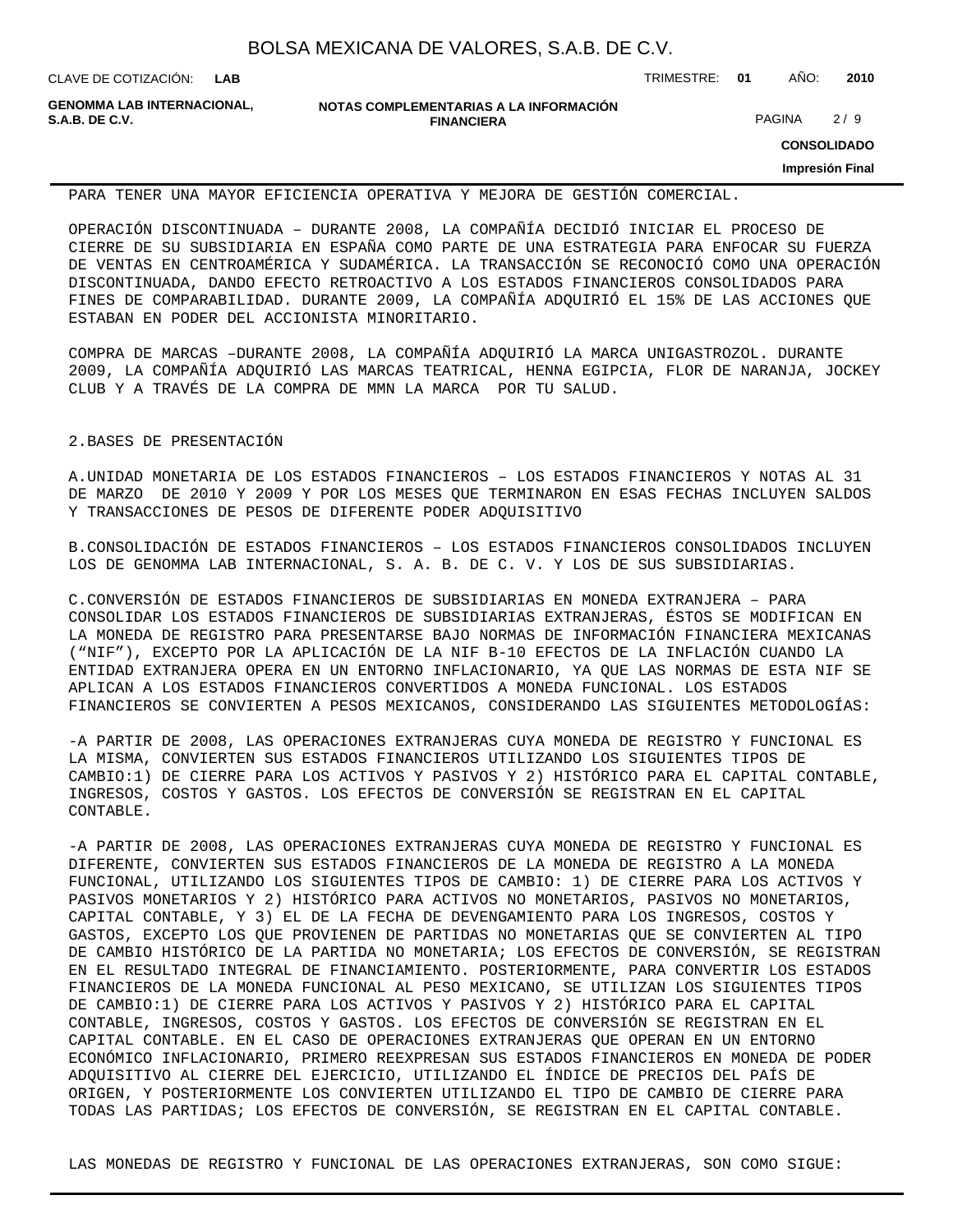PARA TENER UNA MAYOR EFICIENCIA OPERATIVA Y MEJORA DE GESTIÓN COMERCIAL.

OPERACIÓN DISCONTINUADA – DURANTE 2008, LA COMPAÑÍA DECIDIÓ INICIAR EL PROCESO DE CIERRE DE SU SUBSIDIARIA EN ESPAÑA COMO PARTE DE UNA ESTRATEGIA PARA ENFOCAR SU FUERZA DE VENTAS EN CENTROAMÉRICA Y SUDAMÉRICA. LA TRANSACCIÓN SE RECONOCIÓ COMO UNA OPERACIÓN DISCONTINUADA, DANDO EFECTO RETROACTIVO A LOS ESTADOS FINANCIEROS CONSOLIDADOS PARA FINES DE COMPARABILIDAD. DURANTE 2009, LA COMPAÑÍA ADQUIRIÓ EL 15% DE LAS ACCIONES QUE ESTABAN EN PODER DEL ACCIONISTA MINORITARIO.

COMPRA DE MARCAS –DURANTE 2008, LA COMPAÑÍA ADQUIRIÓ LA MARCA UNIGASTROZOL. DURANTE 2009, LA COMPAÑÍA ADQUIRIÓ LAS MARCAS TEATRICAL, HENNA EGIPCIA, FLOR DE NARANJA, JOCKEY CLUB Y A TRAVÉS DE LA COMPRA DE MMN LA MARCA POR TU SALUD.

## 2.BASES DE PRESENTACIÓN

A.UNIDAD MONETARIA DE LOS ESTADOS FINANCIEROS – LOS ESTADOS FINANCIEROS Y NOTAS AL 31 DE MARZO DE 2010 Y 2009 Y POR LOS MESES QUE TERMINARON EN ESAS FECHAS INCLUYEN SALDOS Y TRANSACCIONES DE PESOS DE DIFERENTE PODER ADQUISITIVO

B.CONSOLIDACIÓN DE ESTADOS FINANCIEROS – LOS ESTADOS FINANCIEROS CONSOLIDADOS INCLUYEN LOS DE GENOMMA LAB INTERNACIONAL, S. A. B. DE C. V. Y LOS DE SUS SUBSIDIARIAS.

C.CONVERSIÓN DE ESTADOS FINANCIEROS DE SUBSIDIARIAS EN MONEDA EXTRANJERA – PARA CONSOLIDAR LOS ESTADOS FINANCIEROS DE SUBSIDIARIAS EXTRANJERAS, ÉSTOS SE MODIFICAN EN LA MONEDA DE REGISTRO PARA PRESENTARSE BAJO NORMAS DE INFORMACIÓN FINANCIERA MEXICANAS (“NIF”), EXCEPTO POR LA APLICACIÓN DE LA NIF B-10 EFECTOS DE LA INFLACIÓN CUANDO LA ENTIDAD EXTRANJERA OPERA EN UN ENTORNO INFLACIONARIO, YA QUE LAS NORMAS DE ESTA NIF SE APLICAN A LOS ESTADOS FINANCIEROS CONVERTIDOS A MONEDA FUNCIONAL. LOS ESTADOS FINANCIEROS SE CONVIERTEN A PESOS MEXICANOS, CONSIDERANDO LAS SIGUIENTES METODOLOGÍAS:

-A PARTIR DE 2008, LAS OPERACIONES EXTRANJERAS CUYA MONEDA DE REGISTRO Y FUNCIONAL ES LA MISMA, CONVIERTEN SUS ESTADOS FINANCIEROS UTILIZANDO LOS SIGUIENTES TIPOS DE CAMBIO:1) DE CIERRE PARA LOS ACTIVOS Y PASIVOS Y 2) HISTÓRICO PARA EL CAPITAL CONTABLE, INGRESOS, COSTOS Y GASTOS. LOS EFECTOS DE CONVERSIÓN SE REGISTRAN EN EL CAPITAL CONTABLE.

-A PARTIR DE 2008, LAS OPERACIONES EXTRANJERAS CUYA MONEDA DE REGISTRO Y FUNCIONAL ES DIFERENTE, CONVIERTEN SUS ESTADOS FINANCIEROS DE LA MONEDA DE REGISTRO A LA MONEDA FUNCIONAL, UTILIZANDO LOS SIGUIENTES TIPOS DE CAMBIO: 1) DE CIERRE PARA LOS ACTIVOS Y PASIVOS MONETARIOS Y 2) HISTÓRICO PARA ACTIVOS NO MONETARIOS, PASIVOS NO MONETARIOS, CAPITAL CONTABLE, Y 3) EL DE LA FECHA DE DEVENGAMIENTO PARA LOS INGRESOS, COSTOS Y GASTOS, EXCEPTO LOS QUE PROVIENEN DE PARTIDAS NO MONETARIAS QUE SE CONVIERTEN AL TIPO DE CAMBIO HISTÓRICO DE LA PARTIDA NO MONETARIA; LOS EFECTOS DE CONVERSIÓN, SE REGISTRAN EN EL RESULTADO INTEGRAL DE FINANCIAMIENTO. POSTERIORMENTE, PARA CONVERTIR LOS ESTADOS FINANCIEROS DE LA MONEDA FUNCIONAL AL PESO MEXICANO, SE UTILIZAN LOS SIGUIENTES TIPOS DE CAMBIO:1) DE CIERRE PARA LOS ACTIVOS Y PASIVOS Y 2) HISTÓRICO PARA EL CAPITAL CONTABLE, INGRESOS, COSTOS Y GASTOS. LOS EFECTOS DE CONVERSIÓN SE REGISTRAN EN EL CAPITAL CONTABLE. EN EL CASO DE OPERACIONES EXTRANJERAS QUE OPERAN EN UN ENTORNO ECONÓMICO INFLACIONARIO, PRIMERO REEXPRESAN SUS ESTADOS FINANCIEROS EN MONEDA DE PODER ADQUISITIVO AL CIERRE DEL EJERCICIO, UTILIZANDO EL ÍNDICE DE PRECIOS DEL PAÍS DE ORIGEN, Y POSTERIORMENTE LOS CONVIERTEN UTILIZANDO EL TIPO DE CAMBIO DE CIERRE PARA TODAS LAS PARTIDAS; LOS EFECTOS DE CONVERSIÓN, SE REGISTRAN EN EL CAPITAL CONTABLE.

LAS MONEDAS DE REGISTRO Y FUNCIONAL DE LAS OPERACIONES EXTRANJERAS, SON COMO SIGUE: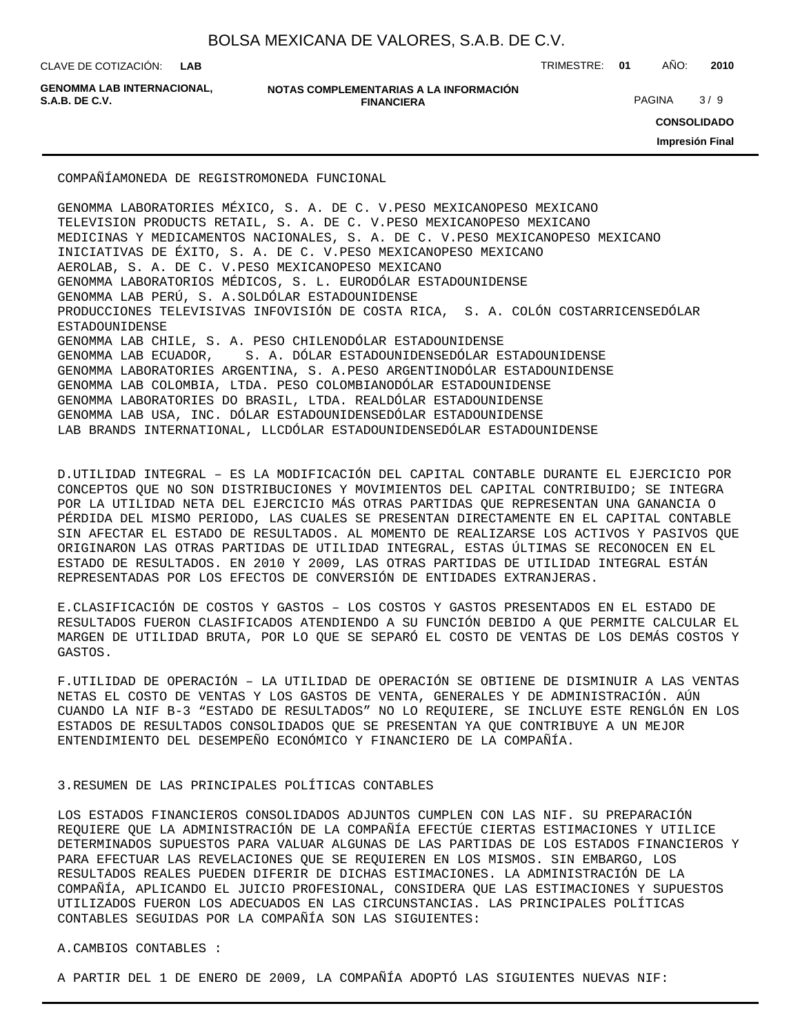| COMPAÑÍA | MONEDA DE REGISTRO | MONEDA FUNCIONAL |
| --- | --- | --- |
| GENOMMA LABORATORIES MÉXICO, S. A. DE C. V. | PESO MEXICANO | PESO MEXICANO |
| TELEVISION PRODUCTS RETAIL, S. A. DE C. V. | PESO MEXICANO | PESO MEXICANO |
| MEDICINAS Y MEDICAMENTOS NACIONALES, S. A. DE C. V. | PESO MEXICANO | PESO MEXICANO |
| INICIATIVAS DE ÉXITO, S. A. DE C. V. | PESO MEXICANO | PESO MEXICANO |
| AEROLAB, S. A. DE C. V. | PESO MEXICANO | PESO MEXICANO |
| GENOMMA LABORATORIOS MÉDICOS, S. L. | EURO | DÓLAR ESTADOUNIDENSE |
| GENOMMA LAB PERÚ, S. A. | SOL | DÓLAR ESTADOUNIDENSE |
| PRODUCCIONES TELEVISIVAS INFOVISIÓN DE COSTA RICA, S. A. | COLÓN COSTARRICENSE | DÓLAR ESTADOUNIDENSE |
| GENOMMA LAB CHILE, S. A. | PESO CHILENO | DÓLAR ESTADOUNIDENSE |
| GENOMMA LAB ECUADOR, S. A. | DÓLAR ESTADOUNIDENSE | DÓLAR ESTADOUNIDENSE |
| GENOMMA LABORATORIES ARGENTINA, S. A. | PESO ARGENTINO | DÓLAR ESTADOUNIDENSE |
| GENOMMA LAB COLOMBIA, LTDA. | PESO COLOMBIANO | DÓLAR ESTADOUNIDENSE |
| GENOMMA LABORATORIES DO BRASIL, LTDA. | REAL | DÓLAR ESTADOUNIDENSE |
| GENOMMA LAB USA, INC. | DÓLAR ESTADOUNIDENSE | DÓLAR ESTADOUNIDENSE |
| LAB BRANDS INTERNATIONAL, LLC | DÓLAR ESTADOUNIDENSE | DÓLAR ESTADOUNIDENSE |

D. UTILIDAD INTEGRAL – ES LA MODIFICACIÓN DEL CAPITAL CONTABLE DURANTE EL EJERCICIO POR CONCEPTOS QUE NO SON DISTRIBUCIONES Y MOVIMIENTOS DEL CAPITAL CONTRIBUIDO; SE INTEGRA POR LA UTILIDAD NETA DEL EJERCICIO MÁS OTRAS PARTIDAS QUE REPRESENTAN UNA GANANCIA O PÉRDIDA DEL MISMO PERIODO, LAS CUALES SE PRESENTAN DIRECTAMENTE EN EL CAPITAL CONTABLE SIN AFECTAR EL ESTADO DE RESULTADOS. AL MOMENTO DE REALIZARSE LOS ACTIVOS Y PASIVOS QUE ORIGINARON LAS OTRAS PARTIDAS DE UTILIDAD INTEGRAL, ESTAS ÚLTIMAS SE RECONOCEN EN EL ESTADO DE RESULTADOS. EN 2010 Y 2009, LAS OTRAS PARTIDAS DE UTILIDAD INTEGRAL ESTÁN REPRESENTADAS POR LOS EFECTOS DE CONVERSIÓN DE ENTIDADES EXTRANJERAS.

E. CLASIFICACIÓN DE COSTOS Y GASTOS – LOS COSTOS Y GASTOS PRESENTADOS EN EL ESTADO DE RESULTADOS FUERON CLASIFICADOS ATENDIENDO A SU FUNCIÓN DEBIDO A QUE PERMITE CALCULAR EL MARGEN DE UTILIDAD BRUTA, POR LO QUE SE SEPARÓ EL COSTO DE VENTAS DE LOS DEMÁS COSTOS Y GASTOS.

F. UTILIDAD DE OPERACIÓN – LA UTILIDAD DE OPERACIÓN SE OBTIENE DE DISMINUIR A LAS VENTAS NETAS EL COSTO DE VENTAS Y LOS GASTOS DE VENTA, GENERALES Y DE ADMINISTRACIÓN. AÚN CUANDO LA NIF B-3 "ESTADO DE RESULTADOS" NO LO REQUIERE, SE INCLUYE ESTE RENGLÓN EN LOS ESTADOS DE RESULTADOS CONSOLIDADOS QUE SE PRESENTAN YA QUE CONTRIBUYE A UN MEJOR ENTENDIMIENTO DEL DESEMPEÑO ECONÓMICO Y FINANCIERO DE LA COMPAÑÍA.

## 3. RESUMEN DE LAS PRINCIPALES POLÍTICAS CONTABLES

LOS ESTADOS FINANCIEROS CONSOLIDADOS ADJUNTOS CUMPLEN CON LAS NIF. SU PREPARACIÓN REQUIERE QUE LA ADMINISTRACIÓN DE LA COMPAÑÍA EFECTÚE CIERTAS ESTIMACIONES Y UTILICE DETERMINADOS SUPUESTOS PARA VALUAR ALGUNAS DE LAS PARTIDAS DE LOS ESTADOS FINANCIEROS Y PARA EFECTUAR LAS REVELACIONES QUE SE REQUIEREN EN LOS MISMOS. SIN EMBARGO, LOS RESULTADOS REALES PUEDEN DIFERIR DE DICHAS ESTIMACIONES. LA ADMINISTRACIÓN DE LA COMPAÑÍA, APLICANDO EL JUICIO PROFESIONAL, CONSIDERA QUE LAS ESTIMACIONES Y SUPUESTOS UTILIZADOS FUERON LOS ADECUADOS EN LAS CIRCUNSTANCIAS. LAS PRINCIPALES POLÍTICAS CONTABLES SEGUIDAS POR LA COMPAÑÍA SON LAS SIGUIENTES:

A. CAMBIOS CONTABLES :

A PARTIR DEL 1 DE ENERO DE 2009, LA COMPAÑÍA ADOPTÓ LAS SIGUIENTES NUEVAS NIF: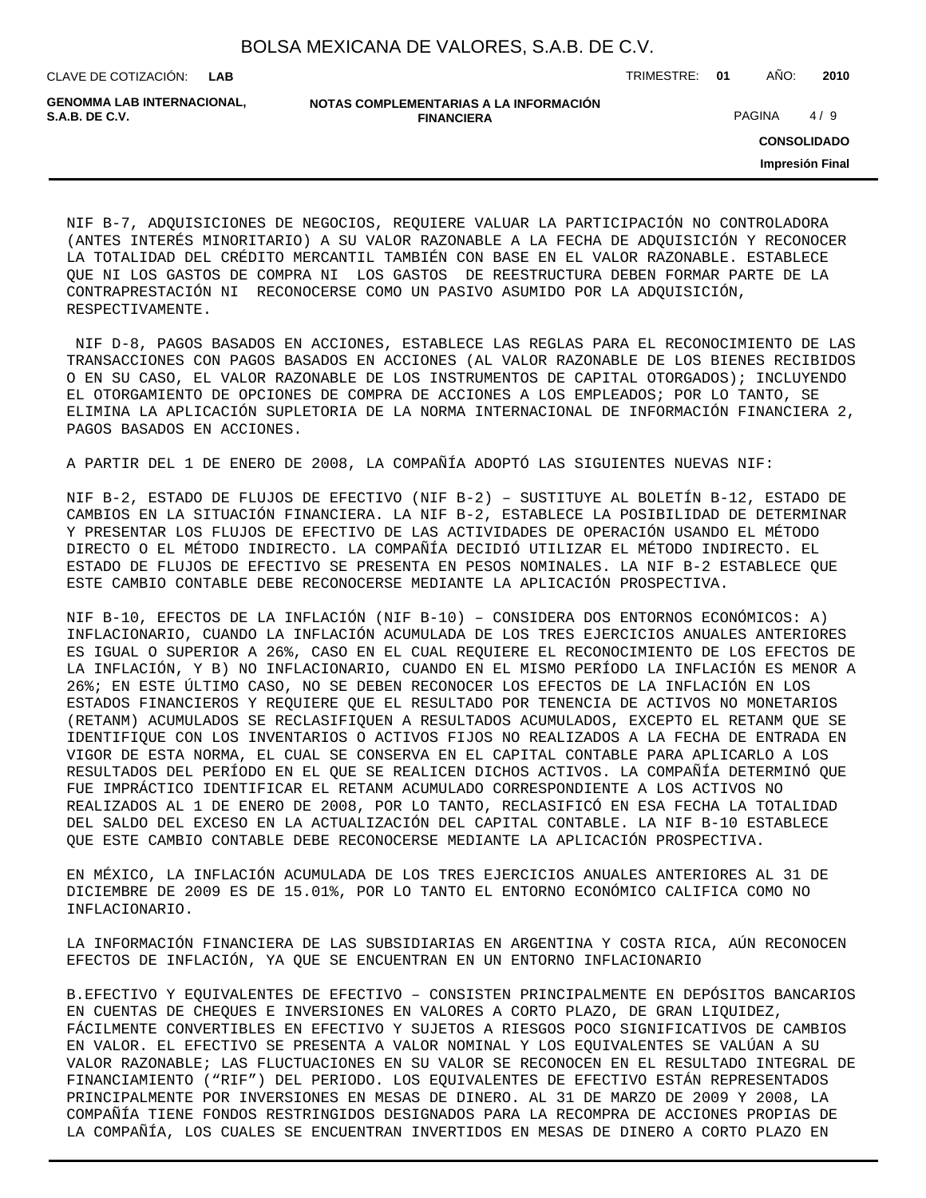NIF B-7, ADQUISICIONES DE NEGOCIOS, REQUIERE VALUAR LA PARTICIPACIÓN NO CONTROLADORA (ANTES INTERÉS MINORITARIO) A SU VALOR RAZONABLE A LA FECHA DE ADQUISICIÓN Y RECONOCER LA TOTALIDAD DEL CRÉDITO MERCANTIL TAMBIÉN CON BASE EN EL VALOR RAZONABLE. ESTABLECE QUE NI LOS GASTOS DE COMPRA NI LOS GASTOS DE REESTRUCTURA DEBEN FORMAR PARTE DE LA CONTRAPRESTACIÓN NI RECONOCERSE COMO UN PASIVO ASUMIDO POR LA ADQUISICIÓN, RESPECTIVAMENTE.

NIF D-8, PAGOS BASADOS EN ACCIONES, ESTABLECE LAS REGLAS PARA EL RECONOCIMIENTO DE LAS TRANSACCIONES CON PAGOS BASADOS EN ACCIONES (AL VALOR RAZONABLE DE LOS BIENES RECIBIDOS O EN SU CASO, EL VALOR RAZONABLE DE LOS INSTRUMENTOS DE CAPITAL OTORGADOS); INCLUYENDO EL OTORGAMIENTO DE OPCIONES DE COMPRA DE ACCIONES A LOS EMPLEADOS; POR LO TANTO, SE ELIMINA LA APLICACIÓN SUPLETORIA DE LA NORMA INTERNACIONAL DE INFORMACIÓN FINANCIERA 2, PAGOS BASADOS EN ACCIONES.

A PARTIR DEL 1 DE ENERO DE 2008, LA COMPAÑÍA ADOPTÓ LAS SIGUIENTES NUEVAS NIF:

NIF B-2, ESTADO DE FLUJOS DE EFECTIVO (NIF B-2) – SUSTITUYE AL BOLETÍN B-12, ESTADO DE CAMBIOS EN LA SITUACIÓN FINANCIERA. LA NIF B-2, ESTABLECE LA POSIBILIDAD DE DETERMINAR Y PRESENTAR LOS FLUJOS DE EFECTIVO DE LAS ACTIVIDADES DE OPERACIÓN USANDO EL MÉTODO DIRECTO O EL MÉTODO INDIRECTO. LA COMPAÑÍA DECIDIÓ UTILIZAR EL MÉTODO INDIRECTO. EL ESTADO DE FLUJOS DE EFECTIVO SE PRESENTA EN PESOS NOMINALES. LA NIF B-2 ESTABLECE QUE ESTE CAMBIO CONTABLE DEBE RECONOCERSE MEDIANTE LA APLICACIÓN PROSPECTIVA.

NIF B-10, EFECTOS DE LA INFLACIÓN (NIF B-10) – CONSIDERA DOS ENTORNOS ECONÓMICOS: A) INFLACIONARIO, CUANDO LA INFLACIÓN ACUMULADA DE LOS TRES EJERCICIOS ANUALES ANTERIORES ES IGUAL O SUPERIOR A 26%, CASO EN EL CUAL REQUIERE EL RECONOCIMIENTO DE LOS EFECTOS DE LA INFLACIÓN, Y B) NO INFLACIONARIO, CUANDO EN EL MISMO PERÍODO LA INFLACIÓN ES MENOR A 26%; EN ESTE ÚLTIMO CASO, NO SE DEBEN RECONOCER LOS EFECTOS DE LA INFLACIÓN EN LOS ESTADOS FINANCIEROS Y REQUIERE QUE EL RESULTADO POR TENENCIA DE ACTIVOS NO MONETARIOS (RETANM) ACUMULADOS SE RECLASIFIQUEN A RESULTADOS ACUMULADOS, EXCEPTO EL RETANM QUE SE IDENTIFIQUE CON LOS INVENTARIOS O ACTIVOS FIJOS NO REALIZADOS A LA FECHA DE ENTRADA EN VIGOR DE ESTA NORMA, EL CUAL SE CONSERVA EN EL CAPITAL CONTABLE PARA APLICARLO A LOS RESULTADOS DEL PERÍODO EN EL QUE SE REALICEN DICHOS ACTIVOS. LA COMPAÑÍA DETERMINÓ QUE FUE IMPRÁCTICO IDENTIFICAR EL RETANM ACUMULADO CORRESPONDIENTE A LOS ACTIVOS NO REALIZADOS AL 1 DE ENERO DE 2008, POR LO TANTO, RECLASIFICÓ EN ESA FECHA LA TOTALIDAD DEL SALDO DEL EXCESO EN LA ACTUALIZACIÓN DEL CAPITAL CONTABLE. LA NIF B-10 ESTABLECE QUE ESTE CAMBIO CONTABLE DEBE RECONOCERSE MEDIANTE LA APLICACIÓN PROSPECTIVA.

EN MÉXICO, LA INFLACIÓN ACUMULADA DE LOS TRES EJERCICIOS ANUALES ANTERIORES AL 31 DE DICIEMBRE DE 2009 ES DE 15.01%, POR LO TANTO EL ENTORNO ECONÓMICO CALIFICA COMO NO INFLACIONARIO.

LA INFORMACIÓN FINANCIERA DE LAS SUBSIDIARIAS EN ARGENTINA Y COSTA RICA, AÚN RECONOCEN EFECTOS DE INFLACIÓN, YA QUE SE ENCUENTRAN EN UN ENTORNO INFLACIONARIO

B.EFECTIVO Y EQUIVALENTES DE EFECTIVO – CONSISTEN PRINCIPALMENTE EN DEPÓSITOS BANCARIOS EN CUENTAS DE CHEQUES E INVERSIONES EN VALORES A CORTO PLAZO, DE GRAN LIQUIDEZ, FÁCILMENTE CONVERTIBLES EN EFECTIVO Y SUJETOS A RIESGOS POCO SIGNIFICATIVOS DE CAMBIOS EN VALOR. EL EFECTIVO SE PRESENTA A VALOR NOMINAL Y LOS EQUIVALENTES SE VALÚAN A SU VALOR RAZONABLE; LAS FLUCTUACIONES EN SU VALOR SE RECONOCEN EN EL RESULTADO INTEGRAL DE FINANCIAMIENTO (“RIF”) DEL PERIODO. LOS EQUIVALENTES DE EFECTIVO ESTÁN REPRESENTADOS PRINCIPALMENTE POR INVERSIONES EN MESAS DE DINERO. AL 31 DE MARZO DE 2009 Y 2008, LA COMPAÑÍA TIENE FONDOS RESTRINGIDOS DESIGNADOS PARA LA RECOMPRA DE ACCIONES PROPIAS DE LA COMPAÑÍA, LOS CUALES SE ENCUENTRAN INVERTIDOS EN MESAS DE DINERO A CORTO PLAZO EN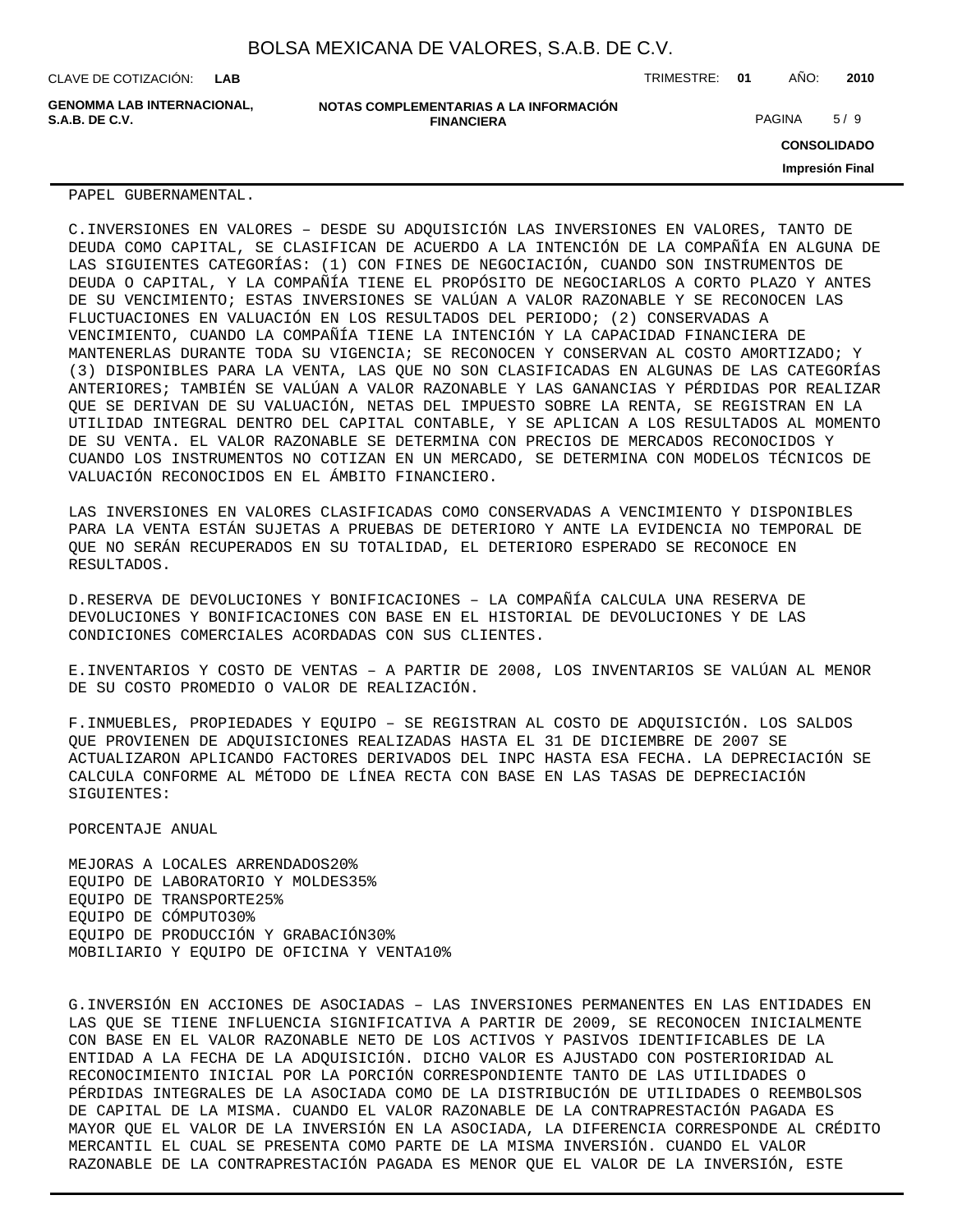PAPEL GUBERNAMENTAL.

C.INVERSIONES EN VALORES – DESDE SU ADQUISICIÓN LAS INVERSIONES EN VALORES, TANTO DE DEUDA COMO CAPITAL, SE CLASIFICAN DE ACUERDO A LA INTENCIÓN DE LA COMPAÑÍA EN ALGUNA DE LAS SIGUIENTES CATEGORÍAS: (1) CON FINES DE NEGOCIACIÓN, CUANDO SON INSTRUMENTOS DE DEUDA O CAPITAL, Y LA COMPAÑÍA TIENE EL PROPÓSITO DE NEGOCIARLOS A CORTO PLAZO Y ANTES DE SU VENCIMIENTO; ESTAS INVERSIONES SE VALÚAN A VALOR RAZONABLE Y SE RECONOCEN LAS FLUCTUACIONES EN VALUACIÓN EN LOS RESULTADOS DEL PERIODO; (2) CONSERVADAS A VENCIMIENTO, CUANDO LA COMPAÑÍA TIENE LA INTENCIÓN Y LA CAPACIDAD FINANCIERA DE MANTENERLAS DURANTE TODA SU VIGENCIA; SE RECONOCEN Y CONSERVAN AL COSTO AMORTIZADO; Y (3) DISPONIBLES PARA LA VENTA, LAS QUE NO SON CLASIFICADAS EN ALGUNAS DE LAS CATEGORÍAS ANTERIORES; TAMBIÉN SE VALÚAN A VALOR RAZONABLE Y LAS GANANCIAS Y PÉRDIDAS POR REALIZAR QUE SE DERIVAN DE SU VALUACIÓN, NETAS DEL IMPUESTO SOBRE LA RENTA, SE REGISTRAN EN LA UTILIDAD INTEGRAL DENTRO DEL CAPITAL CONTABLE, Y SE APLICAN A LOS RESULTADOS AL MOMENTO DE SU VENTA. EL VALOR RAZONABLE SE DETERMINA CON PRECIOS DE MERCADOS RECONOCIDOS Y CUANDO LOS INSTRUMENTOS NO COTIZAN EN UN MERCADO, SE DETERMINA CON MODELOS TÉCNICOS DE VALUACIÓN RECONOCIDOS EN EL ÁMBITO FINANCIERO.

LAS INVERSIONES EN VALORES CLASIFICADAS COMO CONSERVADAS A VENCIMIENTO Y DISPONIBLES PARA LA VENTA ESTÁN SUJETAS A PRUEBAS DE DETERIORO Y ANTE LA EVIDENCIA NO TEMPORAL DE QUE NO SERÁN RECUPERADOS EN SU TOTALIDAD, EL DETERIORO ESPERADO SE RECONOCE EN RESULTADOS.

D.RESERVA DE DEVOLUCIONES Y BONIFICACIONES – LA COMPAÑÍA CALCULA UNA RESERVA DE DEVOLUCIONES Y BONIFICACIONES CON BASE EN EL HISTORIAL DE DEVOLUCIONES Y DE LAS CONDICIONES COMERCIALES ACORDADAS CON SUS CLIENTES.

E.INVENTARIOS Y COSTO DE VENTAS – A PARTIR DE 2008, LOS INVENTARIOS SE VALÚAN AL MENOR DE SU COSTO PROMEDIO O VALOR DE REALIZACIÓN.

F.INMUEBLES, PROPIEDADES Y EQUIPO – SE REGISTRAN AL COSTO DE ADQUISICIÓN. LOS SALDOS QUE PROVIENEN DE ADQUISICIONES REALIZADAS HASTA EL 31 DE DICIEMBRE DE 2007 SE ACTUALIZARON APLICANDO FACTORES DERIVADOS DEL INPC HASTA ESA FECHA. LA DEPRECIACIÓN SE CALCULA CONFORME AL MÉTODO DE LÍNEA RECTA CON BASE EN LAS TASAS DE DEPRECIACIÓN SIGUIENTES:

| | PORCENTAJE ANUAL |
|---|---|
| MEJORAS A LOCALES ARRENDADOS | 20% |
| EQUIPO DE LABORATORIO Y MOLDES | 35% |
| EQUIPO DE TRANSPORTE | 25% |
| EQUIPO DE CÓMPUTO | 30% |
| EQUIPO DE PRODUCCIÓN Y GRABACIÓN | 30% |
| MOBILIARIO Y EQUIPO DE OFICINA Y VENTA | 10% |

G.INVERSIÓN EN ACCIONES DE ASOCIADAS – LAS INVERSIONES PERMANENTES EN LAS ENTIDADES EN LAS QUE SE TIENE INFLUENCIA SIGNIFICATIVA A PARTIR DE 2009, SE RECONOCEN INICIALMENTE CON BASE EN EL VALOR RAZONABLE NETO DE LOS ACTIVOS Y PASIVOS IDENTIFICABLES DE LA ENTIDAD A LA FECHA DE LA ADQUISICIÓN. DICHO VALOR ES AJUSTADO CON POSTERIORIDAD AL RECONOCIMIENTO INICIAL POR LA PORCIÓN CORRESPONDIENTE TANTO DE LAS UTILIDADES O PÉRDIDAS INTEGRALES DE LA ASOCIADA COMO DE LA DISTRIBUCIÓN DE UTILIDADES O REEMBOLSOS DE CAPITAL DE LA MISMA. CUANDO EL VALOR RAZONABLE DE LA CONTRAPRESTACIÓN PAGADA ES MAYOR QUE EL VALOR DE LA INVERSIÓN EN LA ASOCIADA, LA DIFERENCIA CORRESPONDE AL CRÉDITO MERCANTIL EL CUAL SE PRESENTA COMO PARTE DE LA MISMA INVERSIÓN. CUANDO EL VALOR RAZONABLE DE LA CONTRAPRESTACIÓN PAGADA ES MENOR QUE EL VALOR DE LA INVERSIÓN, ESTE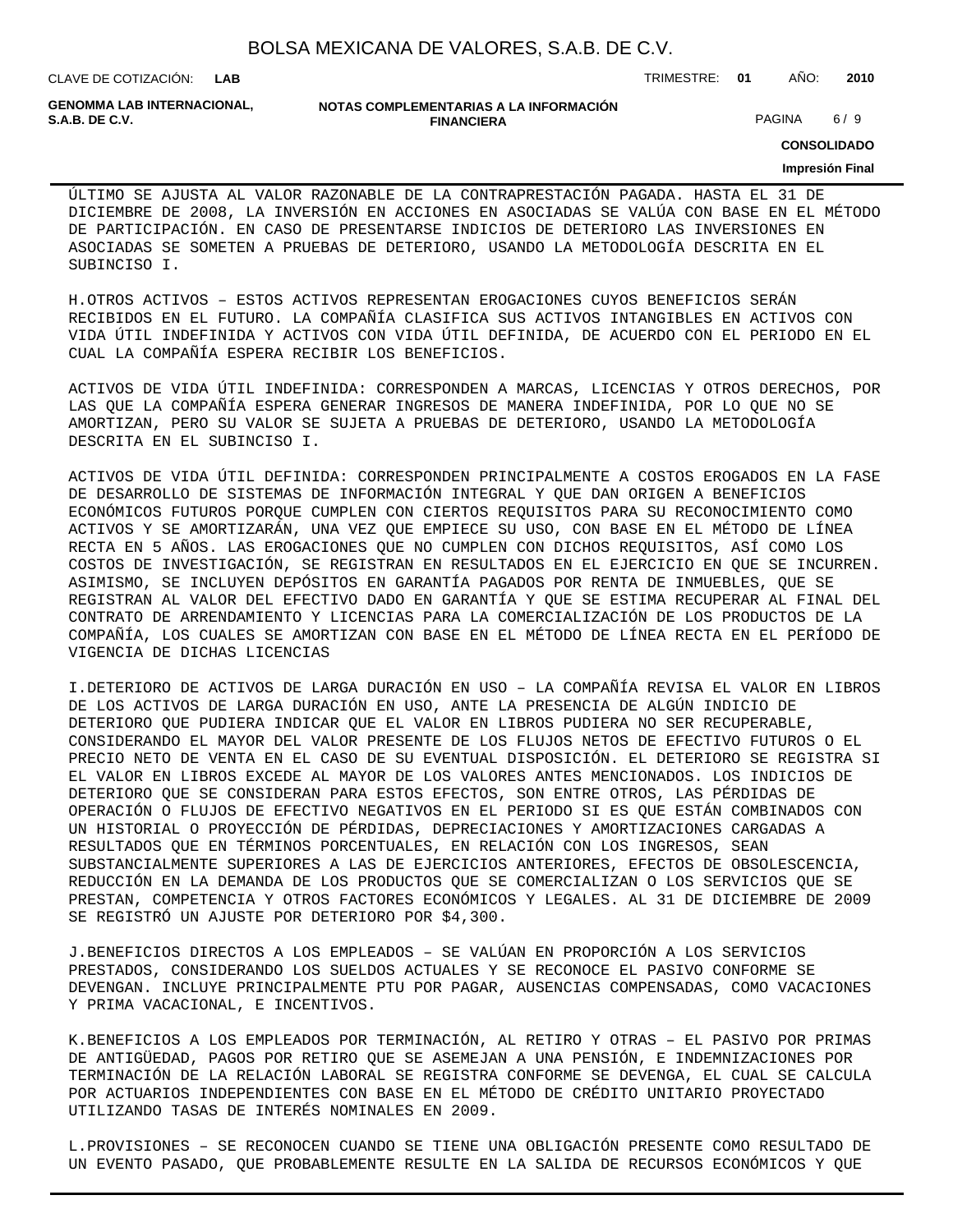ÚLTIMO SE AJUSTA AL VALOR RAZONABLE DE LA CONTRAPRESTACIÓN PAGADA. HASTA EL 31 DE DICIEMBRE DE 2008, LA INVERSIÓN EN ACCIONES EN ASOCIADAS SE VALÚA CON BASE EN EL MÉTODO DE PARTICIPACIÓN. EN CASO DE PRESENTARSE INDICIOS DE DETERIORO LAS INVERSIONES EN ASOCIADAS SE SOMETEN A PRUEBAS DE DETERIORO, USANDO LA METODOLOGÍA DESCRITA EN EL SUBINCISO I.

H.OTROS ACTIVOS – ESTOS ACTIVOS REPRESENTAN EROGACIONES CUYOS BENEFICIOS SERÁN RECIBIDOS EN EL FUTURO. LA COMPAÑÍA CLASIFICA SUS ACTIVOS INTANGIBLES EN ACTIVOS CON VIDA ÚTIL INDEFINIDA Y ACTIVOS CON VIDA ÚTIL DEFINIDA, DE ACUERDO CON EL PERIODO EN EL CUAL LA COMPAÑÍA ESPERA RECIBIR LOS BENEFICIOS.

ACTIVOS DE VIDA ÚTIL INDEFINIDA: CORRESPONDEN A MARCAS, LICENCIAS Y OTROS DERECHOS, POR LAS QUE LA COMPAÑÍA ESPERA GENERAR INGRESOS DE MANERA INDEFINIDA, POR LO QUE NO SE AMORTIZAN, PERO SU VALOR SE SUJETA A PRUEBAS DE DETERIORO, USANDO LA METODOLOGÍA DESCRITA EN EL SUBINCISO I.

ACTIVOS DE VIDA ÚTIL DEFINIDA: CORRESPONDEN PRINCIPALMENTE A COSTOS EROGADOS EN LA FASE DE DESARROLLO DE SISTEMAS DE INFORMACIÓN INTEGRAL Y QUE DAN ORIGEN A BENEFICIOS ECONÓMICOS FUTUROS PORQUE CUMPLEN CON CIERTOS REQUISITOS PARA SU RECONOCIMIENTO COMO ACTIVOS Y SE AMORTIZARÁN, UNA VEZ QUE EMPIECE SU USO, CON BASE EN EL MÉTODO DE LÍNEA RECTA EN 5 AÑOS. LAS EROGACIONES QUE NO CUMPLEN CON DICHOS REQUISITOS, ASÍ COMO LOS COSTOS DE INVESTIGACIÓN, SE REGISTRAN EN RESULTADOS EN EL EJERCICIO EN QUE SE INCURREN. ASIMISMO, SE INCLUYEN DEPÓSITOS EN GARANTÍA PAGADOS POR RENTA DE INMUEBLES, QUE SE REGISTRAN AL VALOR DEL EFECTIVO DADO EN GARANTÍA Y QUE SE ESTIMA RECUPERAR AL FINAL DEL CONTRATO DE ARRENDAMIENTO Y LICENCIAS PARA LA COMERCIALIZACIÓN DE LOS PRODUCTOS DE LA COMPAÑÍA, LOS CUALES SE AMORTIZAN CON BASE EN EL MÉTODO DE LÍNEA RECTA EN EL PERÍODO DE VIGENCIA DE DICHAS LICENCIAS

I.DETERIORO DE ACTIVOS DE LARGA DURACIÓN EN USO – LA COMPAÑÍA REVISA EL VALOR EN LIBROS DE LOS ACTIVOS DE LARGA DURACIÓN EN USO, ANTE LA PRESENCIA DE ALGÚN INDICIO DE DETERIORO QUE PUDIERA INDICAR QUE EL VALOR EN LIBROS PUDIERA NO SER RECUPERABLE, CONSIDERANDO EL MAYOR DEL VALOR PRESENTE DE LOS FLUJOS NETOS DE EFECTIVO FUTUROS O EL PRECIO NETO DE VENTA EN EL CASO DE SU EVENTUAL DISPOSICIÓN. EL DETERIORO SE REGISTRA SI EL VALOR EN LIBROS EXCEDE AL MAYOR DE LOS VALORES ANTES MENCIONADOS. LOS INDICIOS DE DETERIORO QUE SE CONSIDERAN PARA ESTOS EFECTOS, SON ENTRE OTROS, LAS PÉRDIDAS DE OPERACIÓN O FLUJOS DE EFECTIVO NEGATIVOS EN EL PERIODO SI ES QUE ESTÁN COMBINADOS CON UN HISTORIAL O PROYECCIÓN DE PÉRDIDAS, DEPRECIACIONES Y AMORTIZACIONES CARGADAS A RESULTADOS QUE EN TÉRMINOS PORCENTUALES, EN RELACIÓN CON LOS INGRESOS, SEAN SUBSTANCIALMENTE SUPERIORES A LAS DE EJERCICIOS ANTERIORES, EFECTOS DE OBSOLESCENCIA, REDUCCIÓN EN LA DEMANDA DE LOS PRODUCTOS QUE SE COMERCIALIZAN O LOS SERVICIOS QUE SE PRESTAN, COMPETENCIA Y OTROS FACTORES ECONÓMICOS Y LEGALES. AL 31 DE DICIEMBRE DE 2009 SE REGISTRÓ UN AJUSTE POR DETERIORO POR $4,300.

J.BENEFICIOS DIRECTOS A LOS EMPLEADOS – SE VALÚAN EN PROPORCIÓN A LOS SERVICIOS PRESTADOS, CONSIDERANDO LOS SUELDOS ACTUALES Y SE RECONOCE EL PASIVO CONFORME SE DEVENGAN. INCLUYE PRINCIPALMENTE PTU POR PAGAR, AUSENCIAS COMPENSADAS, COMO VACACIONES Y PRIMA VACACIONAL, E INCENTIVOS.

K.BENEFICIOS A LOS EMPLEADOS POR TERMINACIÓN, AL RETIRO Y OTRAS – EL PASIVO POR PRIMAS DE ANTIGÜEDAD, PAGOS POR RETIRO QUE SE ASEMEJAN A UNA PENSIÓN, E INDEMNIZACIONES POR TERMINACIÓN DE LA RELACIÓN LABORAL SE REGISTRA CONFORME SE DEVENGA, EL CUAL SE CALCULA POR ACTUARIOS INDEPENDIENTES CON BASE EN EL MÉTODO DE CRÉDITO UNITARIO PROYECTADO UTILIZANDO TASAS DE INTERÉS NOMINALES EN 2009.

L.PROVISIONES – SE RECONOCEN CUANDO SE TIENE UNA OBLIGACIÓN PRESENTE COMO RESULTADO DE UN EVENTO PASADO, QUE PROBABLEMENTE RESULTE EN LA SALIDA DE RECURSOS ECONÓMICOS Y QUE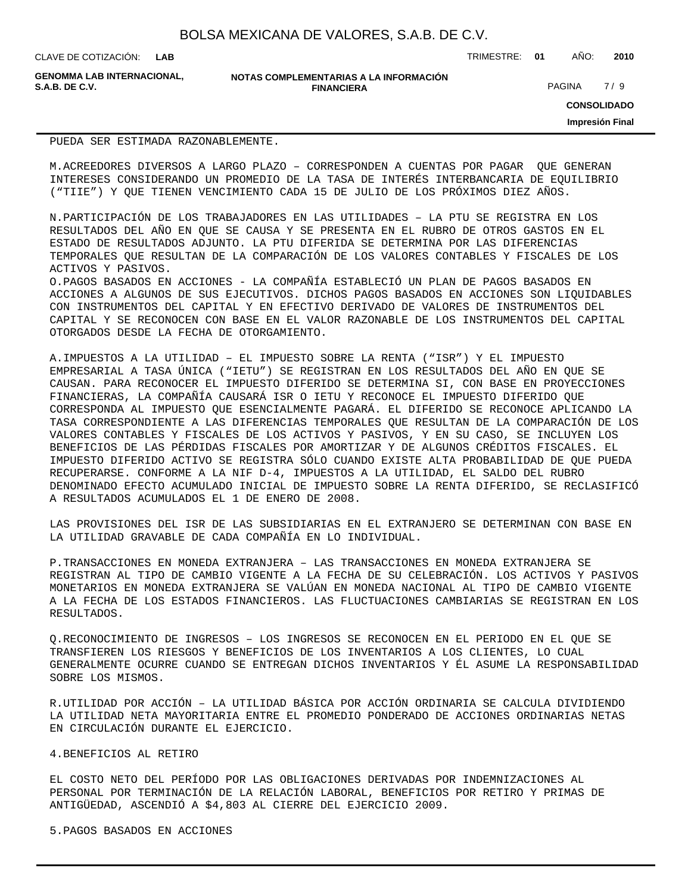PUEDA SER ESTIMADA RAZONABLEMENTE.

M.ACREEDORES DIVERSOS A LARGO PLAZO – CORRESPONDEN A CUENTAS POR PAGAR QUE GENERAN INTERESES CONSIDERANDO UN PROMEDIO DE LA TASA DE INTERÉS INTERBANCARIA DE EQUILIBRIO (“TIIE”) Y QUE TIENEN VENCIMIENTO CADA 15 DE JULIO DE LOS PRÓXIMOS DIEZ AÑOS.

N.PARTICIPACIÓN DE LOS TRABAJADORES EN LAS UTILIDADES – LA PTU SE REGISTRA EN LOS RESULTADOS DEL AÑO EN QUE SE CAUSA Y SE PRESENTA EN EL RUBRO DE OTROS GASTOS EN EL ESTADO DE RESULTADOS ADJUNTO. LA PTU DIFERIDA SE DETERMINA POR LAS DIFERENCIAS TEMPORALES QUE RESULTAN DE LA COMPARACIÓN DE LOS VALORES CONTABLES Y FISCALES DE LOS ACTIVOS Y PASIVOS.

O.PAGOS BASADOS EN ACCIONES - LA COMPAÑÍA ESTABLECIÓ UN PLAN DE PAGOS BASADOS EN ACCIONES A ALGUNOS DE SUS EJECUTIVOS. DICHOS PAGOS BASADOS EN ACCIONES SON LIQUIDABLES CON INSTRUMENTOS DEL CAPITAL Y EN EFECTIVO DERIVADO DE VALORES DE INSTRUMENTOS DEL CAPITAL Y SE RECONOCEN CON BASE EN EL VALOR RAZONABLE DE LOS INSTRUMENTOS DEL CAPITAL OTORGADOS DESDE LA FECHA DE OTORGAMIENTO.

A.IMPUESTOS A LA UTILIDAD – EL IMPUESTO SOBRE LA RENTA (“ISR”) Y EL IMPUESTO EMPRESARIAL A TASA ÚNICA (“IETU”) SE REGISTRAN EN LOS RESULTADOS DEL AÑO EN QUE SE CAUSAN. PARA RECONOCER EL IMPUESTO DIFERIDO SE DETERMINA SI, CON BASE EN PROYECCIONES FINANCIERAS, LA COMPAÑÍA CAUSARÁ ISR O IETU Y RECONOCE EL IMPUESTO DIFERIDO QUE CORRESPONDA AL IMPUESTO QUE ESENCIALMENTE PAGARÁ. EL DIFERIDO SE RECONOCE APLICANDO LA TASA CORRESPONDIENTE A LAS DIFERENCIAS TEMPORALES QUE RESULTAN DE LA COMPARACIÓN DE LOS VALORES CONTABLES Y FISCALES DE LOS ACTIVOS Y PASIVOS, Y EN SU CASO, SE INCLUYEN LOS BENEFICIOS DE LAS PÉRDIDAS FISCALES POR AMORTIZAR Y DE ALGUNOS CRÉDITOS FISCALES. EL IMPUESTO DIFERIDO ACTIVO SE REGISTRA SÓLO CUANDO EXISTE ALTA PROBABILIDAD DE QUE PUEDA RECUPERARSE. CONFORME A LA NIF D-4, IMPUESTOS A LA UTILIDAD, EL SALDO DEL RUBRO DENOMINADO EFECTO ACUMULADO INICIAL DE IMPUESTO SOBRE LA RENTA DIFERIDO, SE RECLASIFICÓ A RESULTADOS ACUMULADOS EL 1 DE ENERO DE 2008.

LAS PROVISIONES DEL ISR DE LAS SUBSIDIARIAS EN EL EXTRANJERO SE DETERMINAN CON BASE EN LA UTILIDAD GRAVABLE DE CADA COMPAÑÍA EN LO INDIVIDUAL.

P.TRANSACCIONES EN MONEDA EXTRANJERA – LAS TRANSACCIONES EN MONEDA EXTRANJERA SE REGISTRAN AL TIPO DE CAMBIO VIGENTE A LA FECHA DE SU CELEBRACIÓN. LOS ACTIVOS Y PASIVOS MONETARIOS EN MONEDA EXTRANJERA SE VALÚAN EN MONEDA NACIONAL AL TIPO DE CAMBIO VIGENTE A LA FECHA DE LOS ESTADOS FINANCIEROS. LAS FLUCTUACIONES CAMBIARIAS SE REGISTRAN EN LOS RESULTADOS.

Q.RECONOCIMIENTO DE INGRESOS – LOS INGRESOS SE RECONOCEN EN EL PERIODO EN EL QUE SE TRANSFIEREN LOS RIESGOS Y BENEFICIOS DE LOS INVENTARIOS A LOS CLIENTES, LO CUAL GENERALMENTE OCURRE CUANDO SE ENTREGAN DICHOS INVENTARIOS Y ÉL ASUME LA RESPONSABILIDAD SOBRE LOS MISMOS.

R.UTILIDAD POR ACCIÓN – LA UTILIDAD BÁSICA POR ACCIÓN ORDINARIA SE CALCULA DIVIDIENDO LA UTILIDAD NETA MAYORITARIA ENTRE EL PROMEDIO PONDERADO DE ACCIONES ORDINARIAS NETAS EN CIRCULACIÓN DURANTE EL EJERCICIO.

4.BENEFICIOS AL RETIRO

EL COSTO NETO DEL PERÍODO POR LAS OBLIGACIONES DERIVADAS POR INDEMNIZACIONES AL PERSONAL POR TERMINACIÓN DE LA RELACIÓN LABORAL, BENEFICIOS POR RETIRO Y PRIMAS DE ANTIGÜEDAD, ASCENDIÓ A $4,803 AL CIERRE DEL EJERCICIO 2009.

5.PAGOS BASADOS EN ACCIONES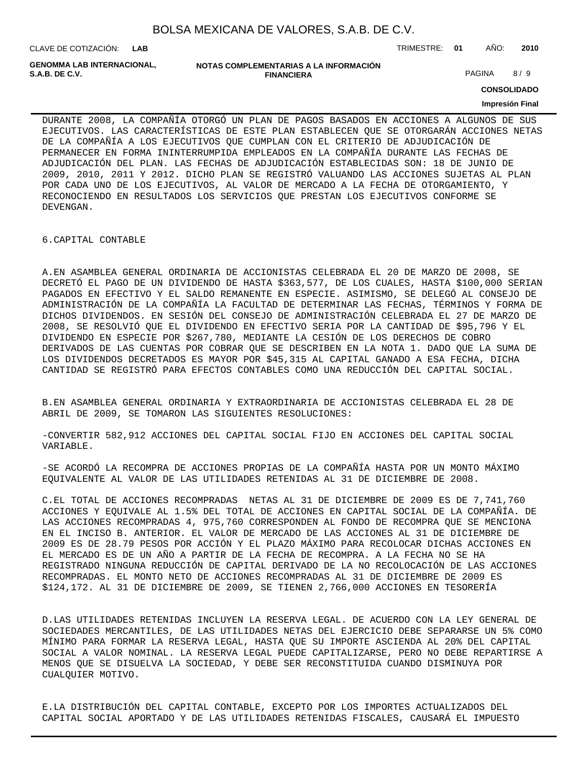DURANTE 2008, LA COMPAÑÍA OTORGÓ UN PLAN DE PAGOS BASADOS EN ACCIONES A ALGUNOS DE SUS EJECUTIVOS. LAS CARACTERÍSTICAS DE ESTE PLAN ESTABLECEN QUE SE OTORGARÁN ACCIONES NETAS DE LA COMPAÑÍA A LOS EJECUTIVOS QUE CUMPLAN CON EL CRITERIO DE ADJUDICACIÓN DE PERMANECER EN FORMA ININTERRUMPIDA EMPLEADOS EN LA COMPAÑÍA DURANTE LAS FECHAS DE ADJUDICACIÓN DEL PLAN. LAS FECHAS DE ADJUDICACIÓN ESTABLECIDAS SON: 18 DE JUNIO DE 2009, 2010, 2011 Y 2012. DICHO PLAN SE REGISTRÓ VALUANDO LAS ACCIONES SUJETAS AL PLAN POR CADA UNO DE LOS EJECUTIVOS, AL VALOR DE MERCADO A LA FECHA DE OTORGAMIENTO, Y RECONOCIENDO EN RESULTADOS LOS SERVICIOS QUE PRESTAN LOS EJECUTIVOS CONFORME SE DEVENGAN.

## 6.CAPITAL CONTABLE

A.EN ASAMBLEA GENERAL ORDINARIA DE ACCIONISTAS CELEBRADA EL 20 DE MARZO DE 2008, SE DECRETÓ EL PAGO DE UN DIVIDENDO DE HASTA $363,577, DE LOS CUALES, HASTA $100,000 SERIAN PAGADOS EN EFECTIVO Y EL SALDO REMANENTE EN ESPECIE. ASIMISMO, SE DELEGÓ AL CONSEJO DE ADMINISTRACIÓN DE LA COMPAÑÍA LA FACULTAD DE DETERMINAR LAS FECHAS, TÉRMINOS Y FORMA DE DICHOS DIVIDENDOS. EN SESIÓN DEL CONSEJO DE ADMINISTRACIÓN CELEBRADA EL 27 DE MARZO DE 2008, SE RESOLVIÓ QUE EL DIVIDENDO EN EFECTIVO SERIA POR LA CANTIDAD DE $95,796 Y EL DIVIDENDO EN ESPECIE POR $267,780, MEDIANTE LA CESIÓN DE LOS DERECHOS DE COBRO DERIVADOS DE LAS CUENTAS POR COBRAR QUE SE DESCRIBEN EN LA NOTA 1. DADO QUE LA SUMA DE LOS DIVIDENDOS DECRETADOS ES MAYOR POR $45,315 AL CAPITAL GANADO A ESA FECHA, DICHA CANTIDAD SE REGISTRÓ PARA EFECTOS CONTABLES COMO UNA REDUCCIÓN DEL CAPITAL SOCIAL.

B.EN ASAMBLEA GENERAL ORDINARIA Y EXTRAORDINARIA DE ACCIONISTAS CELEBRADA EL 28 DE ABRIL DE 2009, SE TOMARON LAS SIGUIENTES RESOLUCIONES:

-CONVERTIR 582,912 ACCIONES DEL CAPITAL SOCIAL FIJO EN ACCIONES DEL CAPITAL SOCIAL VARIABLE.

-SE ACORDÓ LA RECOMPRA DE ACCIONES PROPIAS DE LA COMPAÑÍA HASTA POR UN MONTO MÁXIMO EQUIVALENTE AL VALOR DE LAS UTILIDADES RETENIDAS AL 31 DE DICIEMBRE DE 2008.

C.EL TOTAL DE ACCIONES RECOMPRADAS NETAS AL 31 DE DICIEMBRE DE 2009 ES DE 7,741,760 ACCIONES Y EQUIVALE AL 1.5% DEL TOTAL DE ACCIONES EN CAPITAL SOCIAL DE LA COMPAÑÍA. DE LAS ACCIONES RECOMPRADAS 4, 975,760 CORRESPONDEN AL FONDO DE RECOMPRA QUE SE MENCIONA EN EL INCISO B. ANTERIOR. EL VALOR DE MERCADO DE LAS ACCIONES AL 31 DE DICIEMBRE DE 2009 ES DE 28.79 PESOS POR ACCIÓN Y EL PLAZO MÁXIMO PARA RECOLOCAR DICHAS ACCIONES EN EL MERCADO ES DE UN AÑO A PARTIR DE LA FECHA DE RECOMPRA. A LA FECHA NO SE HA REGISTRADO NINGUNA REDUCCIÓN DE CAPITAL DERIVADO DE LA NO RECOLOCACIÓN DE LAS ACCIONES RECOMPRADAS. EL MONTO NETO DE ACCIONES RECOMPRADAS AL 31 DE DICIEMBRE DE 2009 ES $124,172. AL 31 DE DICIEMBRE DE 2009, SE TIENEN 2,766,000 ACCIONES EN TESORERÍA

D.LAS UTILIDADES RETENIDAS INCLUYEN LA RESERVA LEGAL. DE ACUERDO CON LA LEY GENERAL DE SOCIEDADES MERCANTILES, DE LAS UTILIDADES NETAS DEL EJERCICIO DEBE SEPARARSE UN 5% COMO MÍNIMO PARA FORMAR LA RESERVA LEGAL, HASTA QUE SU IMPORTE ASCIENDA AL 20% DEL CAPITAL SOCIAL A VALOR NOMINAL. LA RESERVA LEGAL PUEDE CAPITALIZARSE, PERO NO DEBE REPARTIRSE A MENOS QUE SE DISUELVA LA SOCIEDAD, Y DEBE SER RECONSTITUIDA CUANDO DISMINUYA POR CUALQUIER MOTIVO.

E.LA DISTRIBUCIÓN DEL CAPITAL CONTABLE, EXCEPTO POR LOS IMPORTES ACTUALIZADOS DEL CAPITAL SOCIAL APORTADO Y DE LAS UTILIDADES RETENIDAS FISCALES, CAUSARÁ EL IMPUESTO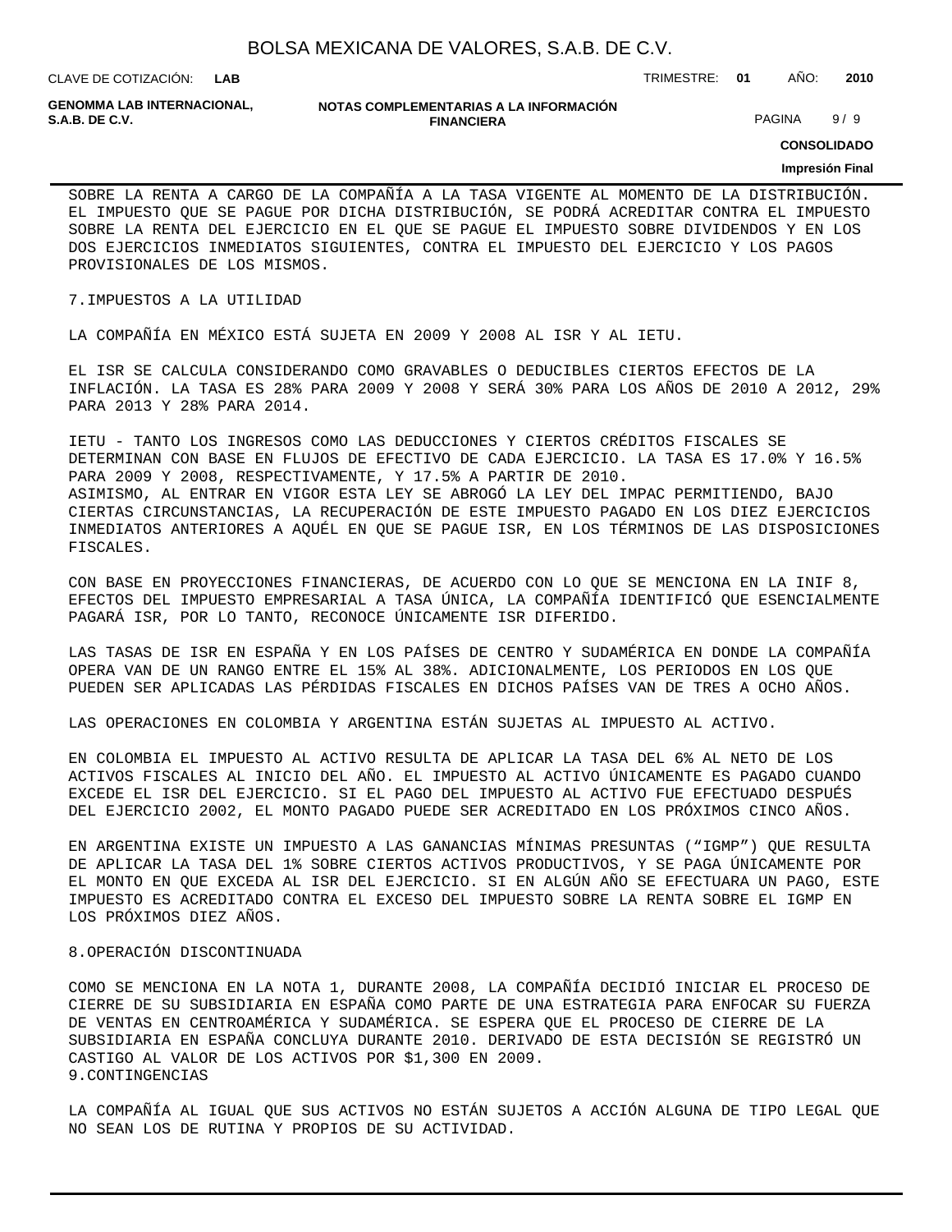SOBRE LA RENTA A CARGO DE LA COMPAÑÍA A LA TASA VIGENTE AL MOMENTO DE LA DISTRIBUCIÓN. EL IMPUESTO QUE SE PAGUE POR DICHA DISTRIBUCIÓN, SE PODRÁ ACREDITAR CONTRA EL IMPUESTO SOBRE LA RENTA DEL EJERCICIO EN EL QUE SE PAGUE EL IMPUESTO SOBRE DIVIDENDOS Y EN LOS DOS EJERCICIOS INMEDIATOS SIGUIENTES, CONTRA EL IMPUESTO DEL EJERCICIO Y LOS PAGOS PROVISIONALES DE LOS MISMOS.

7.IMPUESTOS A LA UTILIDAD

LA COMPAÑÍA EN MÉXICO ESTÁ SUJETA EN 2009 Y 2008 AL ISR Y AL IETU.

EL ISR SE CALCULA CONSIDERANDO COMO GRAVABLES O DEDUCIBLES CIERTOS EFECTOS DE LA INFLACIÓN. LA TASA ES 28% PARA 2009 Y 2008 Y SERÁ 30% PARA LOS AÑOS DE 2010 A 2012, 29% PARA 2013 Y 28% PARA 2014.

IETU - TANTO LOS INGRESOS COMO LAS DEDUCCIONES Y CIERTOS CRÉDITOS FISCALES SE DETERMINAN CON BASE EN FLUJOS DE EFECTIVO DE CADA EJERCICIO. LA TASA ES 17.0% Y 16.5% PARA 2009 Y 2008, RESPECTIVAMENTE, Y 17.5% A PARTIR DE 2010.
ASIMISMO, AL ENTRAR EN VIGOR ESTA LEY SE ABROGÓ LA LEY DEL IMPAC PERMITIENDO, BAJO CIERTAS CIRCUNSTANCIAS, LA RECUPERACIÓN DE ESTE IMPUESTO PAGADO EN LOS DIEZ EJERCICIOS INMEDIATOS ANTERIORES A AQUÉL EN QUE SE PAGUE ISR, EN LOS TÉRMINOS DE LAS DISPOSICIONES FISCALES.

CON BASE EN PROYECCIONES FINANCIERAS, DE ACUERDO CON LO QUE SE MENCIONA EN LA INIF 8, EFECTOS DEL IMPUESTO EMPRESARIAL A TASA ÚNICA, LA COMPAÑÍA IDENTIFICÓ QUE ESENCIALMENTE PAGARÁ ISR, POR LO TANTO, RECONOCE ÚNICAMENTE ISR DIFERIDO.

LAS TASAS DE ISR EN ESPAÑA Y EN LOS PAÍSES DE CENTRO Y SUDAMÉRICA EN DONDE LA COMPAÑÍA OPERA VAN DE UN RANGO ENTRE EL 15% AL 38%. ADICIONALMENTE, LOS PERIODOS EN LOS QUE PUEDEN SER APLICADAS LAS PÉRDIDAS FISCALES EN DICHOS PAÍSES VAN DE TRES A OCHO AÑOS.

LAS OPERACIONES EN COLOMBIA Y ARGENTINA ESTÁN SUJETAS AL IMPUESTO AL ACTIVO.

EN COLOMBIA EL IMPUESTO AL ACTIVO RESULTA DE APLICAR LA TASA DEL 6% AL NETO DE LOS ACTIVOS FISCALES AL INICIO DEL AÑO. EL IMPUESTO AL ACTIVO ÚNICAMENTE ES PAGADO CUANDO EXCEDE EL ISR DEL EJERCICIO. SI EL PAGO DEL IMPUESTO AL ACTIVO FUE EFECTUADO DESPUÉS DEL EJERCICIO 2002, EL MONTO PAGADO PUEDE SER ACREDITADO EN LOS PRÓXIMOS CINCO AÑOS.

EN ARGENTINA EXISTE UN IMPUESTO A LAS GANANCIAS MÍNIMAS PRESUNTAS (“IGMP”) QUE RESULTA DE APLICAR LA TASA DEL 1% SOBRE CIERTOS ACTIVOS PRODUCTIVOS, Y SE PAGA ÚNICAMENTE POR EL MONTO EN QUE EXCEDA AL ISR DEL EJERCICIO. SI EN ALGÚN AÑO SE EFECTUARA UN PAGO, ESTE IMPUESTO ES ACREDITADO CONTRA EL EXCESO DEL IMPUESTO SOBRE LA RENTA SOBRE EL IGMP EN LOS PRÓXIMOS DIEZ AÑOS.

8.OPERACIÓN DISCONTINUADA

COMO SE MENCIONA EN LA NOTA 1, DURANTE 2008, LA COMPAÑÍA DECIDIÓ INICIAR EL PROCESO DE CIERRE DE SU SUBSIDIARIA EN ESPAÑA COMO PARTE DE UNA ESTRATEGIA PARA ENFOCAR SU FUERZA DE VENTAS EN CENTROAMÉRICA Y SUDAMÉRICA. SE ESPERA QUE EL PROCESO DE CIERRE DE LA SUBSIDIARIA EN ESPAÑA CONCLUYA DURANTE 2010. DERIVADO DE ESTA DECISIÓN SE REGISTRÓ UN CASTIGO AL VALOR DE LOS ACTIVOS POR $1,300 EN 2009.
9.CONTINGENCIAS

LA COMPAÑÍA AL IGUAL QUE SUS ACTIVOS NO ESTÁN SUJETOS A ACCIÓN ALGUNA DE TIPO LEGAL QUE NO SEAN LOS DE RUTINA Y PROPIOS DE SU ACTIVIDAD.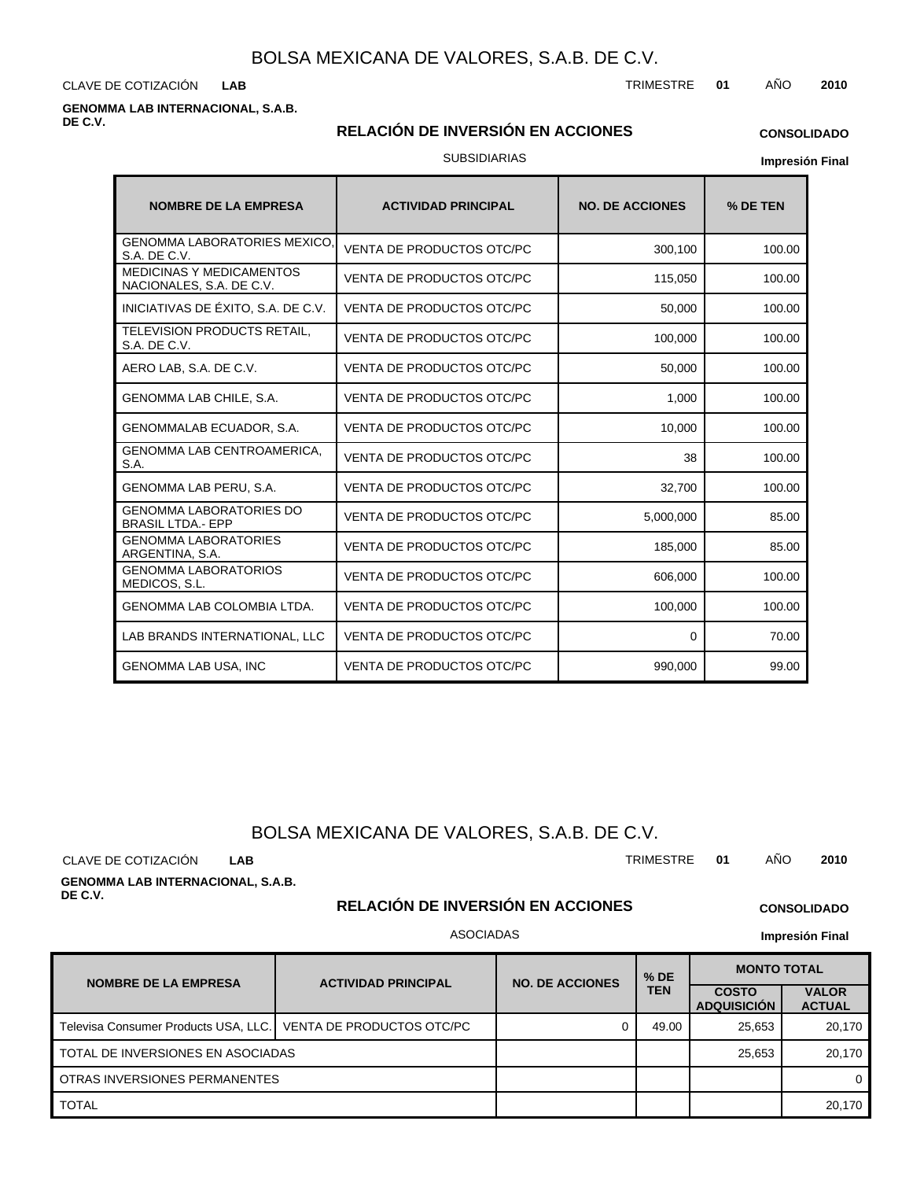# BOLSA MEXICANA DE VALORES, S.A.B. DE C.V.

CLAVE DE COTIZACIÓN **LAB** TRIMESTRE **01** AÑO **2010**

**GENOMMA LAB INTERNACIONAL, S.A.B. DE C.V.**

## RELACIÓN DE INVERSIÓN EN ACCIONES

**CONSOLIDADO**

SUBSIDIARIAS

**Impresión Final**

| NOMBRE DE LA EMPRESA | ACTIVIDAD PRINCIPAL | NO. DE ACCIONES | % DE TEN |
|---|---|---|---|
| GENOMMA LABORATORIES MEXICO, S.A. DE C.V. | VENTA DE PRODUCTOS OTC/PC | 300,100 | 100.00 |
| MEDICINAS Y MEDICAMENTOS NACIONALES, S.A. DE C.V. | VENTA DE PRODUCTOS OTC/PC | 115,050 | 100.00 |
| INICIATIVAS DE ÉXITO, S.A. DE C.V. | VENTA DE PRODUCTOS OTC/PC | 50,000 | 100.00 |
| TELEVISION PRODUCTS RETAIL, S.A. DE C.V. | VENTA DE PRODUCTOS OTC/PC | 100,000 | 100.00 |
| AERO LAB, S.A. DE C.V. | VENTA DE PRODUCTOS OTC/PC | 50,000 | 100.00 |
| GENOMMA LAB CHILE, S.A. | VENTA DE PRODUCTOS OTC/PC | 1,000 | 100.00 |
| GENOMMALAB ECUADOR, S.A. | VENTA DE PRODUCTOS OTC/PC | 10,000 | 100.00 |
| GENOMMA LAB CENTROAMERICA, S.A. | VENTA DE PRODUCTOS OTC/PC | 38 | 100.00 |
| GENOMMA LAB PERU, S.A. | VENTA DE PRODUCTOS OTC/PC | 32,700 | 100.00 |
| GENOMMA LABORATORIES DO BRASIL LTDA.- EPP | VENTA DE PRODUCTOS OTC/PC | 5,000,000 | 85.00 |
| GENOMMA LABORATORIES ARGENTINA, S.A. | VENTA DE PRODUCTOS OTC/PC | 185,000 | 85.00 |
| GENOMMA LABORATORIOS MEDICOS, S.L. | VENTA DE PRODUCTOS OTC/PC | 606,000 | 100.00 |
| GENOMMA LAB COLOMBIA LTDA. | VENTA DE PRODUCTOS OTC/PC | 100,000 | 100.00 |
| LAB BRANDS INTERNATIONAL, LLC | VENTA DE PRODUCTOS OTC/PC | 0 | 70.00 |
| GENOMMA LAB USA, INC | VENTA DE PRODUCTOS OTC/PC | 990,000 | 99.00 |

# BOLSA MEXICANA DE VALORES, S.A.B. DE C.V.

CLAVE DE COTIZACIÓN **LAB** TRIMESTRE **01** AÑO **2010**

**GENOMMA LAB INTERNACIONAL, S.A.B. DE C.V.**

## RELACIÓN DE INVERSIÓN EN ACCIONES

**CONSOLIDADO**

ASOCIADAS

**Impresión Final**

| NOMBRE DE LA EMPRESA | ACTIVIDAD PRINCIPAL | NO. DE ACCIONES | % DE TEN | MONTO TOTAL | |
|---|---|---|---|---|---|
| | | | | COSTO ADQUISICIÓN | VALOR ACTUAL |
| Televisa Consumer Products USA, LLC. | VENTA DE PRODUCTOS OTC/PC | 0 | 49.00 | 25,653 | 20,170 |
| TOTAL DE INVERSIONES EN ASOCIADAS | | | | 25,653 | 20,170 |
| OTRAS INVERSIONES PERMANENTES | | | | | 0 |
| TOTAL | | | | | 20,170 |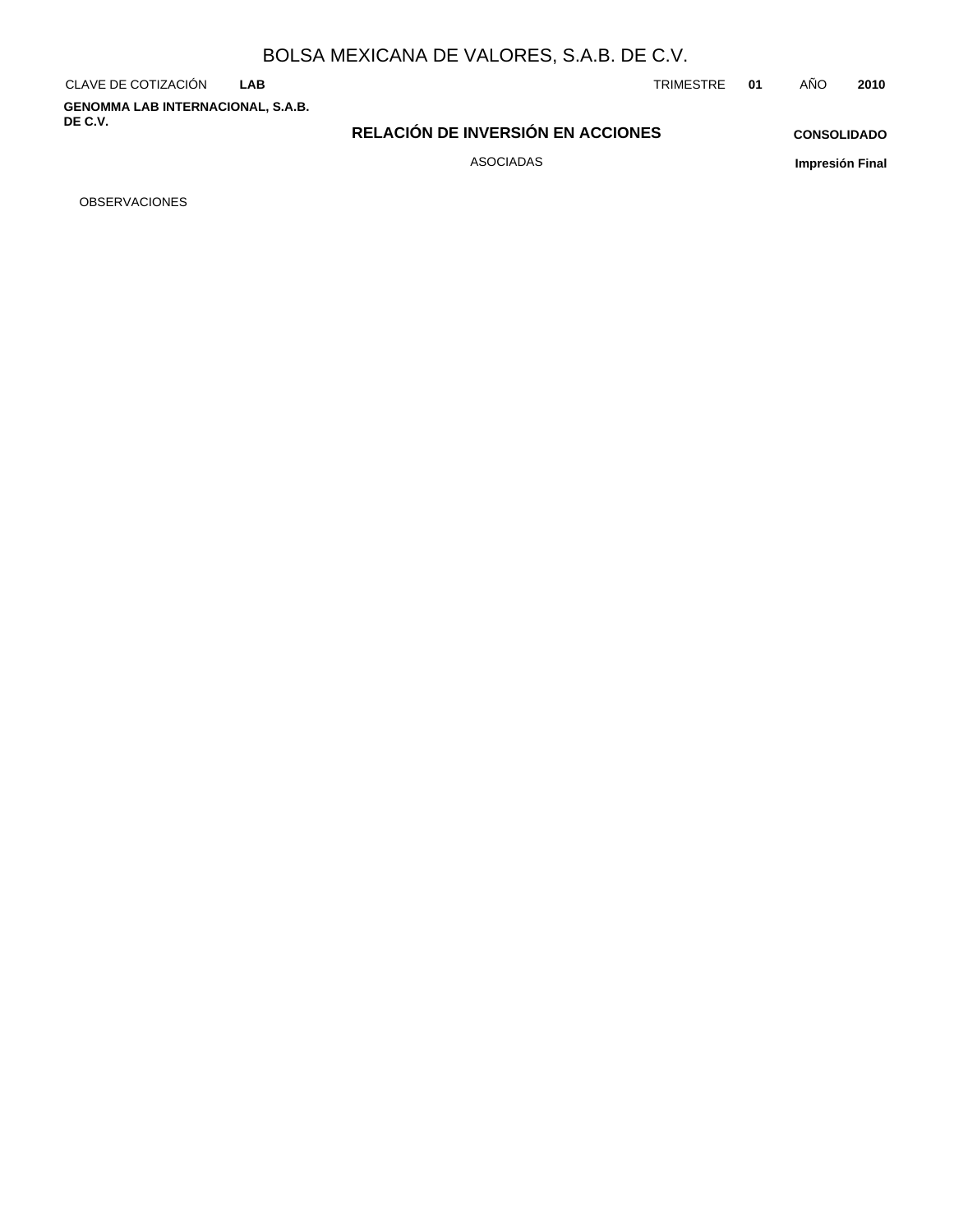# BOLSA MEXICANA DE VALORES, S.A.B. DE C.V.

CLAVE DE COTIZACIÓN **LAB** TRIMESTRE **01** AÑO **2010**

**GENOMMA LAB INTERNACIONAL, S.A.B. DE C.V.**

## RELACIÓN DE INVERSIÓN EN ACCIONES

ASOCIADAS

**CONSOLIDADO**

**Impresión Final**

OBSERVACIONES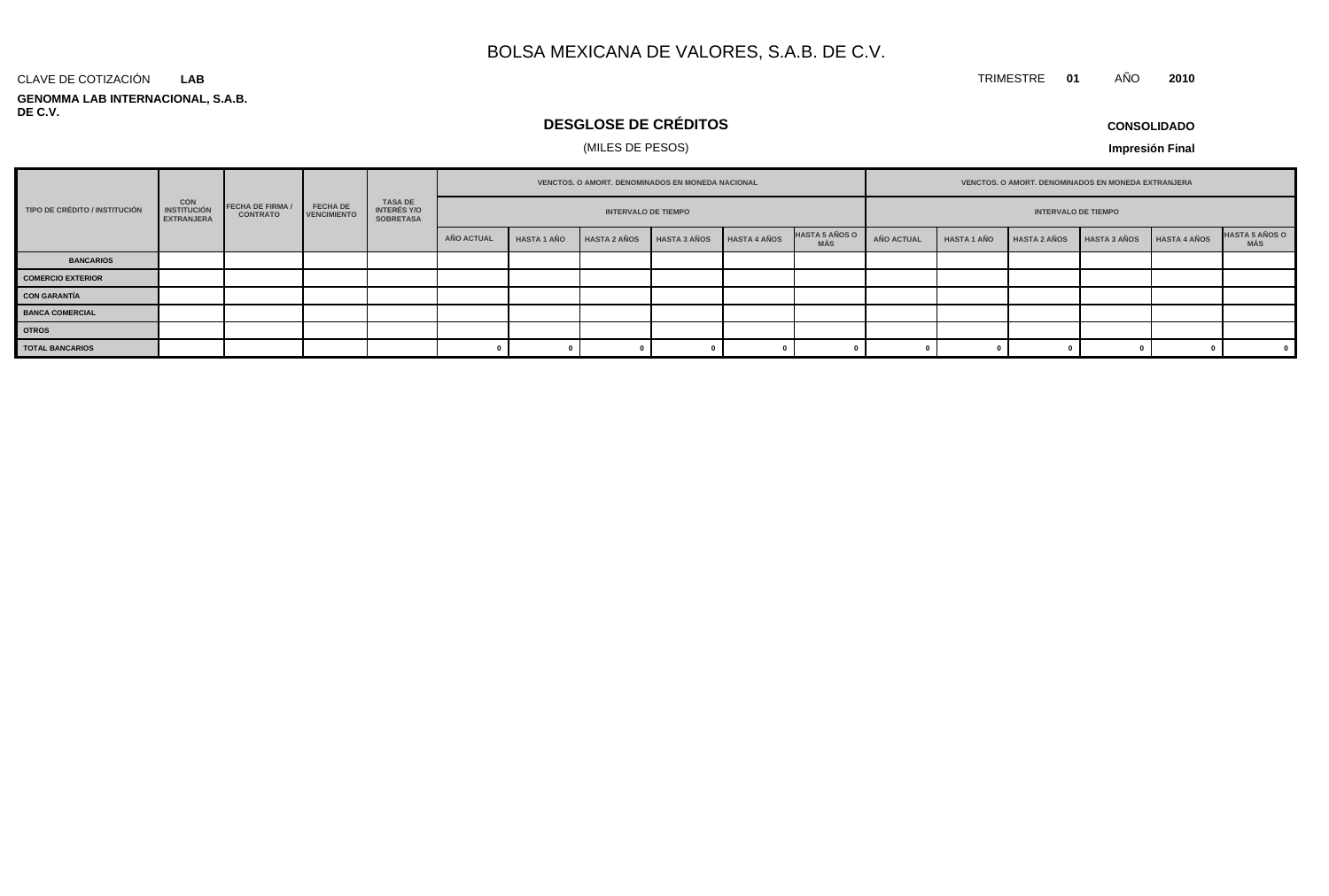# BOLSA MEXICANA DE VALORES, S.A.B. DE C.V.

CLAVE DE COTIZACIÓN **LAB**

TRIMESTRE **01** AÑO **2010**

**GENOMMA LAB INTERNACIONAL, S.A.B. DE C.V.**

## DESGLOSE DE CRÉDITOS

(MILES DE PESOS)

**CONSOLIDADO**

**Impresión Final**

| TIPO DE CRÉDITO / INSTITUCIÓN | CON INSTITUCIÓN EXTRANJERA | FECHA DE FIRMA / CONTRATO | FECHA DE VENCIMIENTO | TASA DE INTERÉS Y/O SOBRETASA | VENCTOS. O AMORT. DENOMINADOS EN MONEDA NACIONAL | | | | | | VENCTOS. O AMORT. DENOMINADOS EN MONEDA EXTRANJERA | | | | | |
|---|---|---|---|---|---|---|---|---|---|---|---|---|---|---|---|---|
| | | | | | INTERVALO DE TIEMPO | | | | | | INTERVALO DE TIEMPO | | | | | |
| | | | | | AÑO ACTUAL | HASTA 1 AÑO | HASTA 2 AÑOS | HASTA 3 AÑOS | HASTA 4 AÑOS | HASTA 5 AÑOS O MÁS | AÑO ACTUAL | HASTA 1 AÑO | HASTA 2 AÑOS | HASTA 3 AÑOS | HASTA 4 AÑOS | HASTA 5 AÑOS O MÁS |
| **BANCARIOS** | | | | | | | | | | | | | | | | |
| **COMERCIO EXTERIOR** | | | | | | | | | | | | | | | | |
| **CON GARANTÍA** | | | | | | | | | | | | | | | | |
| **BANCA COMERCIAL** | | | | | | | | | | | | | | | | |
| **OTROS** | | | | | | | | | | | | | | | | |
| **TOTAL BANCARIOS** | | | | | 0 | 0 | 0 | 0 | 0 | 0 | 0 | 0 | 0 | 0 | 0 | 0 |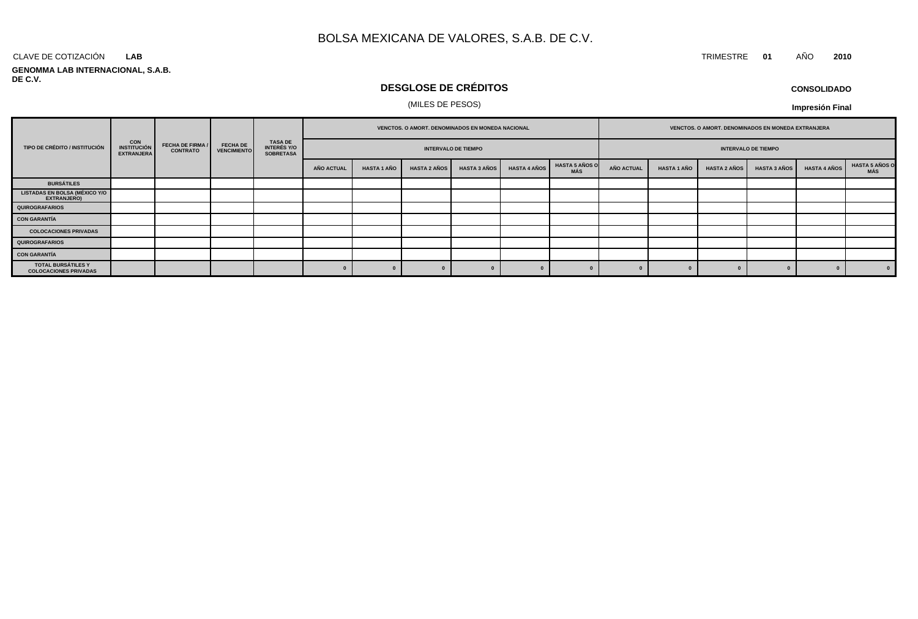# BOLSA MEXICANA DE VALORES, S.A.B. DE C.V.

CLAVE DE COTIZACIÓN **LAB** TRIMESTRE **01** AÑO **2010**

**GENOMMA LAB INTERNACIONAL, S.A.B. DE C.V.**

## DESGLOSE DE CRÉDITOS

(MILES DE PESOS)

**CONSOLIDADO**

**Impresión Final**

| TIPO DE CRÉDITO / INSTITUCIÓN | CON INSTITUCIÓN EXTRANJERA | FECHA DE FIRMA / CONTRATO | FECHA DE VENCIMIENTO | TASA DE INTERÉS Y/O SOBRETASA | VENCTOS. O AMORT. DENOMINADOS EN MONEDA NACIONAL | | | | | | VENCTOS. O AMORT. DENOMINADOS EN MONEDA EXTRANJERA | | | | | |
|---|---|---|---|---|---|---|---|---|---|---|---|---|---|---|---|---|
| | | | | | INTERVALO DE TIEMPO | | | | | | INTERVALO DE TIEMPO | | | | | |
| | | | | | AÑO ACTUAL | HASTA 1 AÑO | HASTA 2 AÑOS | HASTA 3 AÑOS | HASTA 4 AÑOS | HASTA 5 AÑOS O MÁS | AÑO ACTUAL | HASTA 1 AÑO | HASTA 2 AÑOS | HASTA 3 AÑOS | HASTA 4 AÑOS | HASTA 5 AÑOS O MÁS |
| BURSÁTILES | | | | | | | | | | | | | | | | |
| LISTADAS EN BOLSA (MÉXICO Y/O EXTRANJERO) | | | | | | | | | | | | | | | | |
| QUIROGRAFARIOS | | | | | | | | | | | | | | | | |
| CON GARANTÍA | | | | | | | | | | | | | | | | |
| COLOCACIONES PRIVADAS | | | | | | | | | | | | | | | | |
| QUIROGRAFARIOS | | | | | | | | | | | | | | | | |
| CON GARANTÍA | | | | | | | | | | | | | | | | |
| TOTAL BURSÁTILES Y COLOCACIONES PRIVADAS | | | | | 0 | 0 | 0 | 0 | 0 | 0 | 0 | 0 | 0 | 0 | 0 | 0 |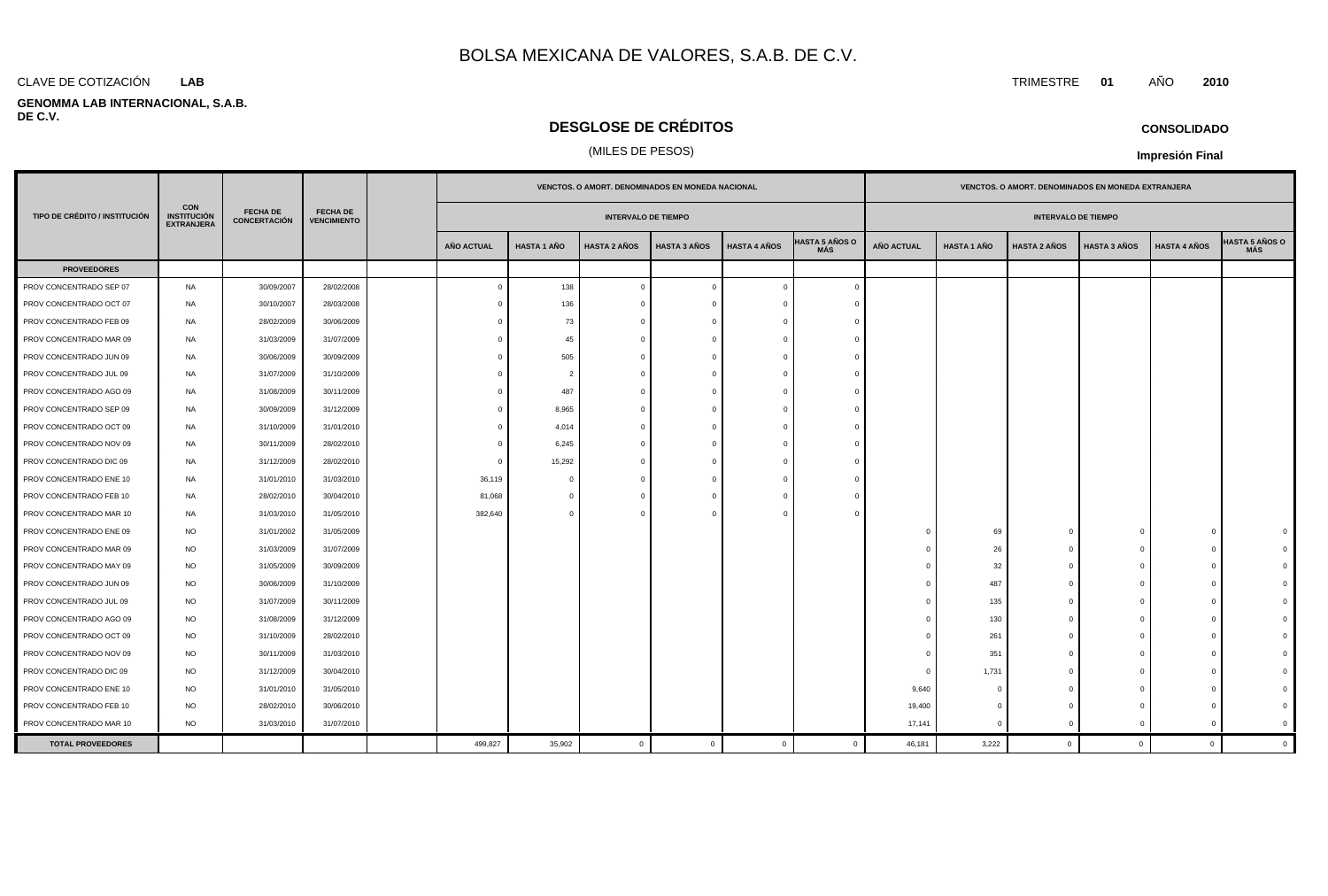# BOLSA MEXICANA DE VALORES, S.A.B. DE C.V.

CLAVE DE COTIZACIÓN **LAB**

TRIMESTRE **01** AÑO **2010**

**GENOMMA LAB INTERNACIONAL, S.A.B. DE C.V.**

## DESGLOSE DE CRÉDITOS

(MILES DE PESOS)

**CONSOLIDADO**

**Impresión Final**

| TIPO DE CRÉDITO / INSTITUCIÓN | CON INSTITUCIÓN EXTRANJERA | FECHA DE CONCERTACIÓN | FECHA DE VENCIMIENTO | | VENCTOS. O AMORT. DENOMINADOS EN MONEDA NACIONAL | | | | | | VENCTOS. O AMORT. DENOMINADOS EN MONEDA EXTRANJERA | | | | | |
|---|---|---|---|---|---|---|---|---|---|---|---|---|---|---|---|---|
| | | | | | INTERVALO DE TIEMPO | | | | | | INTERVALO DE TIEMPO | | | | | |
| | | | | | AÑO ACTUAL | HASTA 1 AÑO | HASTA 2 AÑOS | HASTA 3 AÑOS | HASTA 4 AÑOS | HASTA 5 AÑOS O MÁS | AÑO ACTUAL | HASTA 1 AÑO | HASTA 2 AÑOS | HASTA 3 AÑOS | HASTA 4 AÑOS | HASTA 5 AÑOS O MÁS |
| **PROVEEDORES** | | | | | | | | | | | | | | | | |
| PROV CONCENTRADO SEP 07 | NA | 30/09/2007 | 28/02/2008 | | 0 | 138 | 0 | 0 | 0 | 0 | | | | | | |
| PROV CONCENTRADO OCT 07 | NA | 30/10/2007 | 28/03/2008 | | 0 | 136 | 0 | 0 | 0 | 0 | | | | | | |
| PROV CONCENTRADO FEB 09 | NA | 28/02/2009 | 30/06/2009 | | 0 | 73 | 0 | 0 | 0 | 0 | | | | | | |
| PROV CONCENTRADO MAR 09 | NA | 31/03/2009 | 31/07/2009 | | 0 | 45 | 0 | 0 | 0 | 0 | | | | | | |
| PROV CONCENTRADO JUN 09 | NA | 30/06/2009 | 30/09/2009 | | 0 | 505 | 0 | 0 | 0 | 0 | | | | | | |
| PROV CONCENTRADO JUL 09 | NA | 31/07/2009 | 31/10/2009 | | 0 | 2 | 0 | 0 | 0 | 0 | | | | | | |
| PROV CONCENTRADO AGO 09 | NA | 31/08/2009 | 30/11/2009 | | 0 | 487 | 0 | 0 | 0 | 0 | | | | | | |
| PROV CONCENTRADO SEP 09 | NA | 30/09/2009 | 31/12/2009 | | 0 | 8,965 | 0 | 0 | 0 | 0 | | | | | | |
| PROV CONCENTRADO OCT 09 | NA | 31/10/2009 | 31/01/2010 | | 0 | 4,014 | 0 | 0 | 0 | 0 | | | | | | |
| PROV CONCENTRADO NOV 09 | NA | 30/11/2009 | 28/02/2010 | | 0 | 6,245 | 0 | 0 | 0 | 0 | | | | | | |
| PROV CONCENTRADO DIC 09 | NA | 31/12/2009 | 28/02/2010 | | 0 | 15,292 | 0 | 0 | 0 | 0 | | | | | | |
| PROV CONCENTRADO ENE 10 | NA | 31/01/2010 | 31/03/2010 | | 36,119 | 0 | 0 | 0 | 0 | 0 | | | | | | |
| PROV CONCENTRADO FEB 10 | NA | 28/02/2010 | 30/04/2010 | | 81,068 | 0 | 0 | 0 | 0 | 0 | | | | | | |
| PROV CONCENTRADO MAR 10 | NA | 31/03/2010 | 31/05/2010 | | 382,640 | 0 | 0 | 0 | 0 | 0 | | | | | | |
| PROV CONCENTRADO ENE 09 | NO | 31/01/2002 | 31/05/2009 | | | | | | | | 0 | 69 | 0 | 0 | 0 | 0 |
| PROV CONCENTRADO MAR 09 | NO | 31/03/2009 | 31/07/2009 | | | | | | | | 0 | 26 | 0 | 0 | 0 | 0 |
| PROV CONCENTRADO MAY 09 | NO | 31/05/2009 | 30/09/2009 | | | | | | | | 0 | 32 | 0 | 0 | 0 | 0 |
| PROV CONCENTRADO JUN 09 | NO | 30/06/2009 | 31/10/2009 | | | | | | | | 0 | 487 | 0 | 0 | 0 | 0 |
| PROV CONCENTRADO JUL 09 | NO | 31/07/2009 | 30/11/2009 | | | | | | | | 0 | 135 | 0 | 0 | 0 | 0 |
| PROV CONCENTRADO AGO 09 | NO | 31/08/2009 | 31/12/2009 | | | | | | | | 0 | 130 | 0 | 0 | 0 | 0 |
| PROV CONCENTRADO OCT 09 | NO | 31/10/2009 | 28/02/2010 | | | | | | | | 0 | 261 | 0 | 0 | 0 | 0 |
| PROV CONCENTRADO NOV 09 | NO | 30/11/2009 | 31/03/2010 | | | | | | | | 0 | 351 | 0 | 0 | 0 | 0 |
| PROV CONCENTRADO DIC 09 | NO | 31/12/2009 | 30/04/2010 | | | | | | | | 0 | 1,731 | 0 | 0 | 0 | 0 |
| PROV CONCENTRADO ENE 10 | NO | 31/01/2010 | 31/05/2010 | | | | | | | | 9,640 | 0 | 0 | 0 | 0 | 0 |
| PROV CONCENTRADO FEB 10 | NO | 28/02/2010 | 30/06/2010 | | | | | | | | 19,400 | 0 | 0 | 0 | 0 | 0 |
| PROV CONCENTRADO MAR 10 | NO | 31/03/2010 | 31/07/2010 | | | | | | | | 17,141 | 0 | 0 | 0 | 0 | 0 |
| **TOTAL PROVEEDORES** | | | | | 499,827 | 35,902 | 0 | 0 | 0 | 0 | 46,181 | 3,222 | 0 | 0 | 0 | 0 |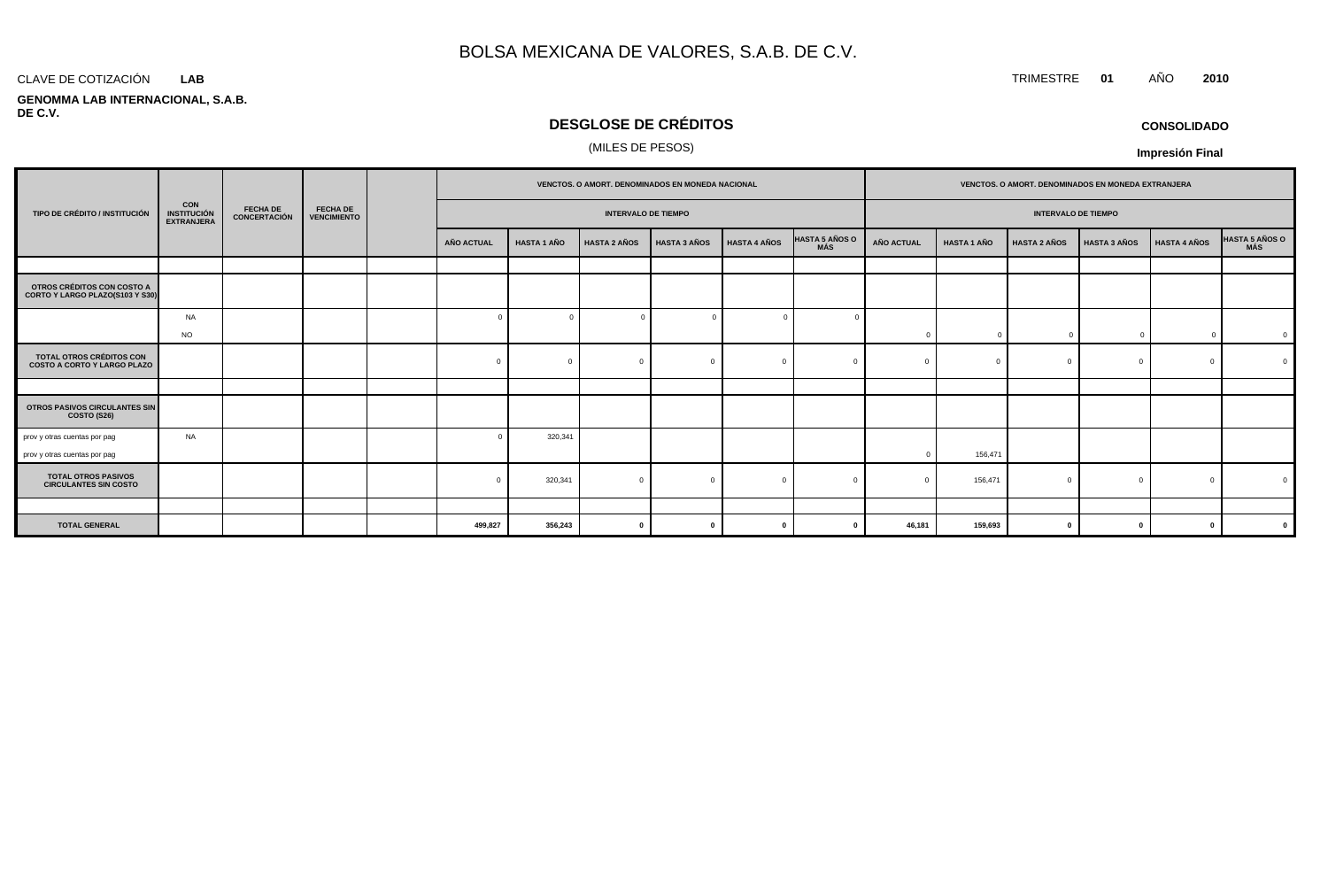# BOLSA MEXICANA DE VALORES, S.A.B. DE C.V.

CLAVE DE COTIZACIÓN **LAB**

TRIMESTRE **01** AÑO **2010**

**GENOMMA LAB INTERNACIONAL, S.A.B. DE C.V.**

## DESGLOSE DE CRÉDITOS

(MILES DE PESOS)

**CONSOLIDADO**

**Impresión Final**

| TIPO DE CRÉDITO / INSTITUCIÓN | CON INSTITUCIÓN EXTRANJERA | FECHA DE CONCERTACIÓN | FECHA DE VENCIMIENTO | | VENCTOS. O AMORT. DENOMINADOS EN MONEDA NACIONAL | | | | | | VENCTOS. O AMORT. DENOMINADOS EN MONEDA EXTRANJERA | | | | | |
|---|---|---|---|---|---|---|---|---|---|---|---|---|---|---|---|---|
| | | | | | INTERVALO DE TIEMPO | | | | | | INTERVALO DE TIEMPO | | | | | |
| | | | | | AÑO ACTUAL | HASTA 1 AÑO | HASTA 2 AÑOS | HASTA 3 AÑOS | HASTA 4 AÑOS | HASTA 5 AÑOS O MÁS | AÑO ACTUAL | HASTA 1 AÑO | HASTA 2 AÑOS | HASTA 3 AÑOS | HASTA 4 AÑOS | HASTA 5 AÑOS O MÁS |
| | | | | | | | | | | | | | | | | |
| **OTROS CRÉDITOS CON COSTO A CORTO Y LARGO PLAZO(S103 Y S30)** | | | | | | | | | | | | | | | | |
| | NA | | | | 0 | 0 | 0 | 0 | 0 | 0 | | | | | | |
| | NO | | | | | | | | | | 0 | 0 | 0 | 0 | 0 | 0 |
| **TOTAL OTROS CRÉDITOS CON COSTO A CORTO Y LARGO PLAZO** | | | | | 0 | 0 | 0 | 0 | 0 | 0 | 0 | 0 | 0 | 0 | 0 | 0 |
| | | | | | | | | | | | | | | | | |
| **OTROS PASIVOS CIRCULANTES SIN COSTO (S26)** | | | | | | | | | | | | | | | | |
| prov y otras cuentas por pag | NA | | | | 0 | 320,341 | | | | | | | | | | |
| prov y otras cuentas por pag | | | | | | | | | | | 0 | 156,471 | | | | |
| **TOTAL OTROS PASIVOS CIRCULANTES SIN COSTO** | | | | | 0 | 320,341 | 0 | 0 | 0 | 0 | 0 | 156,471 | 0 | 0 | 0 | 0 |
| | | | | | | | | | | | | | | | | |
| **TOTAL GENERAL** | | | | | **499,827** | **356,243** | **0** | **0** | **0** | **0** | **46,181** | **159,693** | **0** | **0** | **0** | **0** |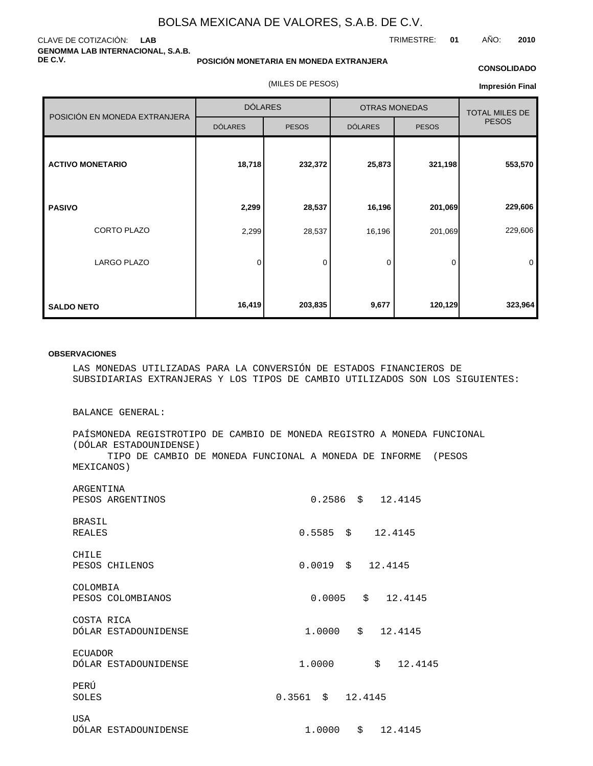# BOLSA MEXICANA DE VALORES, S.A.B. DE C.V.

CLAVE DE COTIZACIÓN: **LAB**

TRIMESTRE: **01** AÑO: **2010**

**GENOMMA LAB INTERNACIONAL, S.A.B. DE C.V.**

**POSICIÓN MONETARIA EN MONEDA EXTRANJERA**

**CONSOLIDADO**

(MILES DE PESOS)

**Impresión Final**

| POSICIÓN EN MONEDA EXTRANJERA | DÓLARES | | OTRAS MONEDAS | | TOTAL MILES DE PESOS |
|---|---|---|---|---|---|
| | DÓLARES | PESOS | DÓLARES | PESOS | |
| **ACTIVO MONETARIO** | **18,718** | **232,372** | **25,873** | **321,198** | **553,570** |
| **PASIVO** | **2,299** | **28,537** | **16,196** | **201,069** | **229,606** |
| CORTO PLAZO | 2,299 | 28,537 | 16,196 | 201,069 | 229,606 |
| LARGO PLAZO | 0 | 0 | 0 | 0 | 0 |
| **SALDO NETO** | **16,419** | **203,835** | **9,677** | **120,129** | **323,964** |

**OBSERVACIONES**

LAS MONEDAS UTILIZADAS PARA LA CONVERSIÓN DE ESTADOS FINANCIEROS DE SUBSIDIARIAS EXTRANJERAS Y LOS TIPOS DE CAMBIO UTILIZADOS SON LOS SIGUIENTES:

BALANCE GENERAL:

PAÍSMONEDA REGISTROTIPO DE CAMBIO DE MONEDA REGISTRO A MONEDA FUNCIONAL (DÓLAR ESTADOUNIDENSE)
TIPO DE CAMBIO DE MONEDA FUNCIONAL A MONEDA DE INFORME (PESOS MEXICANOS)

ARGENTINA
PESOS ARGENTINOS 0.2586 $ 12.4145

BRASIL
REALES 0.5585 $ 12.4145

CHILE
PESOS CHILENOS 0.0019 $ 12.4145

COLOMBIA
PESOS COLOMBIANOS 0.0005 $ 12.4145

COSTA RICA
DÓLAR ESTADOUNIDENSE 1.0000 $ 12.4145

ECUADOR
DÓLAR ESTADOUNIDENSE 1.0000 $ 12.4145

PERÚ
SOLES 0.3561 $ 12.4145

USA
DÓLAR ESTADOUNIDENSE 1.0000 $ 12.4145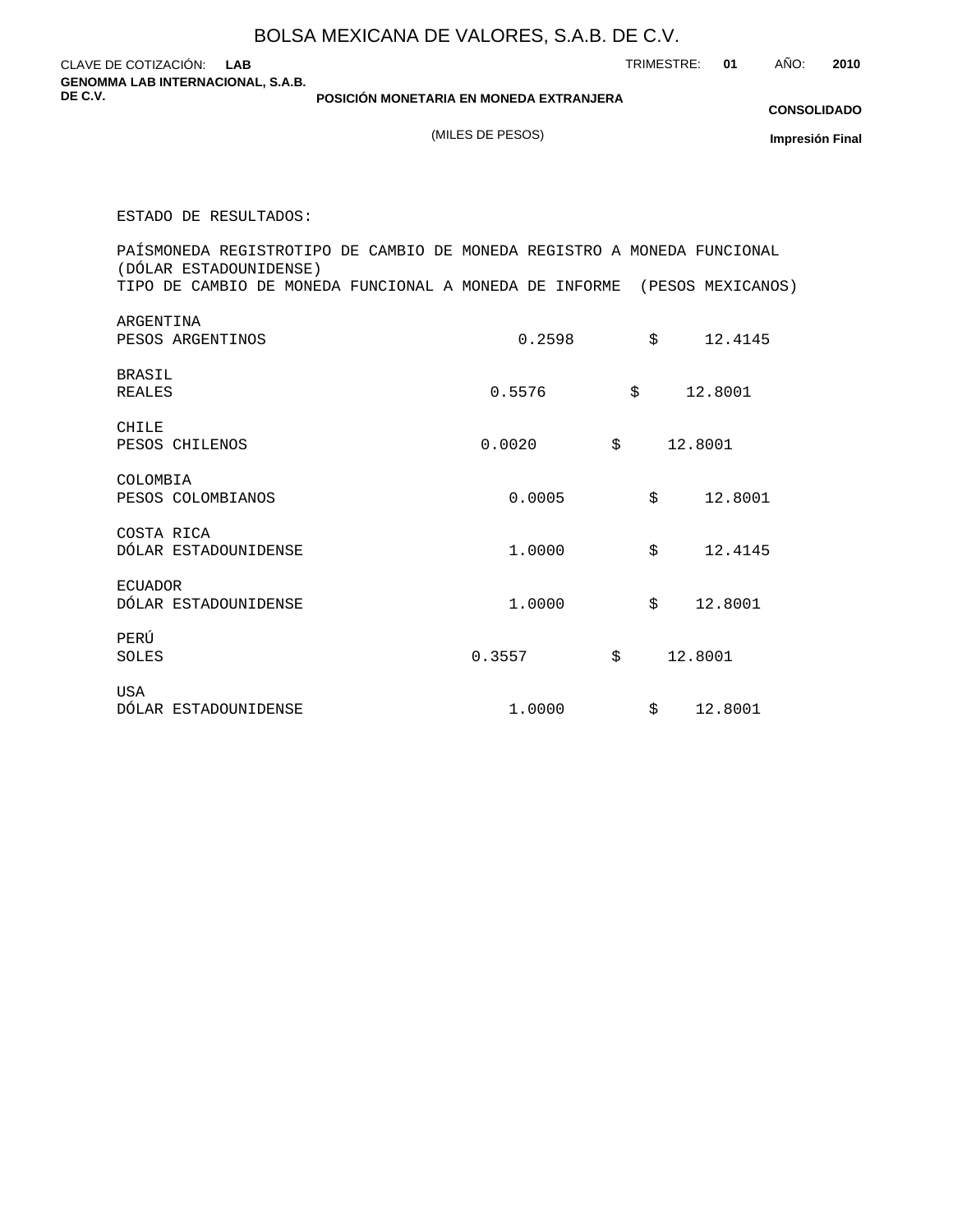# BOLSA MEXICANA DE VALORES, S.A.B. DE C.V.

CLAVE DE COTIZACIÓN: **LAB**

TRIMESTRE: **01** AÑO: **2010**

**GENOMMA LAB INTERNACIONAL, S.A.B. DE C.V.**

**POSICIÓN MONETARIA EN MONEDA EXTRANJERA**

(MILES DE PESOS)

**CONSOLIDADO**

**Impresión Final**

ESTADO DE RESULTADOS:

| PAÍS / MONEDA REGISTRO | TIPO DE CAMBIO DE MONEDA REGISTRO A MONEDA FUNCIONAL (DÓLAR ESTADOUNIDENSE) | TIPO DE CAMBIO DE MONEDA FUNCIONAL A MONEDA DE INFORME (PESOS MEXICANOS) |
|---|---|---|
| ARGENTINA<br>PESOS ARGENTINOS | 0.2598 | $ 12.4145 |
| BRASIL<br>REALES | 0.5576 | $ 12.8001 |
| CHILE<br>PESOS CHILENOS | 0.0020 | $ 12.8001 |
| COLOMBIA<br>PESOS COLOMBIANOS | 0.0005 | $ 12.8001 |
| COSTA RICA<br>DÓLAR ESTADOUNIDENSE | 1.0000 | $ 12.4145 |
| ECUADOR<br>DÓLAR ESTADOUNIDENSE | 1.0000 | $ 12.8001 |
| PERÚ<br>SOLES | 0.3557 | $ 12.8001 |
| USA<br>DÓLAR ESTADOUNIDENSE | 1.0000 | $ 12.8001 |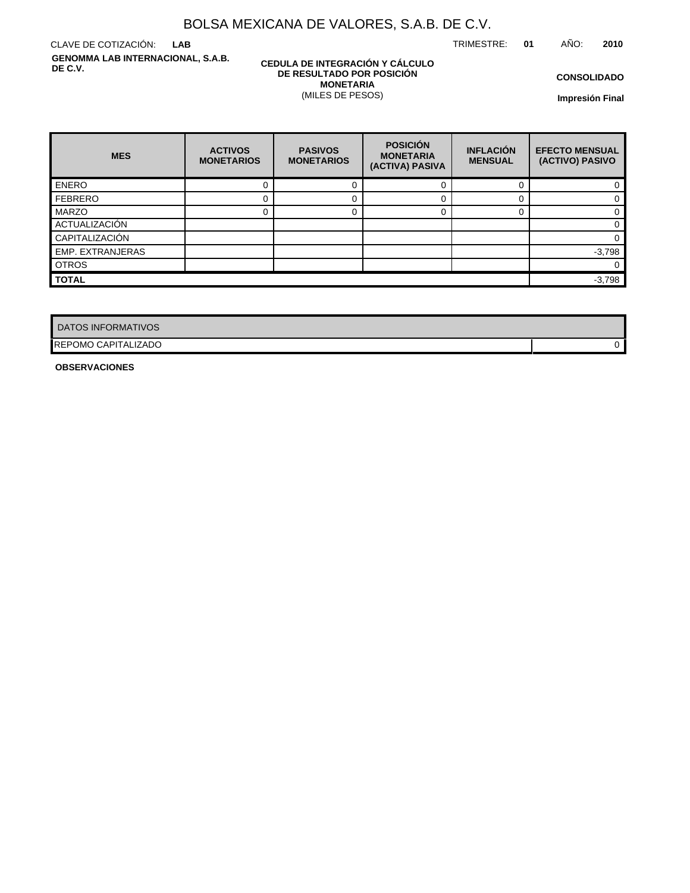# BOLSA MEXICANA DE VALORES, S.A.B. DE C.V.

CLAVE DE COTIZACIÓN: **LAB**

TRIMESTRE: **01** AÑO: **2010**

**GENOMMA LAB INTERNACIONAL, S.A.B. DE C.V.**

**CEDULA DE INTEGRACIÓN Y CÁLCULO DE RESULTADO POR POSICIÓN MONETARIA**
(MILES DE PESOS)

**CONSOLIDADO**

**Impresión Final**

| MES | ACTIVOS MONETARIOS | PASIVOS MONETARIOS | POSICIÓN MONETARIA (ACTIVA) PASIVA | INFLACIÓN MENSUAL | EFECTO MENSUAL (ACTIVO) PASIVO |
|---|---|---|---|---|---|
| ENERO | 0 | 0 | 0 | 0 | 0 |
| FEBRERO | 0 | 0 | 0 | 0 | 0 |
| MARZO | 0 | 0 | 0 | 0 | 0 |
| ACTUALIZACIÓN | | | | | 0 |
| CAPITALIZACIÓN | | | | | 0 |
| EMP. EXTRANJERAS | | | | | -3,798 |
| OTROS | | | | | 0 |
| **TOTAL** | | | | | -3,798 |

| DATOS INFORMATIVOS | |
|---|---|
| REPOMO CAPITALIZADO | 0 |

**OBSERVACIONES**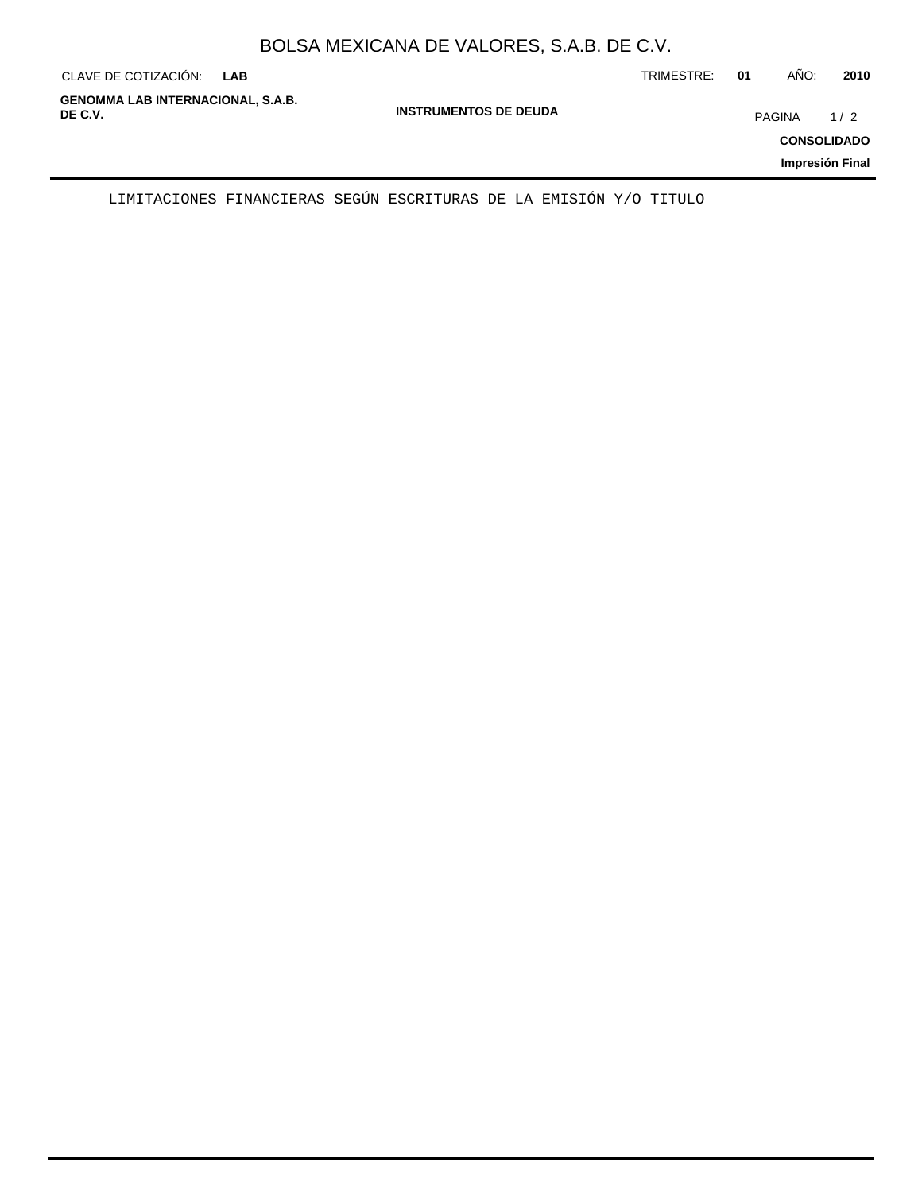# INSTRUMENTOS DE DEUDA

LIMITACIONES FINANCIERAS SEGÚN ESCRITURAS DE LA EMISIÓN Y/O TITULO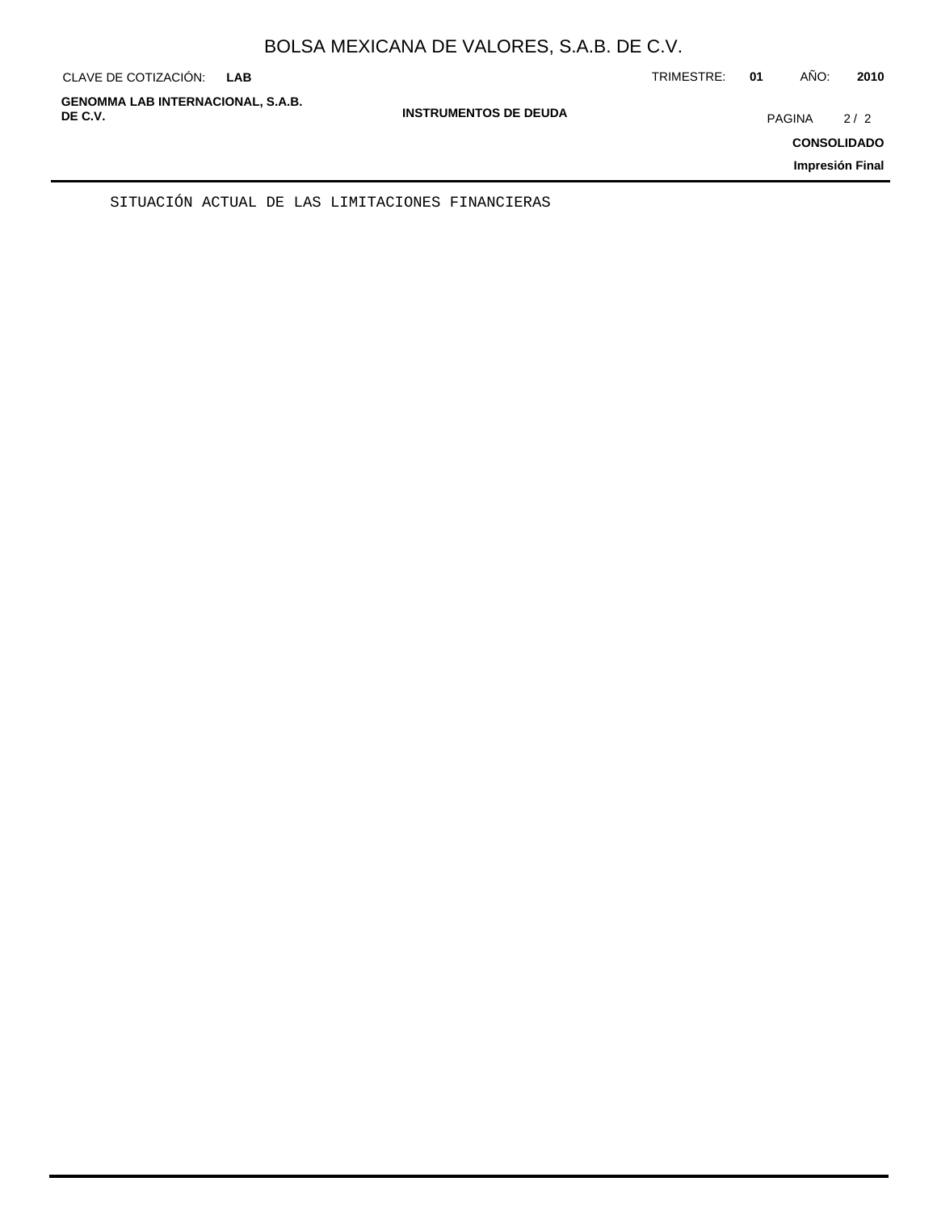SITUACIÓN ACTUAL DE LAS LIMITACIONES FINANCIERAS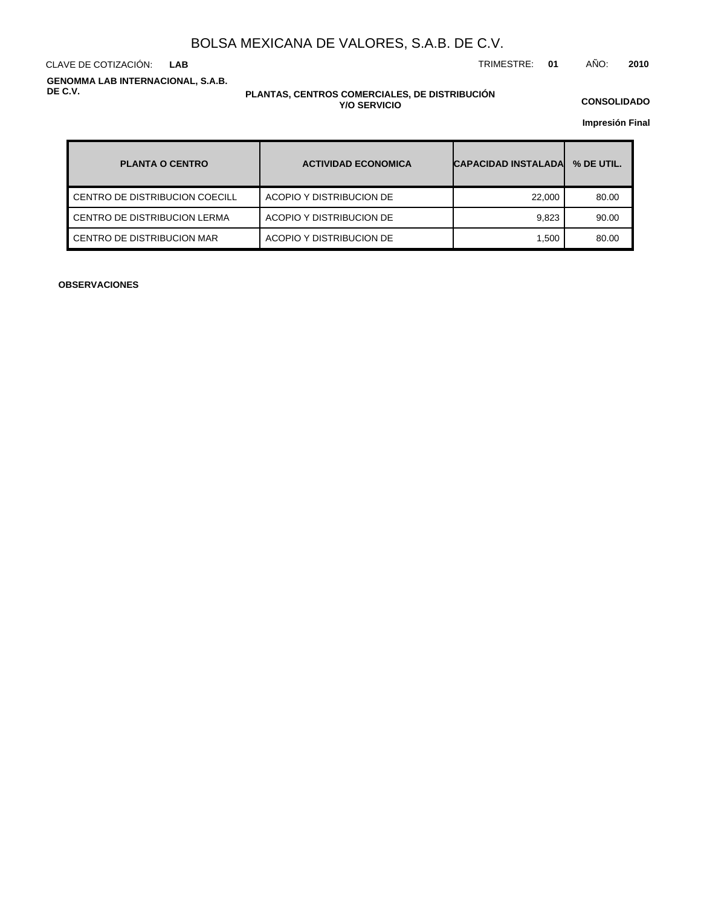# BOLSA MEXICANA DE VALORES, S.A.B. DE C.V.

CLAVE DE COTIZACIÓN: **LAB**

TRIMESTRE: **01** AÑO: **2010**

**GENOMMA LAB INTERNACIONAL, S.A.B. DE C.V.**

**PLANTAS, CENTROS COMERCIALES, DE DISTRIBUCIÓN Y/O SERVICIO**

**CONSOLIDADO**

**Impresión Final**

| PLANTA O CENTRO | ACTIVIDAD ECONOMICA | CAPACIDAD INSTALADA | % DE UTIL. |
|---|---|---|---|
| CENTRO DE DISTRIBUCION COECILL | ACOPIO Y DISTRIBUCION DE | 22,000 | 80.00 |
| CENTRO DE DISTRIBUCION LERMA | ACOPIO Y DISTRIBUCION DE | 9,823 | 90.00 |
| CENTRO DE DISTRIBUCION MAR | ACOPIO Y DISTRIBUCION DE | 1,500 | 80.00 |

**OBSERVACIONES**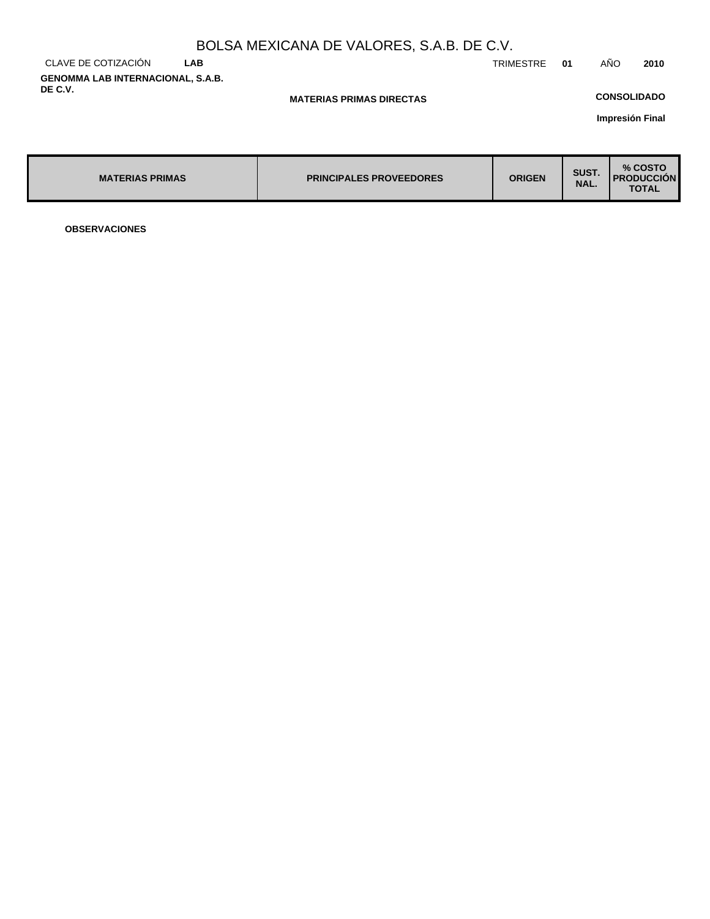# BOLSA MEXICANA DE VALORES, S.A.B. DE C.V.

CLAVE DE COTIZACIÓN **LAB**

TRIMESTRE **01** AÑO **2010**

**GENOMMA LAB INTERNACIONAL, S.A.B. DE C.V.**

**MATERIAS PRIMAS DIRECTAS**

**CONSOLIDADO**

**Impresión Final**

| MATERIAS PRIMAS | PRINCIPALES PROVEEDORES | ORIGEN | SUST. NAL. | % COSTO PRODUCCIÓN TOTAL |
|---|---|---|---|---|

**OBSERVACIONES**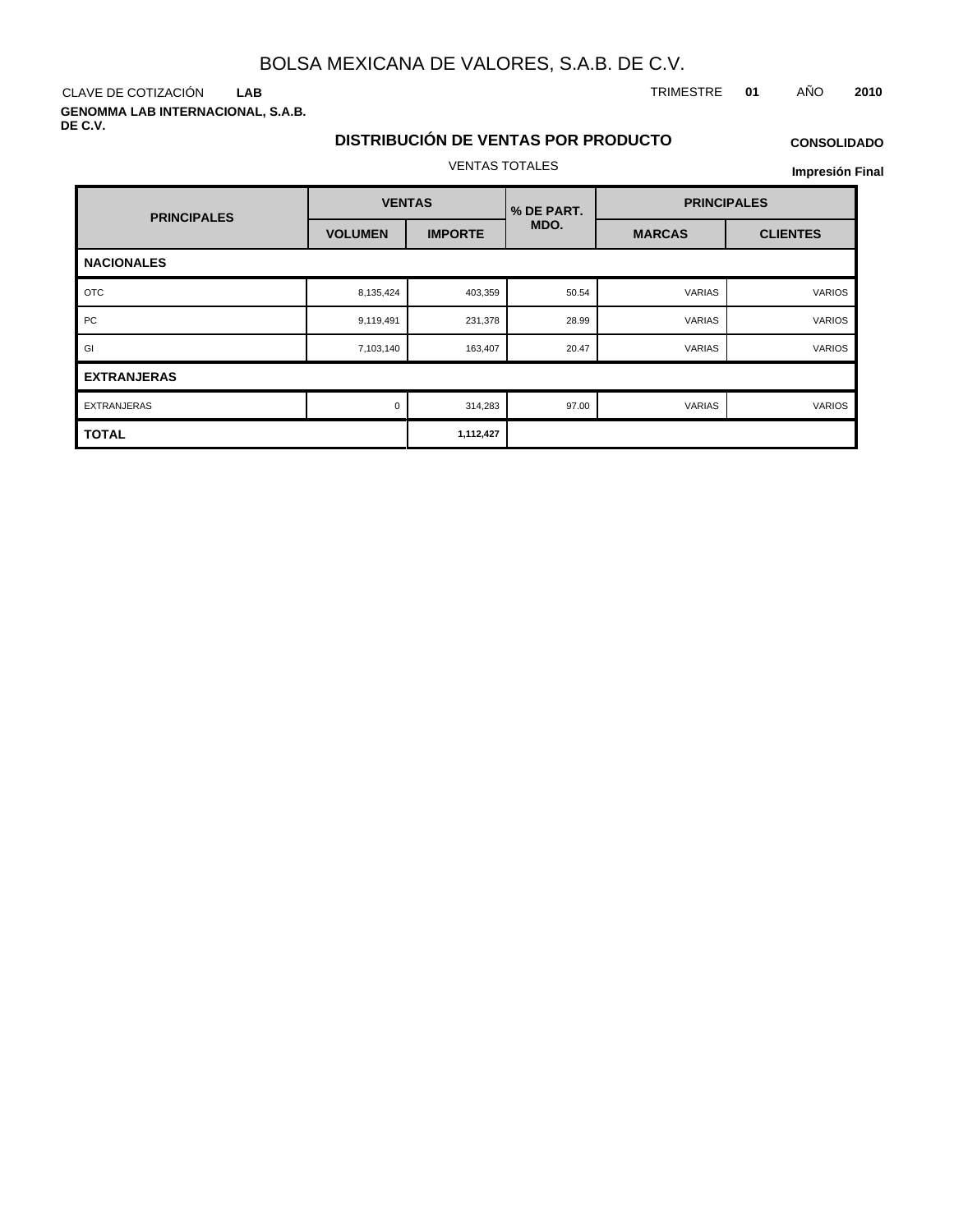# BOLSA MEXICANA DE VALORES, S.A.B. DE C.V.

CLAVE DE COTIZACIÓN **LAB** TRIMESTRE **01** AÑO **2010**

**GENOMMA LAB INTERNACIONAL, S.A.B. DE C.V.**

## DISTRIBUCIÓN DE VENTAS POR PRODUCTO

**CONSOLIDADO**

VENTAS TOTALES

**Impresión Final**

| PRINCIPALES | VENTAS | | % DE PART. MDO. | PRINCIPALES | |
|---|---|---|---|---|---|
| | VOLUMEN | IMPORTE | | MARCAS | CLIENTES |
| **NACIONALES** | | | | | |
| OTC | 8,135,424 | 403,359 | 50.54 | VARIAS | VARIOS |
| PC | 9,119,491 | 231,378 | 28.99 | VARIAS | VARIOS |
| GI | 7,103,140 | 163,407 | 20.47 | VARIAS | VARIOS |
| **EXTRANJERAS** | | | | | |
| EXTRANJERAS | 0 | 314,283 | 97.00 | VARIAS | VARIOS |
| **TOTAL** | | **1,112,427** | | | |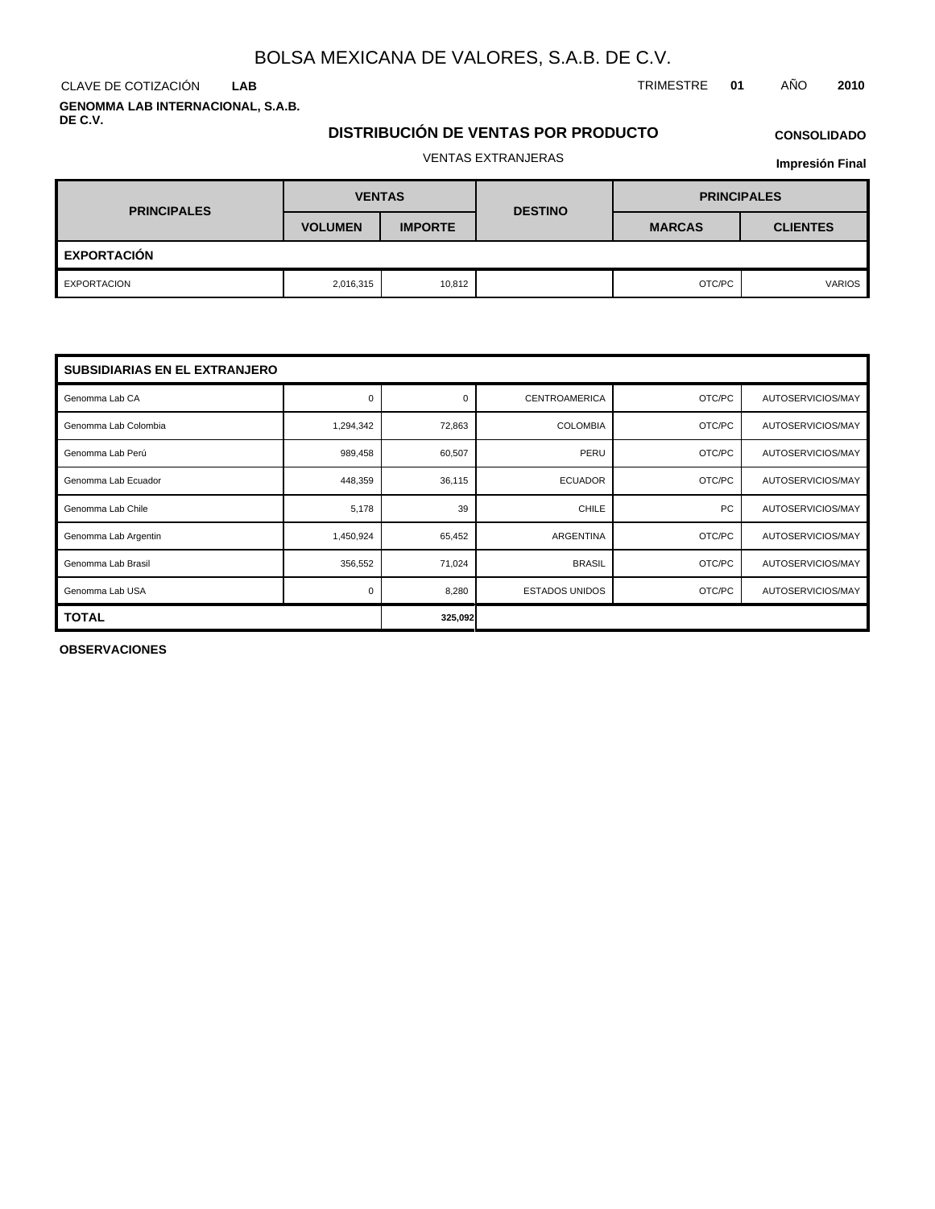BOLSA MEXICANA DE VALORES, S.A.B. DE C.V.

CLAVE DE COTIZACIÓN **LAB**

TRIMESTRE **01** AÑO **2010**

**GENOMMA LAB INTERNACIONAL, S.A.B. DE C.V.**

## DISTRIBUCIÓN DE VENTAS POR PRODUCTO

**CONSOLIDADO**

VENTAS EXTRANJERAS

**Impresión Final**

| PRINCIPALES | VENTAS | | DESTINO | PRINCIPALES | |
|---|---|---|---|---|---|
| | VOLUMEN | IMPORTE | | MARCAS | CLIENTES |
| **EXPORTACIÓN** | | | | | |
| EXPORTACION | 2,016,315 | 10,812 | | OTC/PC | VARIOS |

| SUBSIDIARIAS EN EL EXTRANJERO | | | | | |
|---|---|---|---|---|---|
| Genomma Lab CA | 0 | 0 | CENTROAMERICA | OTC/PC | AUTOSERVICIOS/MAY |
| Genomma Lab Colombia | 1,294,342 | 72,863 | COLOMBIA | OTC/PC | AUTOSERVICIOS/MAY |
| Genomma Lab Perú | 989,458 | 60,507 | PERU | OTC/PC | AUTOSERVICIOS/MAY |
| Genomma Lab Ecuador | 448,359 | 36,115 | ECUADOR | OTC/PC | AUTOSERVICIOS/MAY |
| Genomma Lab Chile | 5,178 | 39 | CHILE | PC | AUTOSERVICIOS/MAY |
| Genomma Lab Argentin | 1,450,924 | 65,452 | ARGENTINA | OTC/PC | AUTOSERVICIOS/MAY |
| Genomma Lab Brasil | 356,552 | 71,024 | BRASIL | OTC/PC | AUTOSERVICIOS/MAY |
| Genomma Lab USA | 0 | 8,280 | ESTADOS UNIDOS | OTC/PC | AUTOSERVICIOS/MAY |
| **TOTAL** | | **325,092** | | | |

**OBSERVACIONES**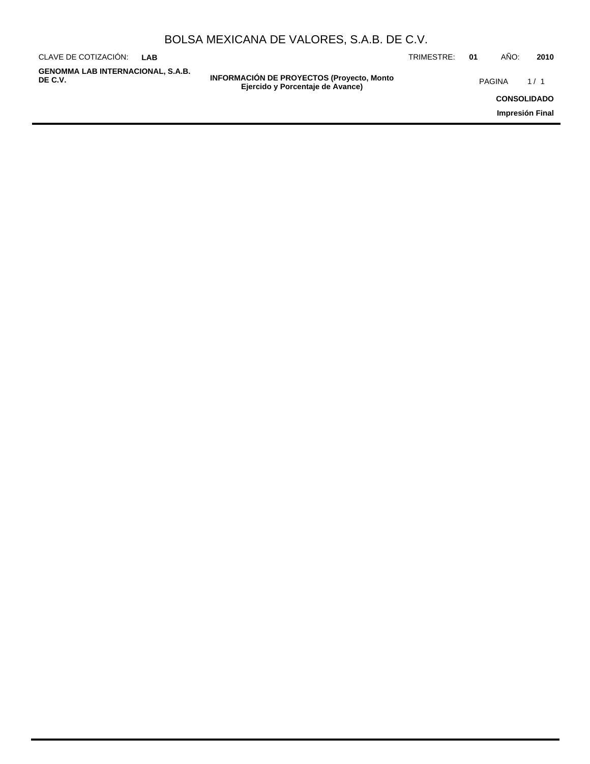## INFORMACIÓN DE PROYECTOS (Proyecto, Monto Ejercido y Porcentaje de Avance)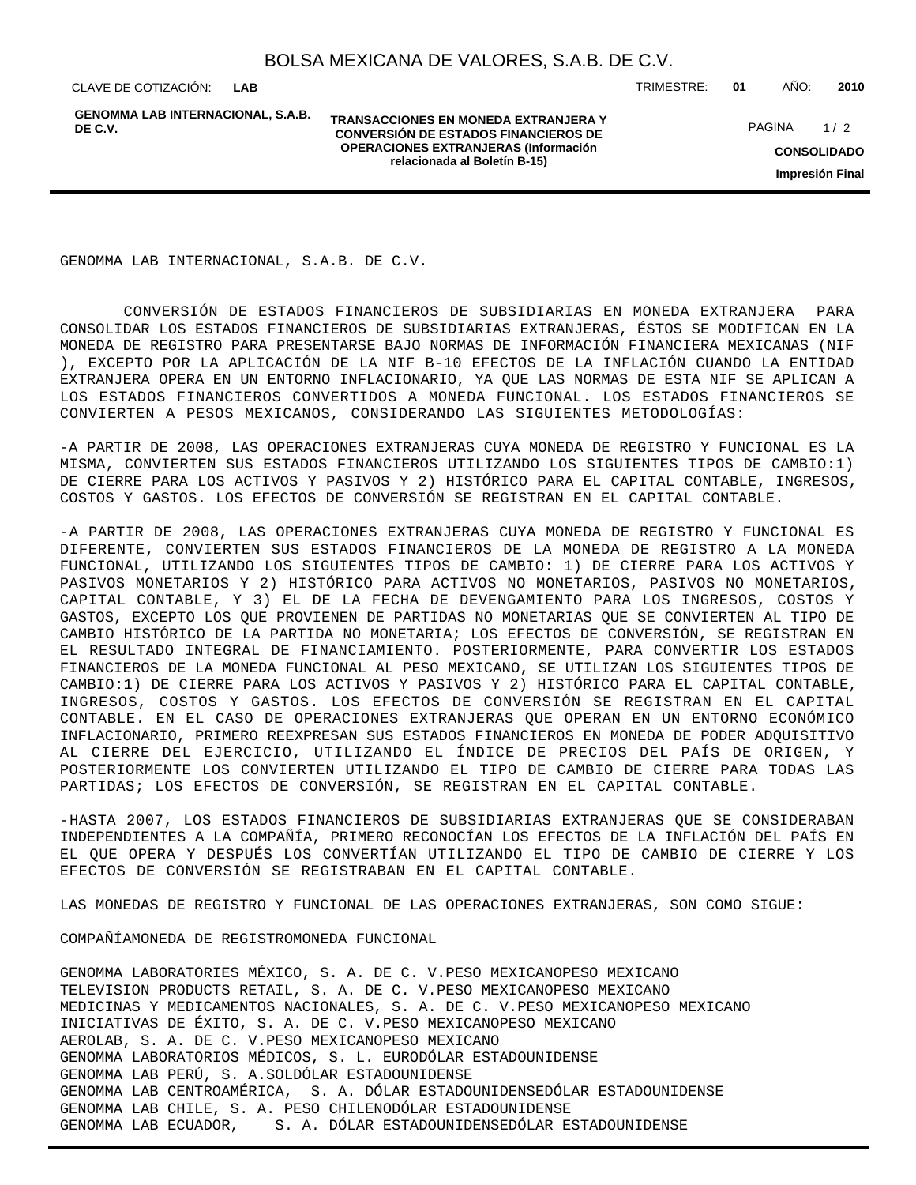GENOMMA LAB INTERNACIONAL, S.A.B. DE C.V.

CONVERSIÓN DE ESTADOS FINANCIEROS DE SUBSIDIARIAS EN MONEDA EXTRANJERA PARA CONSOLIDAR LOS ESTADOS FINANCIEROS DE SUBSIDIARIAS EXTRANJERAS, ÉSTOS SE MODIFICAN EN LA MONEDA DE REGISTRO PARA PRESENTARSE BAJO NORMAS DE INFORMACIÓN FINANCIERA MEXICANAS (NIF ), EXCEPTO POR LA APLICACIÓN DE LA NIF B-10 EFECTOS DE LA INFLACIÓN CUANDO LA ENTIDAD EXTRANJERA OPERA EN UN ENTORNO INFLACIONARIO, YA QUE LAS NORMAS DE ESTA NIF SE APLICAN A LOS ESTADOS FINANCIEROS CONVERTIDOS A MONEDA FUNCIONAL. LOS ESTADOS FINANCIEROS SE CONVIERTEN A PESOS MEXICANOS, CONSIDERANDO LAS SIGUIENTES METODOLOGÍAS:

-A PARTIR DE 2008, LAS OPERACIONES EXTRANJERAS CUYA MONEDA DE REGISTRO Y FUNCIONAL ES LA MISMA, CONVIERTEN SUS ESTADOS FINANCIEROS UTILIZANDO LOS SIGUIENTES TIPOS DE CAMBIO:1) DE CIERRE PARA LOS ACTIVOS Y PASIVOS Y 2) HISTÓRICO PARA EL CAPITAL CONTABLE, INGRESOS, COSTOS Y GASTOS. LOS EFECTOS DE CONVERSIÓN SE REGISTRAN EN EL CAPITAL CONTABLE.

-A PARTIR DE 2008, LAS OPERACIONES EXTRANJERAS CUYA MONEDA DE REGISTRO Y FUNCIONAL ES DIFERENTE, CONVIERTEN SUS ESTADOS FINANCIEROS DE LA MONEDA DE REGISTRO A LA MONEDA FUNCIONAL, UTILIZANDO LOS SIGUIENTES TIPOS DE CAMBIO: 1) DE CIERRE PARA LOS ACTIVOS Y PASIVOS MONETARIOS Y 2) HISTÓRICO PARA ACTIVOS NO MONETARIOS, PASIVOS NO MONETARIOS, CAPITAL CONTABLE, Y 3) EL DE LA FECHA DE DEVENGAMIENTO PARA LOS INGRESOS, COSTOS Y GASTOS, EXCEPTO LOS QUE PROVIENEN DE PARTIDAS NO MONETARIAS QUE SE CONVIERTEN AL TIPO DE CAMBIO HISTÓRICO DE LA PARTIDA NO MONETARIA; LOS EFECTOS DE CONVERSIÓN, SE REGISTRAN EN EL RESULTADO INTEGRAL DE FINANCIAMIENTO. POSTERIORMENTE, PARA CONVERTIR LOS ESTADOS FINANCIEROS DE LA MONEDA FUNCIONAL AL PESO MEXICANO, SE UTILIZAN LOS SIGUIENTES TIPOS DE CAMBIO:1) DE CIERRE PARA LOS ACTIVOS Y PASIVOS Y 2) HISTÓRICO PARA EL CAPITAL CONTABLE, INGRESOS, COSTOS Y GASTOS. LOS EFECTOS DE CONVERSIÓN SE REGISTRAN EN EL CAPITAL CONTABLE. EN EL CASO DE OPERACIONES EXTRANJERAS QUE OPERAN EN UN ENTORNO ECONÓMICO INFLACIONARIO, PRIMERO REEXPRESAN SUS ESTADOS FINANCIEROS EN MONEDA DE PODER ADQUISITIVO AL CIERRE DEL EJERCICIO, UTILIZANDO EL ÍNDICE DE PRECIOS DEL PAÍS DE ORIGEN, Y POSTERIORMENTE LOS CONVIERTEN UTILIZANDO EL TIPO DE CAMBIO DE CIERRE PARA TODAS LAS PARTIDAS; LOS EFECTOS DE CONVERSIÓN, SE REGISTRAN EN EL CAPITAL CONTABLE.

-HASTA 2007, LOS ESTADOS FINANCIEROS DE SUBSIDIARIAS EXTRANJERAS QUE SE CONSIDERABAN INDEPENDIENTES A LA COMPAÑÍA, PRIMERO RECONOCÍAN LOS EFECTOS DE LA INFLACIÓN DEL PAÍS EN EL QUE OPERA Y DESPUÉS LOS CONVERTÍAN UTILIZANDO EL TIPO DE CAMBIO DE CIERRE Y LOS EFECTOS DE CONVERSIÓN SE REGISTRABAN EN EL CAPITAL CONTABLE.

LAS MONEDAS DE REGISTRO Y FUNCIONAL DE LAS OPERACIONES EXTRANJERAS, SON COMO SIGUE:

| COMPAÑÍA | MONEDA DE REGISTRO | MONEDA FUNCIONAL |
|---|---|---|
| GENOMMA LABORATORIES MÉXICO, S. A. DE C. V. | PESO MEXICANO | PESO MEXICANO |
| TELEVISION PRODUCTS RETAIL, S. A. DE C. V. | PESO MEXICANO | PESO MEXICANO |
| MEDICINAS Y MEDICAMENTOS NACIONALES, S. A. DE C. V. | PESO MEXICANO | PESO MEXICANO |
| INICIATIVAS DE ÉXITO, S. A. DE C. V. | PESO MEXICANO | PESO MEXICANO |
| AEROLAB, S. A. DE C. V. | PESO MEXICANO | PESO MEXICANO |
| GENOMMA LABORATORIOS MÉDICOS, S. L. | EURO | DÓLAR ESTADOUNIDENSE |
| GENOMMA LAB PERÚ, S. A. | SOL | DÓLAR ESTADOUNIDENSE |
| GENOMMA LAB CENTROAMÉRICA, S. A. | DÓLAR ESTADOUNIDENSE | DÓLAR ESTADOUNIDENSE |
| GENOMMA LAB CHILE, S. A. | PESO CHILENO | DÓLAR ESTADOUNIDENSE |
| GENOMMA LAB ECUADOR, S. A. | DÓLAR ESTADOUNIDENSE | DÓLAR ESTADOUNIDENSE |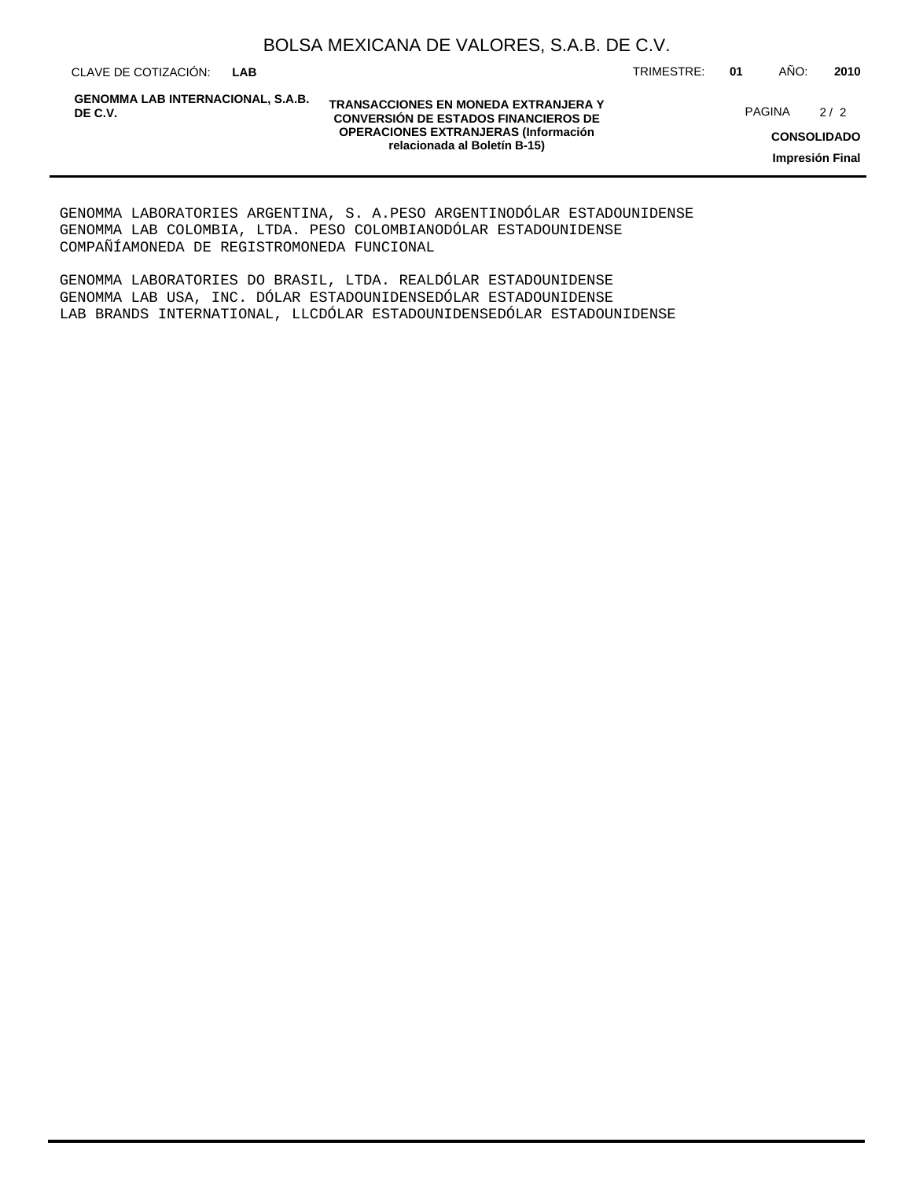GENOMMA LABORATORIES ARGENTINA, S. A.PESO ARGENTINODÓLAR ESTADOUNIDENSE
GENOMMA LAB COLOMBIA, LTDA. PESO COLOMBIANODÓLAR ESTADOUNIDENSE
COMPAÑÍAMONEDA DE REGISTROMONEDA FUNCIONAL

GENOMMA LABORATORIES DO BRASIL, LTDA. REALDÓLAR ESTADOUNIDENSE
GENOMMA LAB USA, INC. DÓLAR ESTADOUNIDENSEDÓLAR ESTADOUNIDENSE
LAB BRANDS INTERNATIONAL, LLCDÓLAR ESTADOUNIDENSEDÓLAR ESTADOUNIDENSE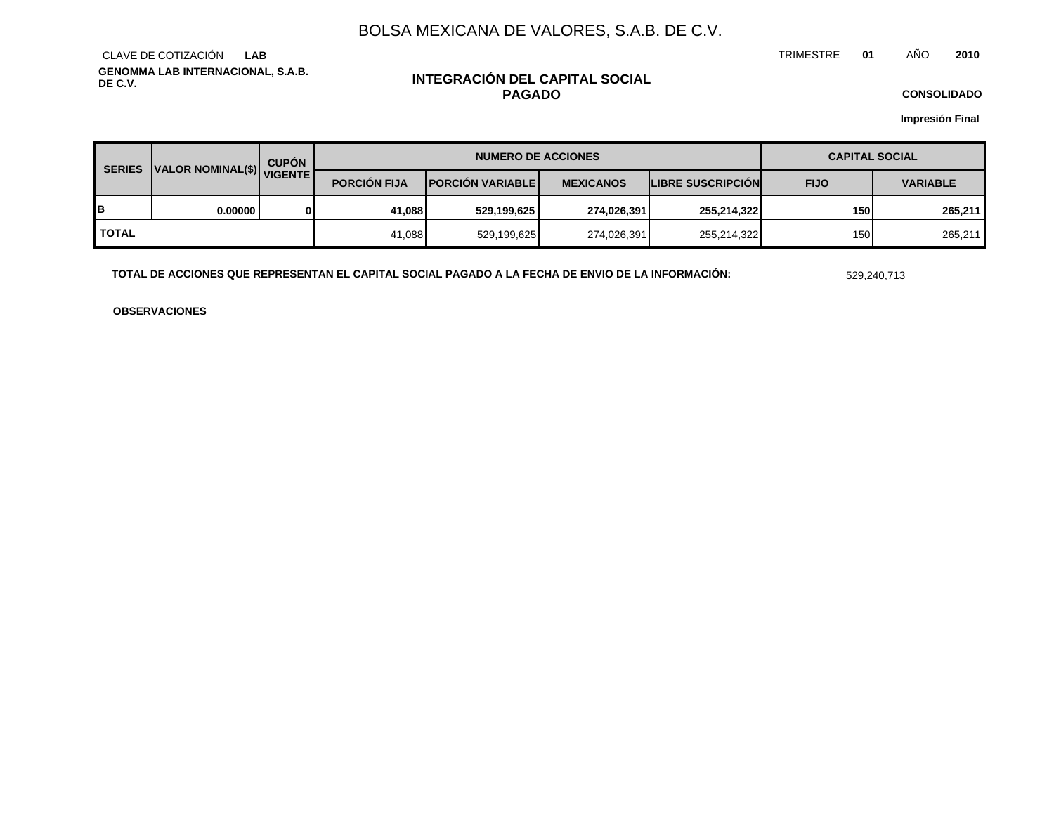BOLSA MEXICANA DE VALORES, S.A.B. DE C.V.

CLAVE DE COTIZACIÓN **LAB** TRIMESTRE **01** AÑO **2010**

**GENOMMA LAB INTERNACIONAL, S.A.B. DE C.V.**

## INTEGRACIÓN DEL CAPITAL SOCIAL PAGADO

**CONSOLIDADO**

**Impresión Final**

| SERIES | VALOR NOMINAL($) | CUPÓN VIGENTE | NUMERO DE ACCIONES | | | | CAPITAL SOCIAL | |
|---|---|---|---|---|---|---|---|---|
| | | | PORCIÓN FIJA | PORCIÓN VARIABLE | MEXICANOS | LIBRE SUSCRIPCIÓN | FIJO | VARIABLE |
| **B** | **0.00000** | **0** | **41,088** | **529,199,625** | **274,026,391** | **255,214,322** | **150** | **265,211** |
| **TOTAL** | | | 41,088 | 529,199,625 | 274,026,391 | 255,214,322 | 150 | 265,211 |

**TOTAL DE ACCIONES QUE REPRESENTAN EL CAPITAL SOCIAL PAGADO A LA FECHA DE ENVIO DE LA INFORMACIÓN:** 529,240,713

**OBSERVACIONES**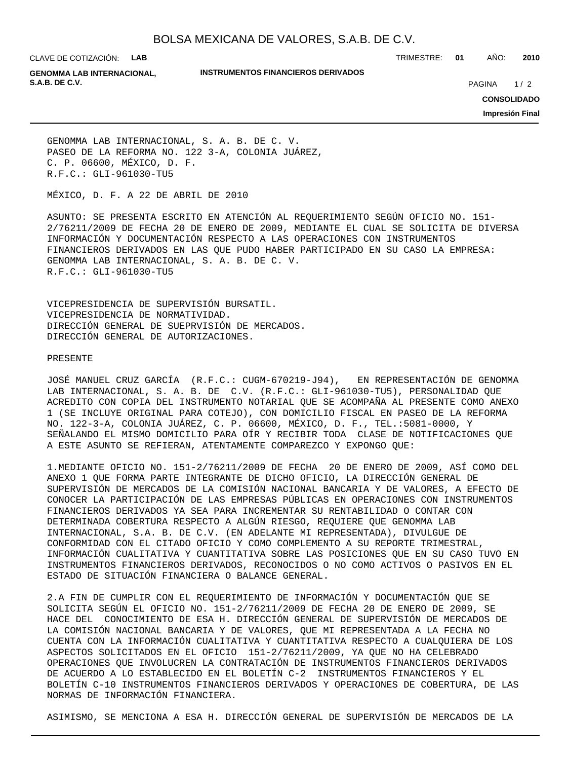GENOMMA LAB INTERNACIONAL, S. A. B. DE C. V.
PASEO DE LA REFORMA NO. 122 3-A, COLONIA JUÁREZ,
C. P. 06600, MÉXICO, D. F.
R.F.C.: GLI-961030-TU5

MÉXICO, D. F. A 22 DE ABRIL DE 2010

ASUNTO: SE PRESENTA ESCRITO EN ATENCIÓN AL REQUERIMIENTO SEGÚN OFICIO NO. 151-2/76211/2009 DE FECHA 20 DE ENERO DE 2009, MEDIANTE EL CUAL SE SOLICITA DE DIVERSA INFORMACIÓN Y DOCUMENTACIÓN RESPECTO A LAS OPERACIONES CON INSTRUMENTOS FINANCIEROS DERIVADOS EN LAS QUE PUDO HABER PARTICIPADO EN SU CASO LA EMPRESA: GENOMMA LAB INTERNACIONAL, S. A. B. DE C. V.
R.F.C.: GLI-961030-TU5

VICEPRESIDENCIA DE SUPERVISIÓN BURSATIL.
VICEPRESIDENCIA DE NORMATIVIDAD.
DIRECCIÓN GENERAL DE SUEPRVISIÓN DE MERCADOS.
DIRECCIÓN GENERAL DE AUTORIZACIONES.

PRESENTE

JOSÉ MANUEL CRUZ GARCÍA (R.F.C.: CUGM-670219-J94), EN REPRESENTACIÓN DE GENOMMA LAB INTERNACIONAL, S. A. B. DE C.V. (R.F.C.: GLI-961030-TU5), PERSONALIDAD QUE ACREDITO CON COPIA DEL INSTRUMENTO NOTARIAL QUE SE ACOMPAÑA AL PRESENTE COMO ANEXO 1 (SE INCLUYE ORIGINAL PARA COTEJO), CON DOMICILIO FISCAL EN PASEO DE LA REFORMA NO. 122-3-A, COLONIA JUÁREZ, C. P. 06600, MÉXICO, D. F., TEL.:5081-0000, Y SEÑALANDO EL MISMO DOMICILIO PARA OÍR Y RECIBIR TODA CLASE DE NOTIFICACIONES QUE A ESTE ASUNTO SE REFIERAN, ATENTAMENTE COMPAREZCO Y EXPONGO QUE:

1.MEDIANTE OFICIO NO. 151-2/76211/2009 DE FECHA 20 DE ENERO DE 2009, ASÍ COMO DEL ANEXO 1 QUE FORMA PARTE INTEGRANTE DE DICHO OFICIO, LA DIRECCIÓN GENERAL DE SUPERVISIÓN DE MERCADOS DE LA COMISIÓN NACIONAL BANCARIA Y DE VALORES, A EFECTO DE CONOCER LA PARTICIPACIÓN DE LAS EMPRESAS PÚBLICAS EN OPERACIONES CON INSTRUMENTOS FINANCIEROS DERIVADOS YA SEA PARA INCREMENTAR SU RENTABILIDAD O CONTAR CON DETERMINADA COBERTURA RESPECTO A ALGÚN RIESGO, REQUIERE QUE GENOMMA LAB INTERNACIONAL, S.A. B. DE C.V. (EN ADELANTE MI REPRESENTADA), DIVULGUE DE CONFORMIDAD CON EL CITADO OFICIO Y COMO COMPLEMENTO A SU REPORTE TRIMESTRAL, INFORMACIÓN CUALITATIVA Y CUANTITATIVA SOBRE LAS POSICIONES QUE EN SU CASO TUVO EN INSTRUMENTOS FINANCIEROS DERIVADOS, RECONOCIDOS O NO COMO ACTIVOS O PASIVOS EN EL ESTADO DE SITUACIÓN FINANCIERA O BALANCE GENERAL.

2.A FIN DE CUMPLIR CON EL REQUERIMIENTO DE INFORMACIÓN Y DOCUMENTACIÓN QUE SE SOLICITA SEGÚN EL OFICIO NO. 151-2/76211/2009 DE FECHA 20 DE ENERO DE 2009, SE HACE DEL CONOCIMIENTO DE ESA H. DIRECCIÓN GENERAL DE SUPERVISIÓN DE MERCADOS DE LA COMISIÓN NACIONAL BANCARIA Y DE VALORES, QUE MI REPRESENTADA A LA FECHA NO CUENTA CON LA INFORMACIÓN CUALITATIVA Y CUANTITATIVA RESPECTO A CUALQUIERA DE LOS ASPECTOS SOLICITADOS EN EL OFICIO 151-2/76211/2009, YA QUE NO HA CELEBRADO OPERACIONES QUE INVOLUCREN LA CONTRATACIÓN DE INSTRUMENTOS FINANCIEROS DERIVADOS DE ACUERDO A LO ESTABLECIDO EN EL BOLETÍN C-2 INSTRUMENTOS FINANCIEROS Y EL BOLETÍN C-10 INSTRUMENTOS FINANCIEROS DERIVADOS Y OPERACIONES DE COBERTURA, DE LAS NORMAS DE INFORMACIÓN FINANCIERA.

ASIMISMO, SE MENCIONA A ESA H. DIRECCIÓN GENERAL DE SUPERVISIÓN DE MERCADOS DE LA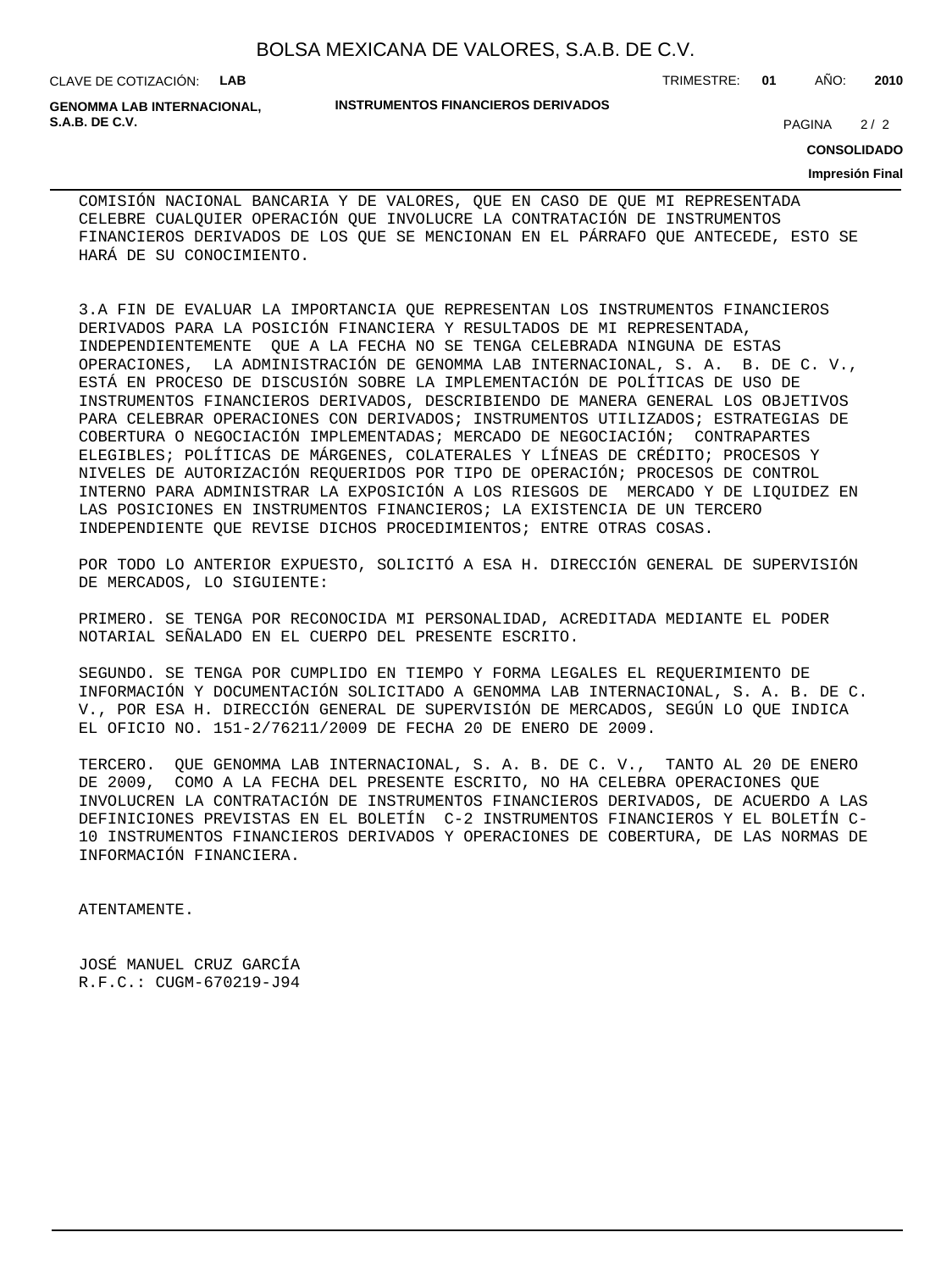COMISIÓN NACIONAL BANCARIA Y DE VALORES, QUE EN CASO DE QUE MI REPRESENTADA CELEBRE CUALQUIER OPERACIÓN QUE INVOLUCRE LA CONTRATACIÓN DE INSTRUMENTOS FINANCIEROS DERIVADOS DE LOS QUE SE MENCIONAN EN EL PÁRRAFO QUE ANTECEDE, ESTO SE HARÁ DE SU CONOCIMIENTO.

3.A FIN DE EVALUAR LA IMPORTANCIA QUE REPRESENTAN LOS INSTRUMENTOS FINANCIEROS DERIVADOS PARA LA POSICIÓN FINANCIERA Y RESULTADOS DE MI REPRESENTADA, INDEPENDIENTEMENTE QUE A LA FECHA NO SE TENGA CELEBRADA NINGUNA DE ESTAS OPERACIONES, LA ADMINISTRACIÓN DE GENOMMA LAB INTERNACIONAL, S. A. B. DE C. V., ESTÁ EN PROCESO DE DISCUSIÓN SOBRE LA IMPLEMENTACIÓN DE POLÍTICAS DE USO DE INSTRUMENTOS FINANCIEROS DERIVADOS, DESCRIBIENDO DE MANERA GENERAL LOS OBJETIVOS PARA CELEBRAR OPERACIONES CON DERIVADOS; INSTRUMENTOS UTILIZADOS; ESTRATEGIAS DE COBERTURA O NEGOCIACIÓN IMPLEMENTADAS; MERCADO DE NEGOCIACIÓN; CONTRAPARTES ELEGIBLES; POLÍTICAS DE MÁRGENES, COLATERALES Y LÍNEAS DE CRÉDITO; PROCESOS Y NIVELES DE AUTORIZACIÓN REQUERIDOS POR TIPO DE OPERACIÓN; PROCESOS DE CONTROL INTERNO PARA ADMINISTRAR LA EXPOSICIÓN A LOS RIESGOS DE MERCADO Y DE LIQUIDEZ EN LAS POSICIONES EN INSTRUMENTOS FINANCIEROS; LA EXISTENCIA DE UN TERCERO INDEPENDIENTE QUE REVISE DICHOS PROCEDIMIENTOS; ENTRE OTRAS COSAS.

POR TODO LO ANTERIOR EXPUESTO, SOLICITÓ A ESA H. DIRECCIÓN GENERAL DE SUPERVISIÓN DE MERCADOS, LO SIGUIENTE:

PRIMERO. SE TENGA POR RECONOCIDA MI PERSONALIDAD, ACREDITADA MEDIANTE EL PODER NOTARIAL SEÑALADO EN EL CUERPO DEL PRESENTE ESCRITO.

SEGUNDO. SE TENGA POR CUMPLIDO EN TIEMPO Y FORMA LEGALES EL REQUERIMIENTO DE INFORMACIÓN Y DOCUMENTACIÓN SOLICITADO A GENOMMA LAB INTERNACIONAL, S. A. B. DE C. V., POR ESA H. DIRECCIÓN GENERAL DE SUPERVISIÓN DE MERCADOS, SEGÚN LO QUE INDICA EL OFICIO NO. 151-2/76211/2009 DE FECHA 20 DE ENERO DE 2009.

TERCERO. QUE GENOMMA LAB INTERNACIONAL, S. A. B. DE C. V., TANTO AL 20 DE ENERO DE 2009, COMO A LA FECHA DEL PRESENTE ESCRITO, NO HA CELEBRA OPERACIONES QUE INVOLUCREN LA CONTRATACIÓN DE INSTRUMENTOS FINANCIEROS DERIVADOS, DE ACUERDO A LAS DEFINICIONES PREVISTAS EN EL BOLETÍN C-2 INSTRUMENTOS FINANCIEROS Y EL BOLETÍN C-10 INSTRUMENTOS FINANCIEROS DERIVADOS Y OPERACIONES DE COBERTURA, DE LAS NORMAS DE INFORMACIÓN FINANCIERA.

ATENTAMENTE.

JOSÉ MANUEL CRUZ GARCÍA
R.F.C.: CUGM-670219-J94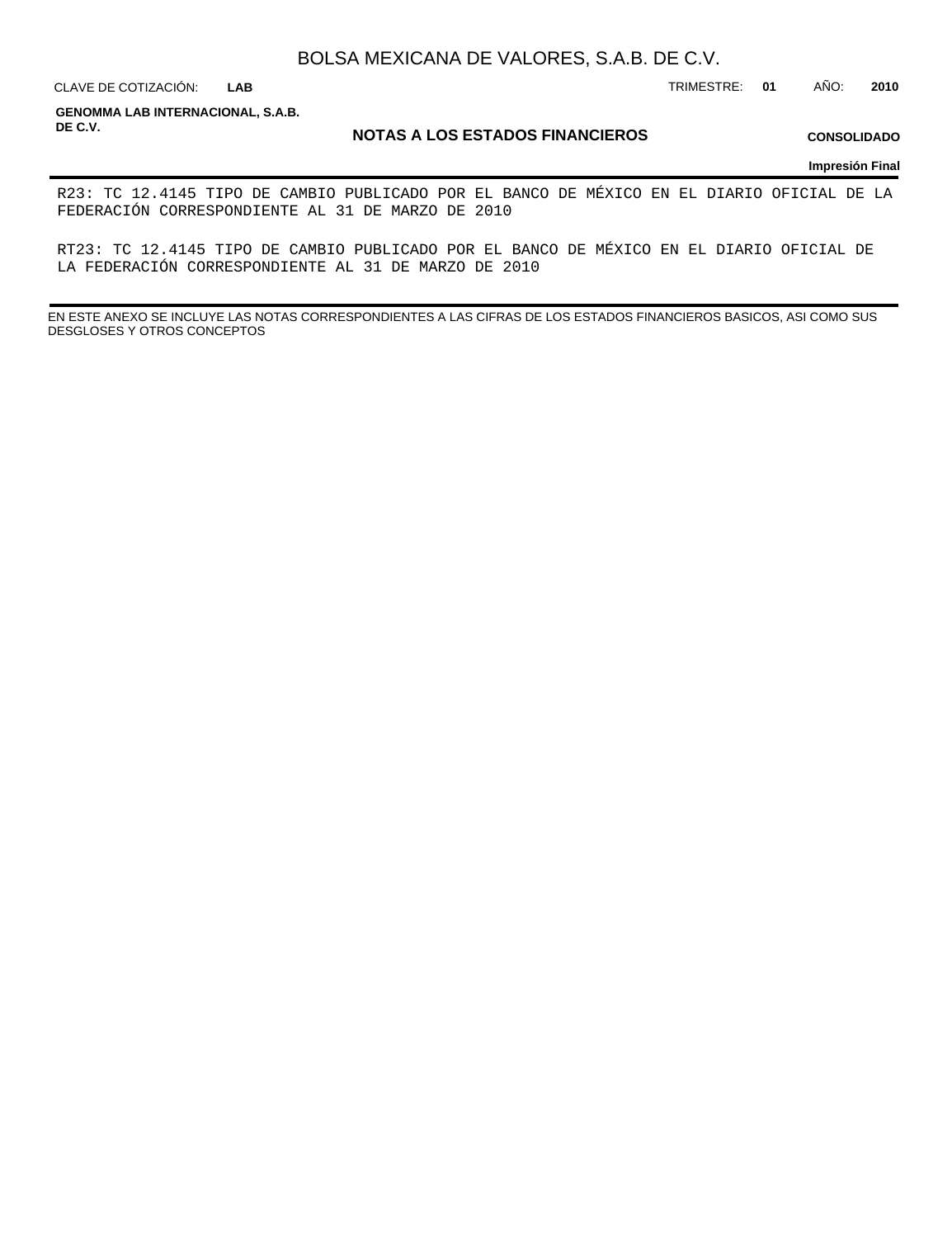# NOTAS A LOS ESTADOS FINANCIEROS

**CONSOLIDADO**

**Impresión Final**

R23: TC 12.4145 TIPO DE CAMBIO PUBLICADO POR EL BANCO DE MÉXICO EN EL DIARIO OFICIAL DE LA FEDERACIÓN CORRESPONDIENTE AL 31 DE MARZO DE 2010

RT23: TC 12.4145 TIPO DE CAMBIO PUBLICADO POR EL BANCO DE MÉXICO EN EL DIARIO OFICIAL DE LA FEDERACIÓN CORRESPONDIENTE AL 31 DE MARZO DE 2010

EN ESTE ANEXO SE INCLUYE LAS NOTAS CORRESPONDIENTES A LAS CIFRAS DE LOS ESTADOS FINANCIEROS BASICOS, ASI COMO SUS DESGLOSES Y OTROS CONCEPTOS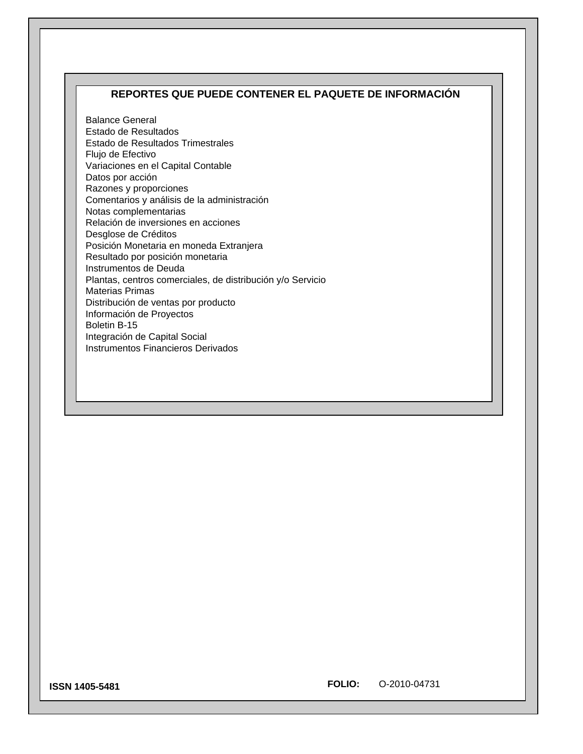## REPORTES QUE PUEDE CONTENER EL PAQUETE DE INFORMACIÓN

Balance General
Estado de Resultados
Estado de Resultados Trimestrales
Flujo de Efectivo
Variaciones en el Capital Contable
Datos por acción
Razones y proporciones
Comentarios y análisis de la administración
Notas complementarias
Relación de inversiones en acciones
Desglose de Créditos
Posición Monetaria en moneda Extranjera
Resultado por posición monetaria
Instrumentos de Deuda
Plantas, centros comerciales, de distribución y/o Servicio
Materias Primas
Distribución de ventas por producto
Información de Proyectos
Boletin B-15
Integración de Capital Social
Instrumentos Financieros Derivados

**ISSN 1405-5481**

**FOLIO:** O-2010-04731